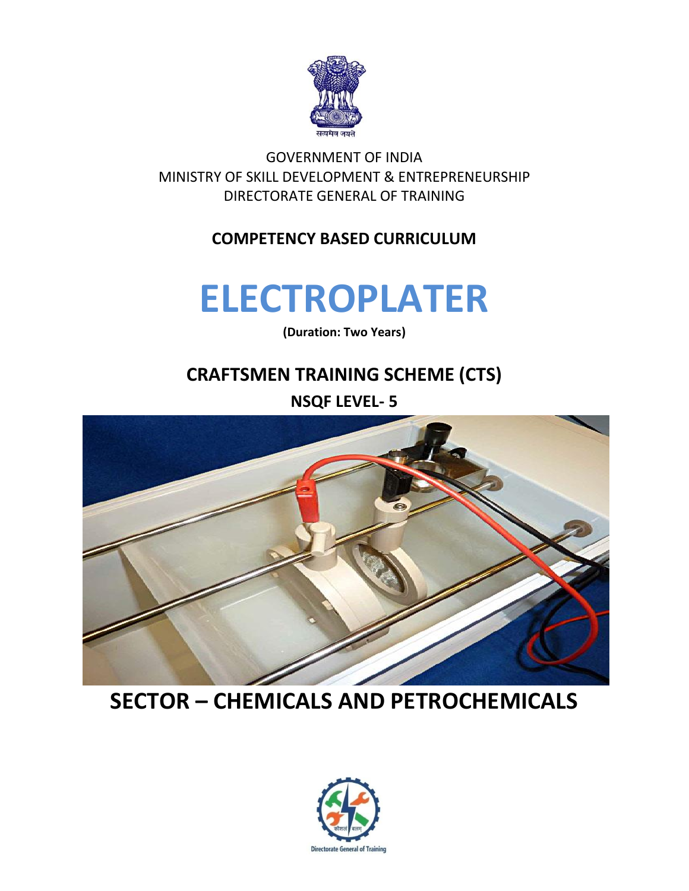सत्यमेव जयते

GOVERNMENT OF INDIA
MINISTRY OF SKILL DEVELOPMENT & ENTREPRENEURSHIP
DIRECTORATE GENERAL OF TRAINING

**COMPETENCY BASED CURRICULUM**

# ELECTROPLATER

**(Duration: Two Years)**

## CRAFTSMEN TRAINING SCHEME (CTS)

**NSQF LEVEL- 5**

## SECTOR – CHEMICALS AND PETROCHEMICALS

Directorate General of Training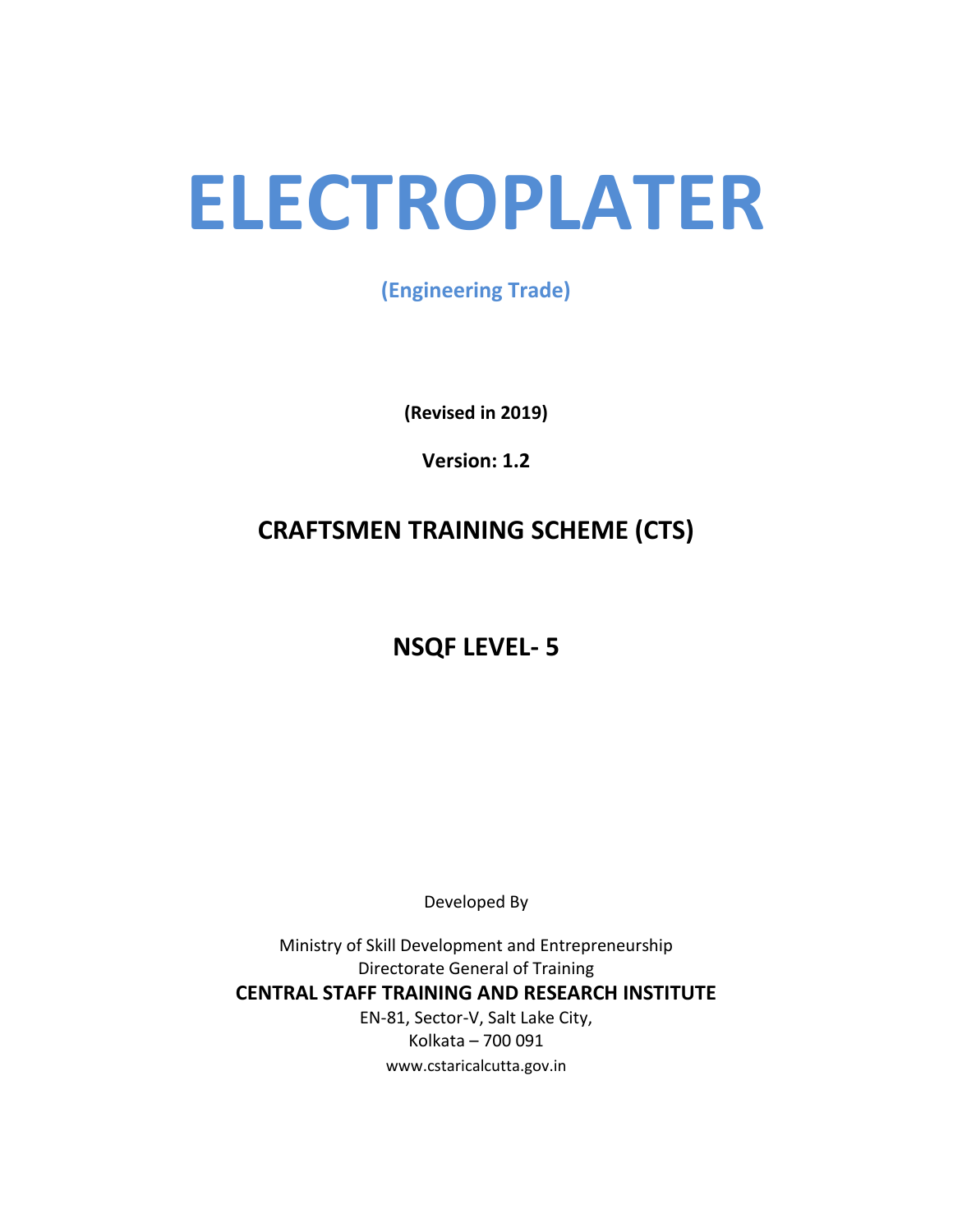# ELECTROPLATER

**(Engineering Trade)**

**(Revised in 2019)**

**Version: 1.2**

## CRAFTSMEN TRAINING SCHEME (CTS)

## NSQF LEVEL- 5

Developed By

Ministry of Skill Development and Entrepreneurship
Directorate General of Training

**CENTRAL STAFF TRAINING AND RESEARCH INSTITUTE**

EN-81, Sector-V, Salt Lake City,
Kolkata – 700 091
www.cstaricalcutta.gov.in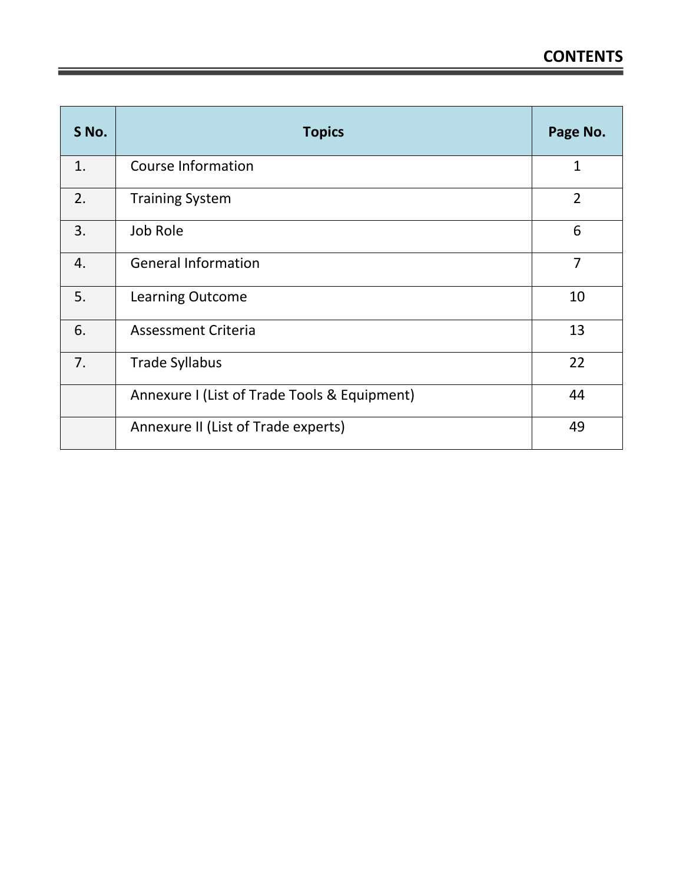# CONTENTS

| S No. | Topics | Page No. |
|---|---|---|
| 1. | Course Information | 1 |
| 2. | Training System | 2 |
| 3. | Job Role | 6 |
| 4. | General Information | 7 |
| 5. | Learning Outcome | 10 |
| 6. | Assessment Criteria | 13 |
| 7. | Trade Syllabus | 22 |
| | Annexure I (List of Trade Tools & Equipment) | 44 |
| | Annexure II (List of Trade experts) | 49 |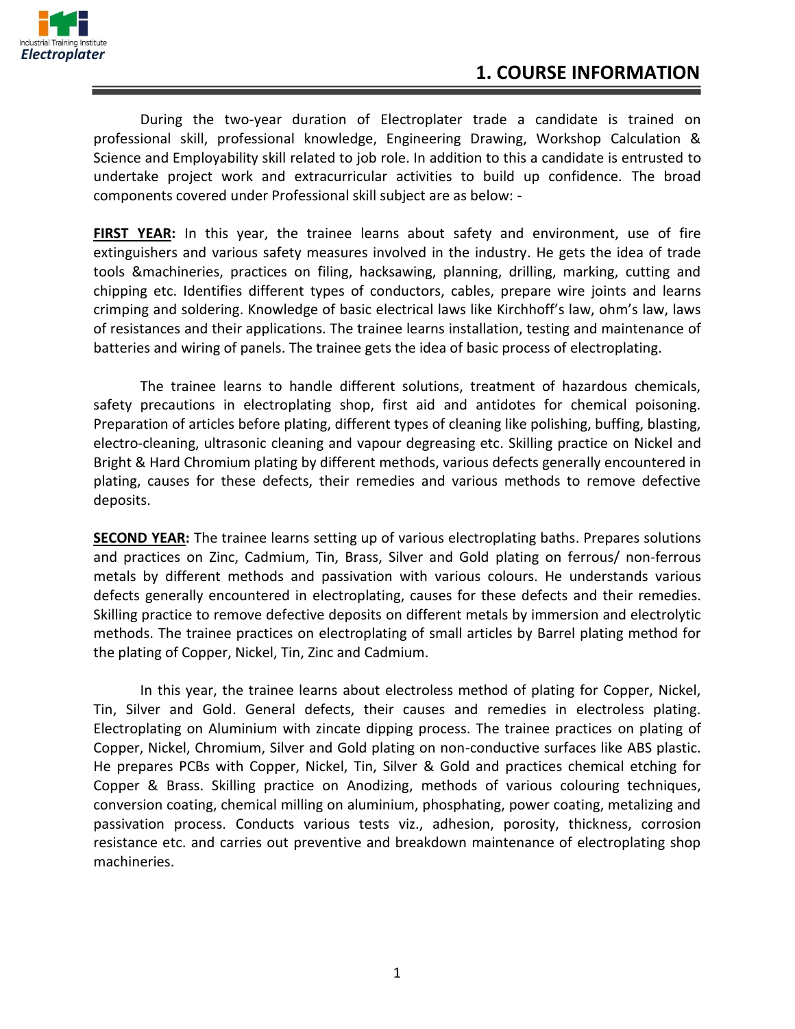# 1. COURSE INFORMATION

During the two-year duration of Electroplater trade a candidate is trained on professional skill, professional knowledge, Engineering Drawing, Workshop Calculation & Science and Employability skill related to job role. In addition to this a candidate is entrusted to undertake project work and extracurricular activities to build up confidence. The broad components covered under Professional skill subject are as below: -

**FIRST YEAR:** In this year, the trainee learns about safety and environment, use of fire extinguishers and various safety measures involved in the industry. He gets the idea of trade tools &machineries, practices on filing, hacksawing, planning, drilling, marking, cutting and chipping etc. Identifies different types of conductors, cables, prepare wire joints and learns crimping and soldering. Knowledge of basic electrical laws like Kirchhoff's law, ohm's law, laws of resistances and their applications. The trainee learns installation, testing and maintenance of batteries and wiring of panels. The trainee gets the idea of basic process of electroplating.

The trainee learns to handle different solutions, treatment of hazardous chemicals, safety precautions in electroplating shop, first aid and antidotes for chemical poisoning. Preparation of articles before plating, different types of cleaning like polishing, buffing, blasting, electro-cleaning, ultrasonic cleaning and vapour degreasing etc. Skilling practice on Nickel and Bright & Hard Chromium plating by different methods, various defects generally encountered in plating, causes for these defects, their remedies and various methods to remove defective deposits.

**SECOND YEAR:** The trainee learns setting up of various electroplating baths. Prepares solutions and practices on Zinc, Cadmium, Tin, Brass, Silver and Gold plating on ferrous/ non-ferrous metals by different methods and passivation with various colours. He understands various defects generally encountered in electroplating, causes for these defects and their remedies. Skilling practice to remove defective deposits on different metals by immersion and electrolytic methods. The trainee practices on electroplating of small articles by Barrel plating method for the plating of Copper, Nickel, Tin, Zinc and Cadmium.

In this year, the trainee learns about electroless method of plating for Copper, Nickel, Tin, Silver and Gold. General defects, their causes and remedies in electroless plating. Electroplating on Aluminium with zincate dipping process. The trainee practices on plating of Copper, Nickel, Chromium, Silver and Gold plating on non-conductive surfaces like ABS plastic. He prepares PCBs with Copper, Nickel, Tin, Silver & Gold and practices chemical etching for Copper & Brass. Skilling practice on Anodizing, methods of various colouring techniques, conversion coating, chemical milling on aluminium, phosphating, power coating, metalizing and passivation process. Conducts various tests viz., adhesion, porosity, thickness, corrosion resistance etc. and carries out preventive and breakdown maintenance of electroplating shop machineries.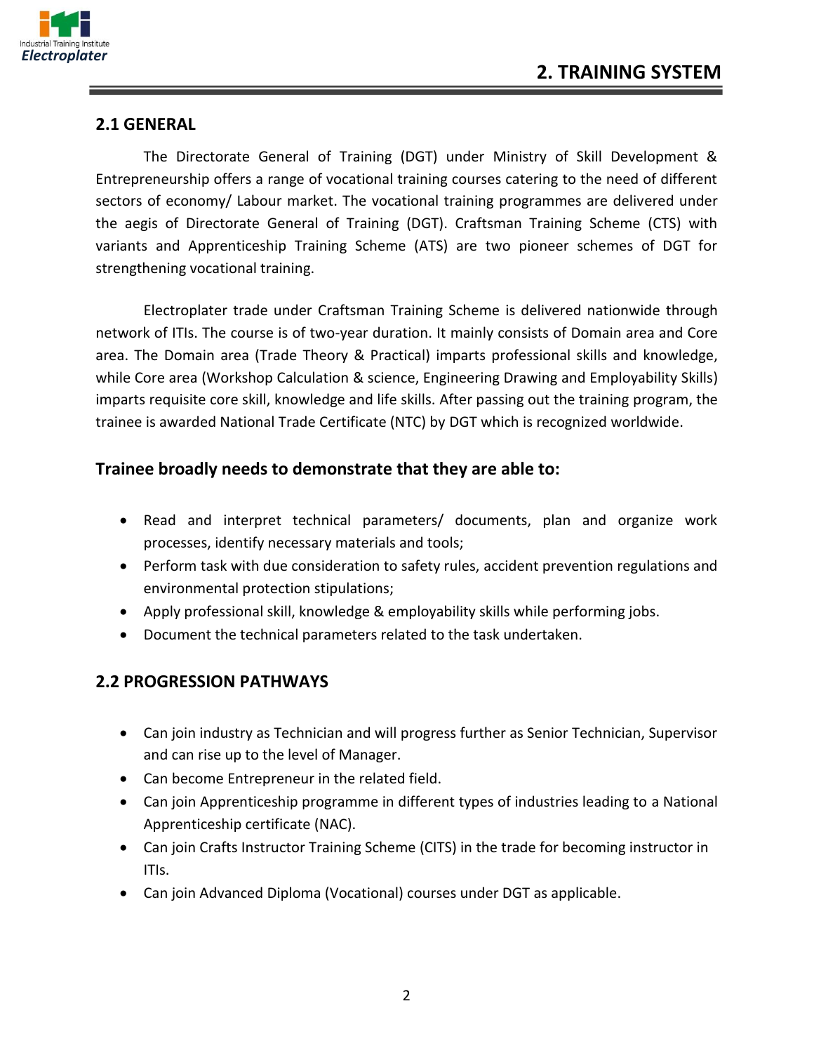# 2. TRAINING SYSTEM

## 2.1 GENERAL

The Directorate General of Training (DGT) under Ministry of Skill Development & Entrepreneurship offers a range of vocational training courses catering to the need of different sectors of economy/ Labour market. The vocational training programmes are delivered under the aegis of Directorate General of Training (DGT). Craftsman Training Scheme (CTS) with variants and Apprenticeship Training Scheme (ATS) are two pioneer schemes of DGT for strengthening vocational training.

Electroplater trade under Craftsman Training Scheme is delivered nationwide through network of ITIs. The course is of two-year duration. It mainly consists of Domain area and Core area. The Domain area (Trade Theory & Practical) imparts professional skills and knowledge, while Core area (Workshop Calculation & science, Engineering Drawing and Employability Skills) imparts requisite core skill, knowledge and life skills. After passing out the training program, the trainee is awarded National Trade Certificate (NTC) by DGT which is recognized worldwide.

### Trainee broadly needs to demonstrate that they are able to:

- Read and interpret technical parameters/ documents, plan and organize work processes, identify necessary materials and tools;
- Perform task with due consideration to safety rules, accident prevention regulations and environmental protection stipulations;
- Apply professional skill, knowledge & employability skills while performing jobs.
- Document the technical parameters related to the task undertaken.

## 2.2 PROGRESSION PATHWAYS

- Can join industry as Technician and will progress further as Senior Technician, Supervisor and can rise up to the level of Manager.
- Can become Entrepreneur in the related field.
- Can join Apprenticeship programme in different types of industries leading to a National Apprenticeship certificate (NAC).
- Can join Crafts Instructor Training Scheme (CITS) in the trade for becoming instructor in ITIs.
- Can join Advanced Diploma (Vocational) courses under DGT as applicable.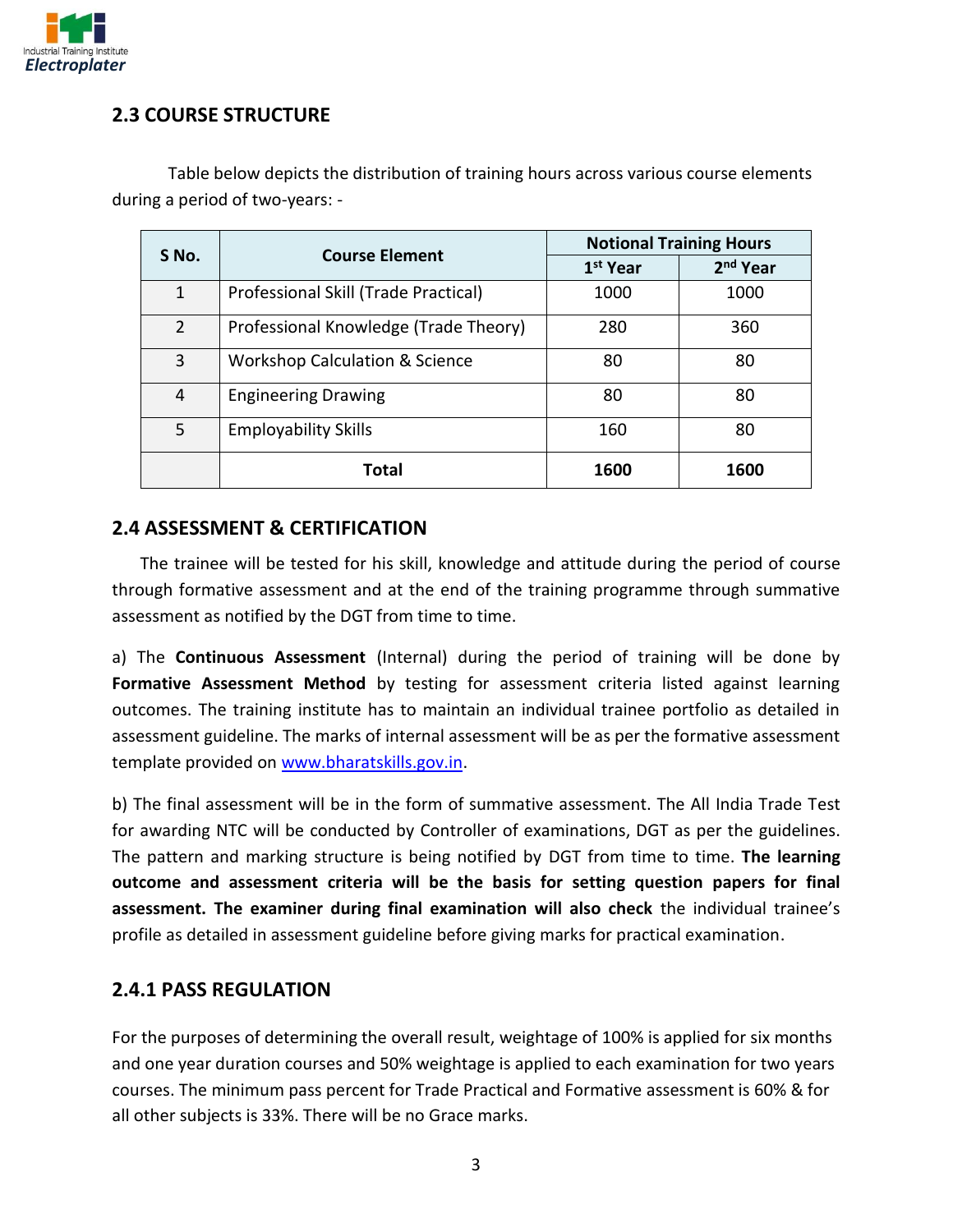## 2.3 COURSE STRUCTURE

Table below depicts the distribution of training hours across various course elements during a period of two-years: -

| S No. | Course Element | Notional Training Hours | |
|---|---|---|---|
| | | 1st Year | 2nd Year |
| 1 | Professional Skill (Trade Practical) | 1000 | 1000 |
| 2 | Professional Knowledge (Trade Theory) | 280 | 360 |
| 3 | Workshop Calculation & Science | 80 | 80 |
| 4 | Engineering Drawing | 80 | 80 |
| 5 | Employability Skills | 160 | 80 |
| | **Total** | **1600** | **1600** |

## 2.4 ASSESSMENT & CERTIFICATION

The trainee will be tested for his skill, knowledge and attitude during the period of course through formative assessment and at the end of the training programme through summative assessment as notified by the DGT from time to time.

a) The **Continuous Assessment** (Internal) during the period of training will be done by **Formative Assessment Method** by testing for assessment criteria listed against learning outcomes. The training institute has to maintain an individual trainee portfolio as detailed in assessment guideline. The marks of internal assessment will be as per the formative assessment template provided on www.bharatskills.gov.in.

b) The final assessment will be in the form of summative assessment. The All India Trade Test for awarding NTC will be conducted by Controller of examinations, DGT as per the guidelines. The pattern and marking structure is being notified by DGT from time to time. **The learning outcome and assessment criteria will be the basis for setting question papers for final assessment. The examiner during final examination will also check** the individual trainee's profile as detailed in assessment guideline before giving marks for practical examination.

### 2.4.1 PASS REGULATION

For the purposes of determining the overall result, weightage of 100% is applied for six months and one year duration courses and 50% weightage is applied to each examination for two years courses. The minimum pass percent for Trade Practical and Formative assessment is 60% & for all other subjects is 33%. There will be no Grace marks.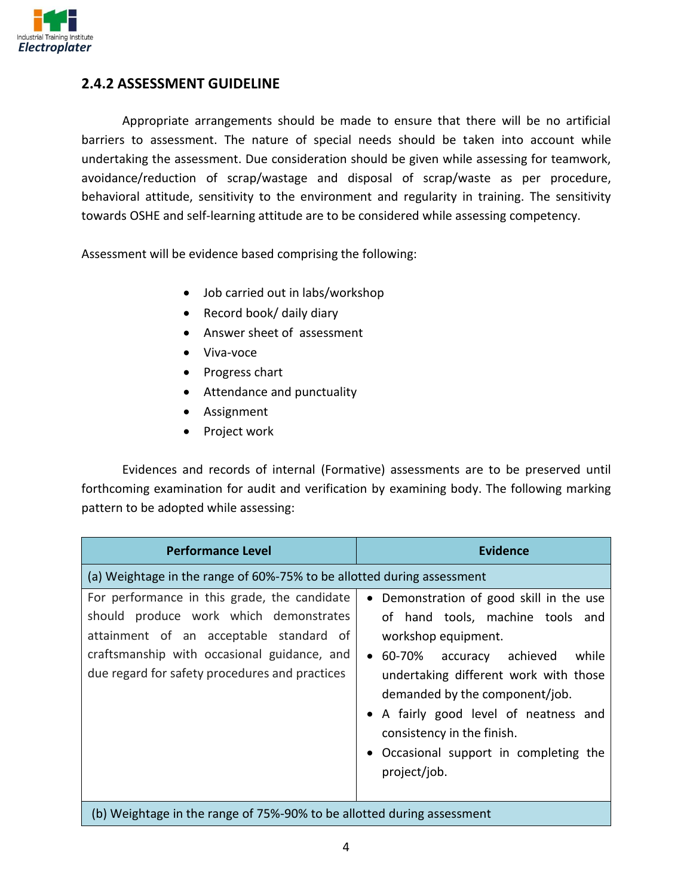## 2.4.2 ASSESSMENT GUIDELINE

Appropriate arrangements should be made to ensure that there will be no artificial barriers to assessment. The nature of special needs should be taken into account while undertaking the assessment. Due consideration should be given while assessing for teamwork, avoidance/reduction of scrap/wastage and disposal of scrap/waste as per procedure, behavioral attitude, sensitivity to the environment and regularity in training. The sensitivity towards OSHE and self-learning attitude are to be considered while assessing competency.

Assessment will be evidence based comprising the following:

- Job carried out in labs/workshop
- Record book/ daily diary
- Answer sheet of assessment
- Viva-voce
- Progress chart
- Attendance and punctuality
- Assignment
- Project work

Evidences and records of internal (Formative) assessments are to be preserved until forthcoming examination for audit and verification by examining body. The following marking pattern to be adopted while assessing:

| Performance Level | Evidence |
|---|---|
| (a) Weightage in the range of 60%-75% to be allotted during assessment | |
| For performance in this grade, the candidate should produce work which demonstrates attainment of an acceptable standard of craftsmanship with occasional guidance, and due regard for safety procedures and practices | • Demonstration of good skill in the use of hand tools, machine tools and workshop equipment.<br>• 60-70% accuracy achieved while undertaking different work with those demanded by the component/job.<br>• A fairly good level of neatness and consistency in the finish.<br>• Occasional support in completing the project/job. |
| (b) Weightage in the range of 75%-90% to be allotted during assessment | |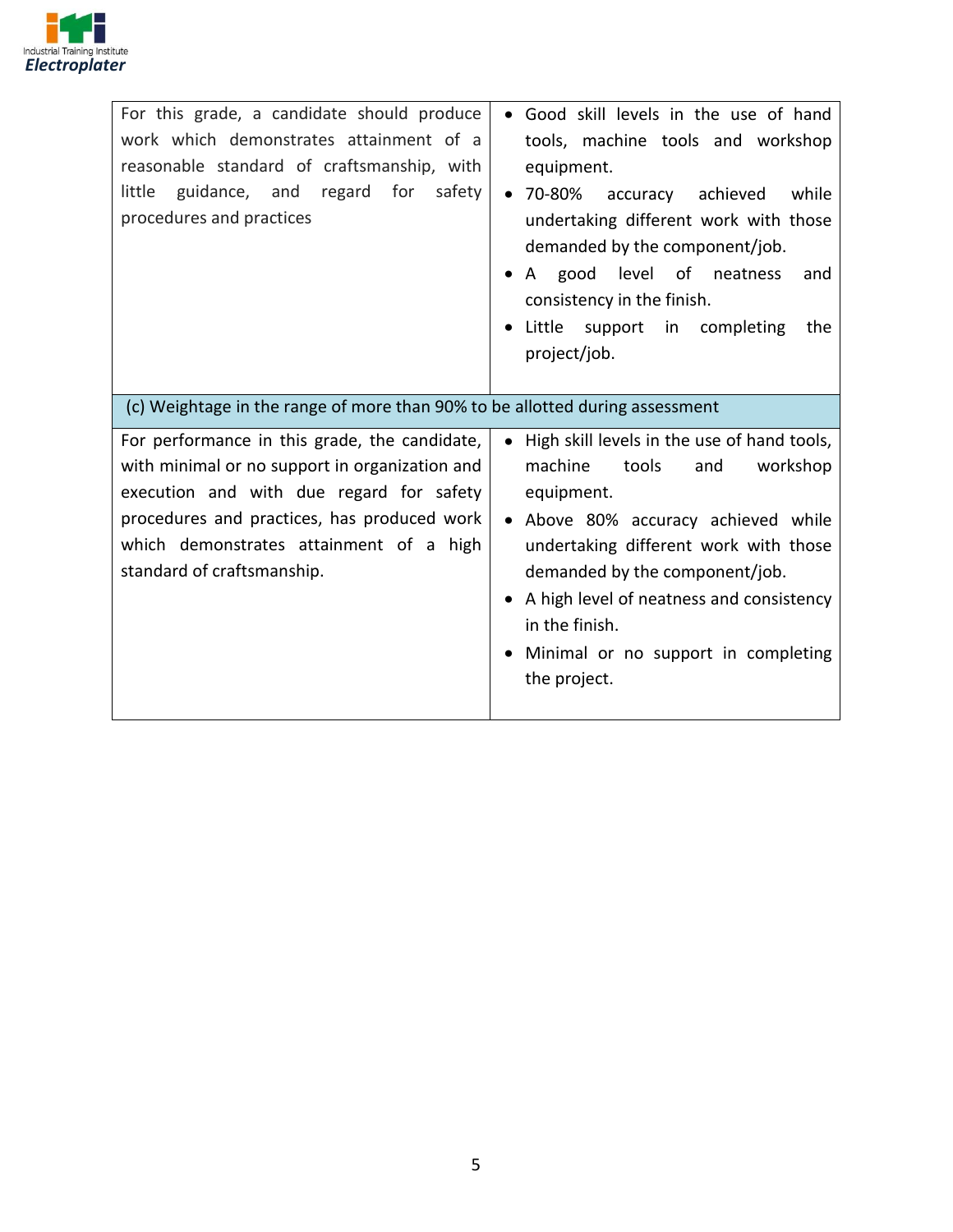| | |
|---|---|
| For this grade, a candidate should produce work which demonstrates attainment of a reasonable standard of craftsmanship, with little guidance, and regard for safety procedures and practices | • Good skill levels in the use of hand tools, machine tools and workshop equipment.<br>• 70-80% accuracy achieved while undertaking different work with those demanded by the component/job.<br>• A good level of neatness and consistency in the finish.<br>• Little support in completing the project/job. |
| (c) Weightage in the range of more than 90% to be allotted during assessment | |
| For performance in this grade, the candidate, with minimal or no support in organization and execution and with due regard for safety procedures and practices, has produced work which demonstrates attainment of a high standard of craftsmanship. | • High skill levels in the use of hand tools, machine tools and workshop equipment.<br>• Above 80% accuracy achieved while undertaking different work with those demanded by the component/job.<br>• A high level of neatness and consistency in the finish.<br>• Minimal or no support in completing the project. |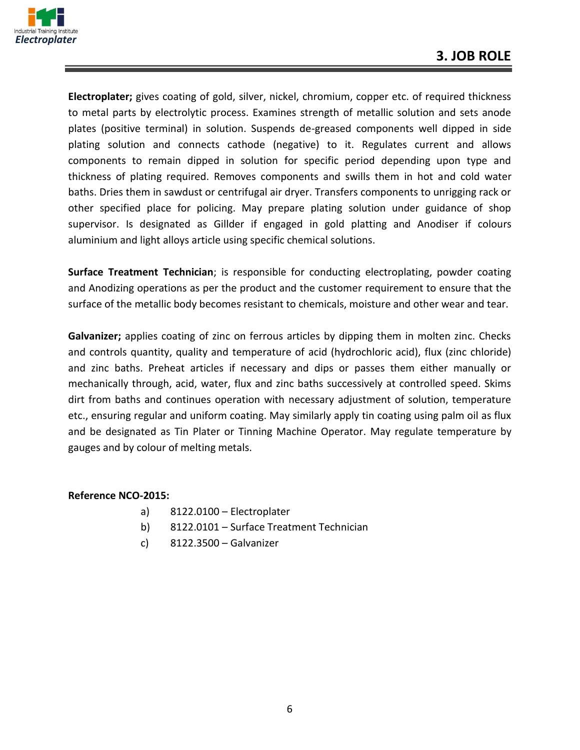## 3. JOB ROLE

**Electroplater;** gives coating of gold, silver, nickel, chromium, copper etc. of required thickness to metal parts by electrolytic process. Examines strength of metallic solution and sets anode plates (positive terminal) in solution. Suspends de-greased components well dipped in side plating solution and connects cathode (negative) to it. Regulates current and allows components to remain dipped in solution for specific period depending upon type and thickness of plating required. Removes components and swills them in hot and cold water baths. Dries them in sawdust or centrifugal air dryer. Transfers components to unrigging rack or other specified place for policing. May prepare plating solution under guidance of shop supervisor. Is designated as Gillder if engaged in gold platting and Anodiser if colours aluminium and light alloys article using specific chemical solutions.

**Surface Treatment Technician**; is responsible for conducting electroplating, powder coating and Anodizing operations as per the product and the customer requirement to ensure that the surface of the metallic body becomes resistant to chemicals, moisture and other wear and tear.

**Galvanizer;** applies coating of zinc on ferrous articles by dipping them in molten zinc. Checks and controls quantity, quality and temperature of acid (hydrochloric acid), flux (zinc chloride) and zinc baths. Preheat articles if necessary and dips or passes them either manually or mechanically through, acid, water, flux and zinc baths successively at controlled speed. Skims dirt from baths and continues operation with necessary adjustment of solution, temperature etc., ensuring regular and uniform coating. May similarly apply tin coating using palm oil as flux and be designated as Tin Plater or Tinning Machine Operator. May regulate temperature by gauges and by colour of melting metals.

**Reference NCO-2015:**

a) 8122.0100 – Electroplater
b) 8122.0101 – Surface Treatment Technician
c) 8122.3500 – Galvanizer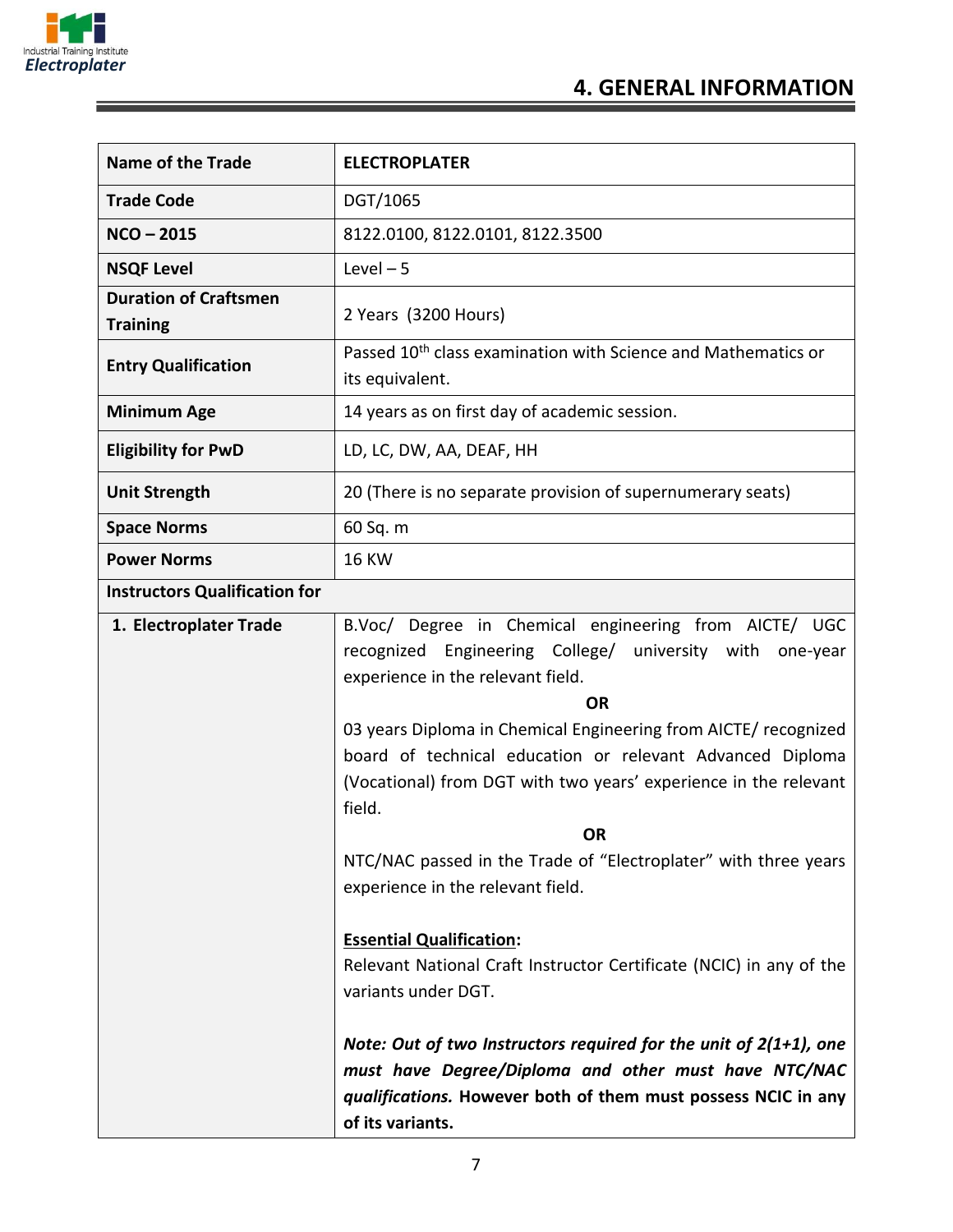## 4. GENERAL INFORMATION

| Name of the Trade | ELECTROPLATER |
|---|---|
| Trade Code | DGT/1065 |
| NCO – 2015 | 8122.0100, 8122.0101, 8122.3500 |
| NSQF Level | Level – 5 |
| Duration of Craftsmen Training | 2 Years (3200 Hours) |
| Entry Qualification | Passed 10th class examination with Science and Mathematics or its equivalent. |
| Minimum Age | 14 years as on first day of academic session. |
| Eligibility for PwD | LD, LC, DW, AA, DEAF, HH |
| Unit Strength | 20 (There is no separate provision of supernumerary seats) |
| Space Norms | 60 Sq. m |
| Power Norms | 16 KW |
| **Instructors Qualification for** | |
| 1. Electroplater Trade | B.Voc/ Degree in Chemical engineering from AICTE/ UGC recognized Engineering College/ university with one-year experience in the relevant field.<br>**OR**<br>03 years Diploma in Chemical Engineering from AICTE/ recognized board of technical education or relevant Advanced Diploma (Vocational) from DGT with two years' experience in the relevant field.<br>**OR**<br>NTC/NAC passed in the Trade of "Electroplater" with three years experience in the relevant field.<br><br>**Essential Qualification:**<br>Relevant National Craft Instructor Certificate (NCIC) in any of the variants under DGT.<br><br>***Note: Out of two Instructors required for the unit of 2(1+1), one must have Degree/Diploma and other must have NTC/NAC qualifications.*** **However both of them must possess NCIC in any of its variants.** |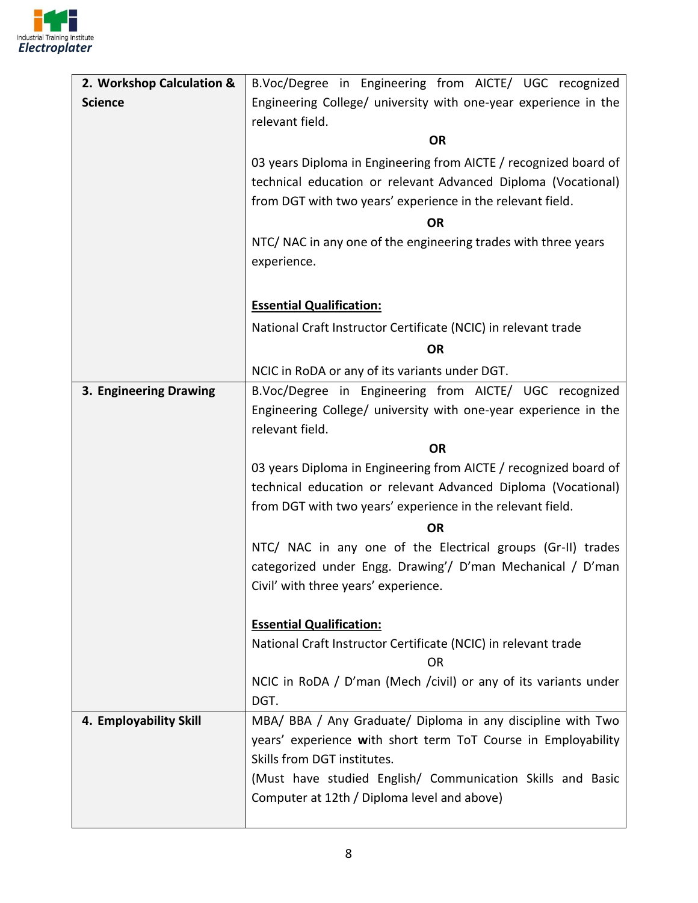| | |
|---|---|
| **2. Workshop Calculation & Science** | B.Voc/Degree in Engineering from AICTE/ UGC recognized Engineering College/ university with one-year experience in the relevant field.<br>**OR**<br>03 years Diploma in Engineering from AICTE / recognized board of technical education or relevant Advanced Diploma (Vocational) from DGT with two years' experience in the relevant field.<br>**OR**<br>NTC/ NAC in any one of the engineering trades with three years experience.<br><br>**<u>Essential Qualification:</u>**<br>National Craft Instructor Certificate (NCIC) in relevant trade<br>**OR**<br>NCIC in RoDA or any of its variants under DGT. |
| **3. Engineering Drawing** | B.Voc/Degree in Engineering from AICTE/ UGC recognized Engineering College/ university with one-year experience in the relevant field.<br>**OR**<br>03 years Diploma in Engineering from AICTE / recognized board of technical education or relevant Advanced Diploma (Vocational) from DGT with two years' experience in the relevant field.<br>**OR**<br>NTC/ NAC in any one of the Electrical groups (Gr-II) trades categorized under Engg. Drawing'/ D'man Mechanical / D'man Civil' with three years' experience.<br><br>**<u>Essential Qualification:</u>**<br>National Craft Instructor Certificate (NCIC) in relevant trade<br>OR<br>NCIC in RoDA / D'man (Mech /civil) or any of its variants under DGT. |
| **4. Employability Skill** | MBA/ BBA / Any Graduate/ Diploma in any discipline with Two years' experience **w**ith short term ToT Course in Employability Skills from DGT institutes.<br>(Must have studied English/ Communication Skills and Basic Computer at 12th / Diploma level and above) |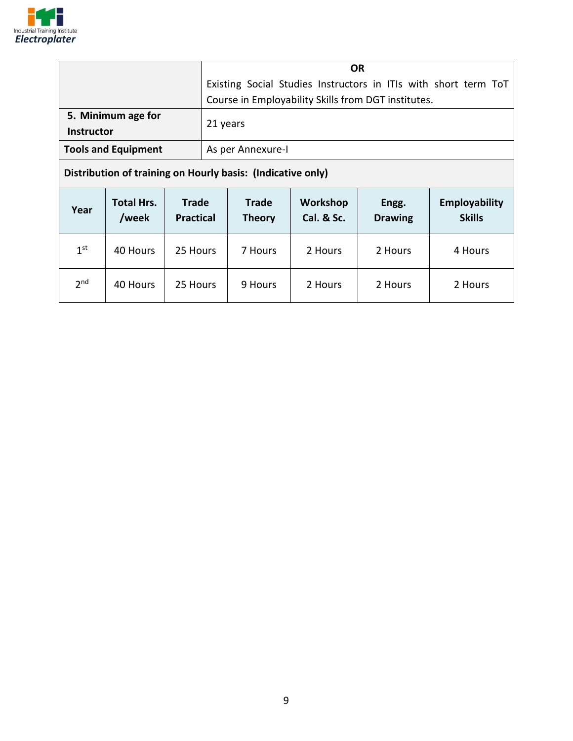| | |
|---|---|
| | **OR**<br>Existing Social Studies Instructors in ITIs with short term ToT Course in Employability Skills from DGT institutes. |
| **5. Minimum age for Instructor** | 21 years |
| **Tools and Equipment** | As per Annexure-I |

**Distribution of training on Hourly basis: (Indicative only)**

| Year | Total Hrs. /week | Trade Practical | Trade Theory | Workshop Cal. & Sc. | Engg. Drawing | Employability Skills |
|---|---|---|---|---|---|---|
| 1st | 40 Hours | 25 Hours | 7 Hours | 2 Hours | 2 Hours | 4 Hours |
| 2nd | 40 Hours | 25 Hours | 9 Hours | 2 Hours | 2 Hours | 2 Hours |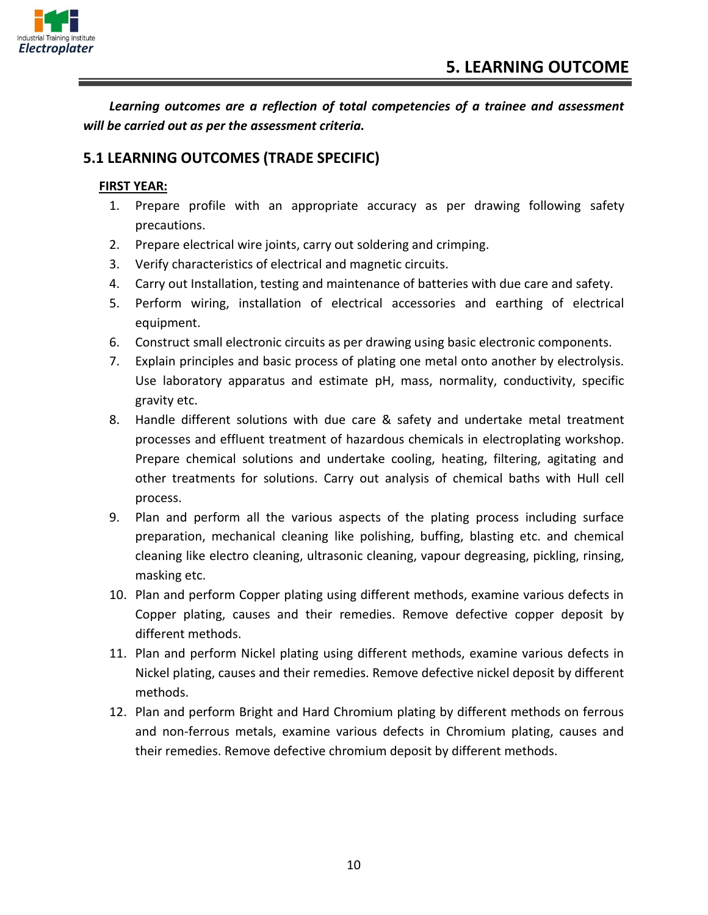## 5. LEARNING OUTCOME

***Learning outcomes are a reflection of total competencies of a trainee and assessment will be carried out as per the assessment criteria.***

### 5.1 LEARNING OUTCOMES (TRADE SPECIFIC)

**FIRST YEAR:**

1. Prepare profile with an appropriate accuracy as per drawing following safety precautions.
2. Prepare electrical wire joints, carry out soldering and crimping.
3. Verify characteristics of electrical and magnetic circuits.
4. Carry out Installation, testing and maintenance of batteries with due care and safety.
5. Perform wiring, installation of electrical accessories and earthing of electrical equipment.
6. Construct small electronic circuits as per drawing using basic electronic components.
7. Explain principles and basic process of plating one metal onto another by electrolysis. Use laboratory apparatus and estimate pH, mass, normality, conductivity, specific gravity etc.
8. Handle different solutions with due care & safety and undertake metal treatment processes and effluent treatment of hazardous chemicals in electroplating workshop. Prepare chemical solutions and undertake cooling, heating, filtering, agitating and other treatments for solutions. Carry out analysis of chemical baths with Hull cell process.
9. Plan and perform all the various aspects of the plating process including surface preparation, mechanical cleaning like polishing, buffing, blasting etc. and chemical cleaning like electro cleaning, ultrasonic cleaning, vapour degreasing, pickling, rinsing, masking etc.
10. Plan and perform Copper plating using different methods, examine various defects in Copper plating, causes and their remedies. Remove defective copper deposit by different methods.
11. Plan and perform Nickel plating using different methods, examine various defects in Nickel plating, causes and their remedies. Remove defective nickel deposit by different methods.
12. Plan and perform Bright and Hard Chromium plating by different methods on ferrous and non-ferrous metals, examine various defects in Chromium plating, causes and their remedies. Remove defective chromium deposit by different methods.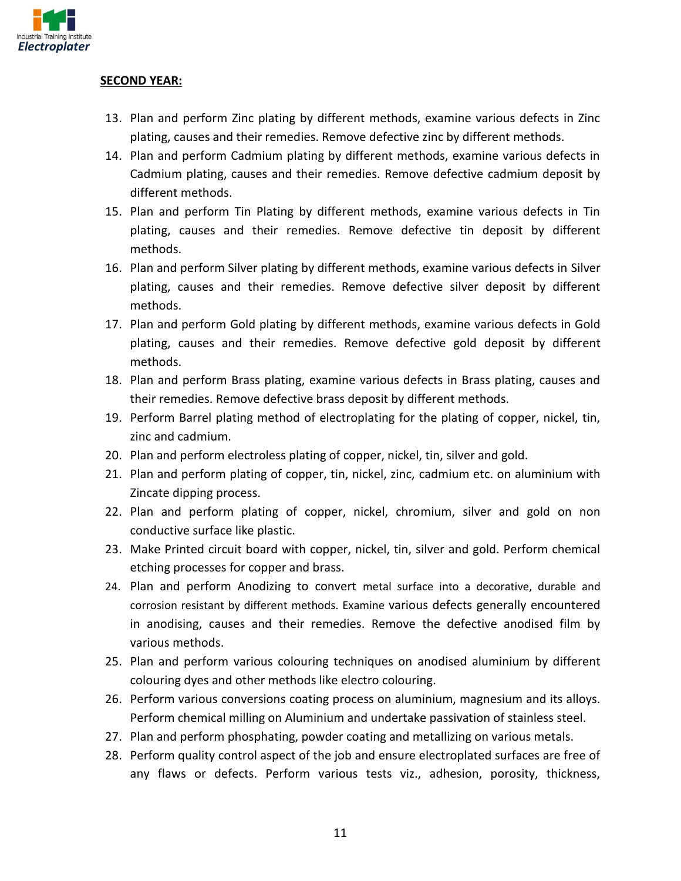**SECOND YEAR:**

13. Plan and perform Zinc plating by different methods, examine various defects in Zinc plating, causes and their remedies. Remove defective zinc by different methods.
14. Plan and perform Cadmium plating by different methods, examine various defects in Cadmium plating, causes and their remedies. Remove defective cadmium deposit by different methods.
15. Plan and perform Tin Plating by different methods, examine various defects in Tin plating, causes and their remedies. Remove defective tin deposit by different methods.
16. Plan and perform Silver plating by different methods, examine various defects in Silver plating, causes and their remedies. Remove defective silver deposit by different methods.
17. Plan and perform Gold plating by different methods, examine various defects in Gold plating, causes and their remedies. Remove defective gold deposit by different methods.
18. Plan and perform Brass plating, examine various defects in Brass plating, causes and their remedies. Remove defective brass deposit by different methods.
19. Perform Barrel plating method of electroplating for the plating of copper, nickel, tin, zinc and cadmium.
20. Plan and perform electroless plating of copper, nickel, tin, silver and gold.
21. Plan and perform plating of copper, tin, nickel, zinc, cadmium etc. on aluminium with Zincate dipping process.
22. Plan and perform plating of copper, nickel, chromium, silver and gold on non conductive surface like plastic.
23. Make Printed circuit board with copper, nickel, tin, silver and gold. Perform chemical etching processes for copper and brass.
24. Plan and perform Anodizing to convert metal surface into a decorative, durable and corrosion resistant by different methods. Examine various defects generally encountered in anodising, causes and their remedies. Remove the defective anodised film by various methods.
25. Plan and perform various colouring techniques on anodised aluminium by different colouring dyes and other methods like electro colouring.
26. Perform various conversions coating process on aluminium, magnesium and its alloys. Perform chemical milling on Aluminium and undertake passivation of stainless steel.
27. Plan and perform phosphating, powder coating and metallizing on various metals.
28. Perform quality control aspect of the job and ensure electroplated surfaces are free of any flaws or defects. Perform various tests viz., adhesion, porosity, thickness,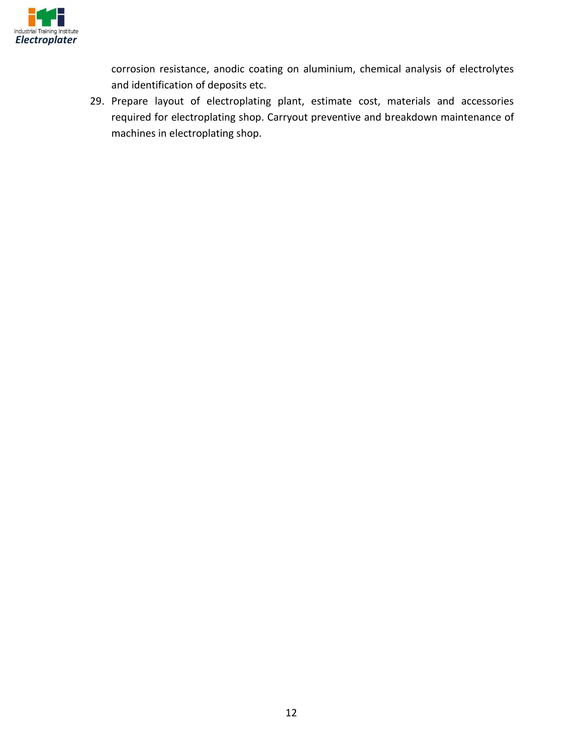corrosion resistance, anodic coating on aluminium, chemical analysis of electrolytes and identification of deposits etc.

29. Prepare layout of electroplating plant, estimate cost, materials and accessories required for electroplating shop. Carryout preventive and breakdown maintenance of machines in electroplating shop.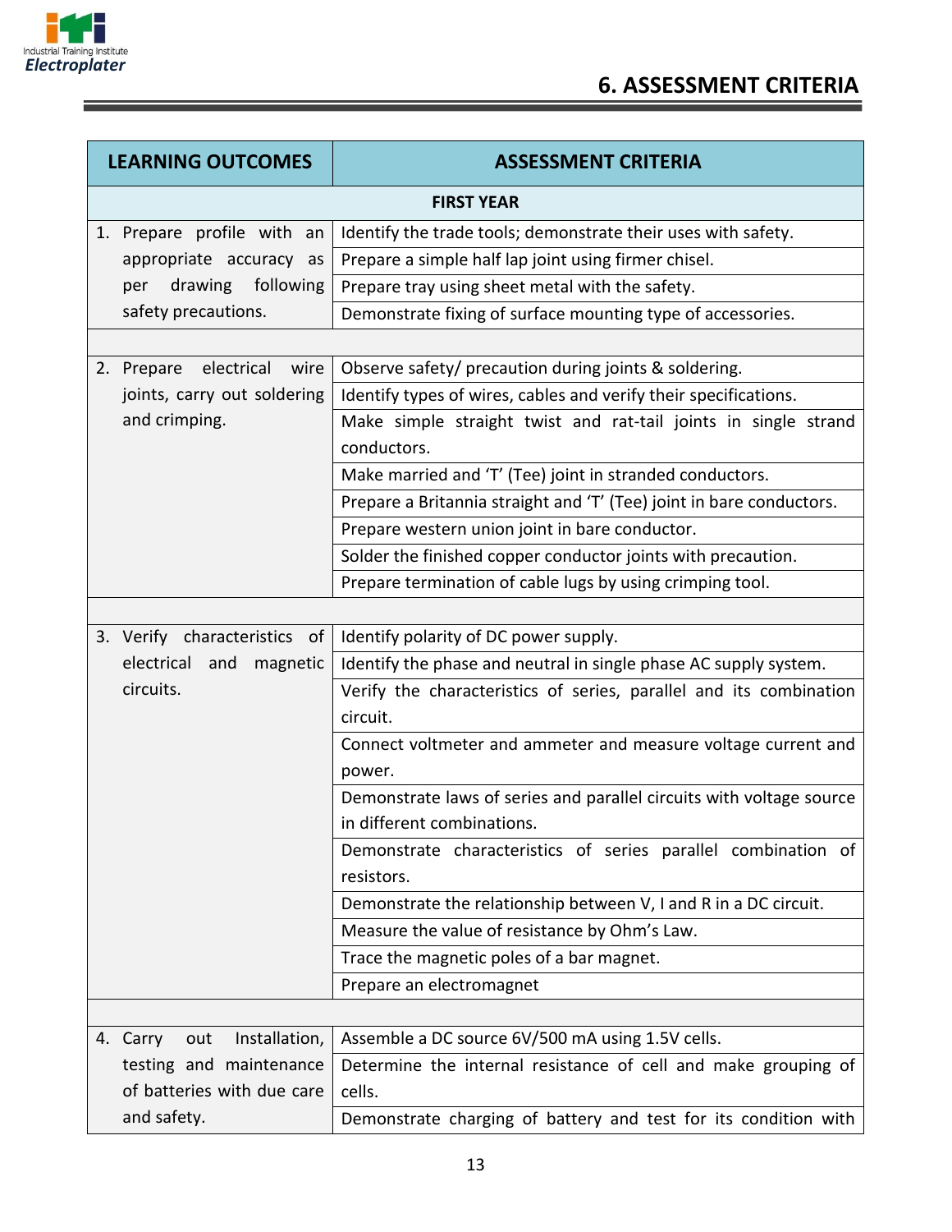## 6. ASSESSMENT CRITERIA

| LEARNING OUTCOMES | ASSESSMENT CRITERIA |
|---|---|
| **FIRST YEAR** | |
| 1. Prepare profile with an appropriate accuracy as per drawing following safety precautions. | Identify the trade tools; demonstrate their uses with safety. |
| | Prepare a simple half lap joint using firmer chisel. |
| | Prepare tray using sheet metal with the safety. |
| | Demonstrate fixing of surface mounting type of accessories. |
| | |
| 2. Prepare electrical wire joints, carry out soldering and crimping. | Observe safety/ precaution during joints & soldering. |
| | Identify types of wires, cables and verify their specifications. |
| | Make simple straight twist and rat-tail joints in single strand conductors. |
| | Make married and 'T' (Tee) joint in stranded conductors. |
| | Prepare a Britannia straight and 'T' (Tee) joint in bare conductors. |
| | Prepare western union joint in bare conductor. |
| | Solder the finished copper conductor joints with precaution. |
| | Prepare termination of cable lugs by using crimping tool. |
| | |
| 3. Verify characteristics of electrical and magnetic circuits. | Identify polarity of DC power supply. |
| | Identify the phase and neutral in single phase AC supply system. |
| | Verify the characteristics of series, parallel and its combination circuit. |
| | Connect voltmeter and ammeter and measure voltage current and power. |
| | Demonstrate laws of series and parallel circuits with voltage source in different combinations. |
| | Demonstrate characteristics of series parallel combination of resistors. |
| | Demonstrate the relationship between V, I and R in a DC circuit. |
| | Measure the value of resistance by Ohm's Law. |
| | Trace the magnetic poles of a bar magnet. |
| | Prepare an electromagnet |
| | |
| 4. Carry out Installation, testing and maintenance of batteries with due care and safety. | Assemble a DC source 6V/500 mA using 1.5V cells. |
| | Determine the internal resistance of cell and make grouping of cells. |
| | Demonstrate charging of battery and test for its condition with |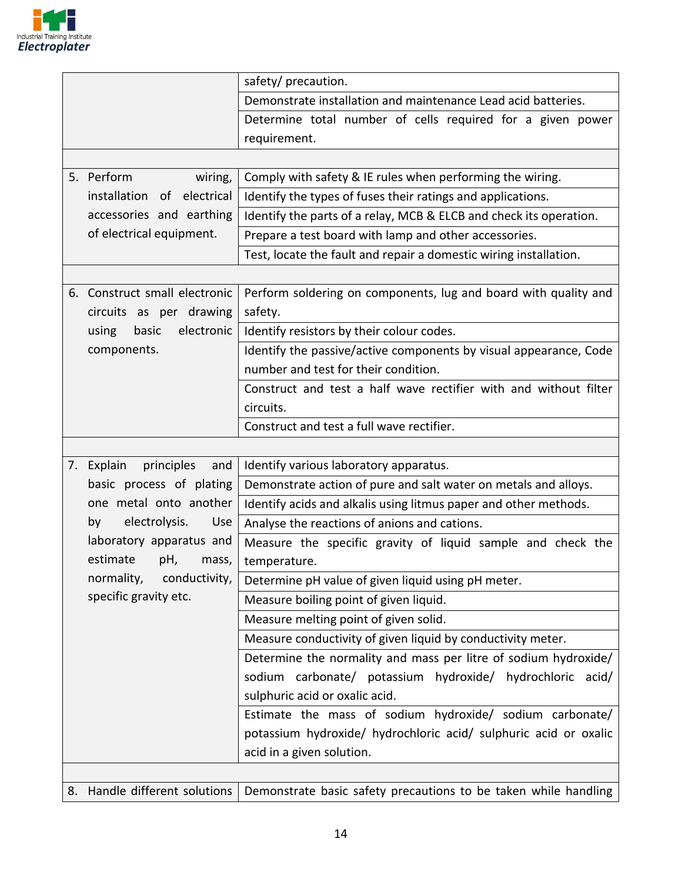| | |
|---|---|
| | safety/ precaution. |
| | Demonstrate installation and maintenance Lead acid batteries. |
| | Determine total number of cells required for a given power requirement. |
| | |
| 5. Perform wiring, installation of electrical accessories and earthing of electrical equipment. | Comply with safety & IE rules when performing the wiring. |
| | Identify the types of fuses their ratings and applications. |
| | Identify the parts of a relay, MCB & ELCB and check its operation. |
| | Prepare a test board with lamp and other accessories. |
| | Test, locate the fault and repair a domestic wiring installation. |
| | |
| 6. Construct small electronic circuits as per drawing using basic electronic components. | Perform soldering on components, lug and board with quality and safety. |
| | Identify resistors by their colour codes. |
| | Identify the passive/active components by visual appearance, Code number and test for their condition. |
| | Construct and test a half wave rectifier with and without filter circuits. |
| | Construct and test a full wave rectifier. |
| | |
| 7. Explain principles and basic process of plating one metal onto another by electrolysis. Use laboratory apparatus and estimate pH, mass, normality, conductivity, specific gravity etc. | Identify various laboratory apparatus. |
| | Demonstrate action of pure and salt water on metals and alloys. |
| | Identify acids and alkalis using litmus paper and other methods. |
| | Analyse the reactions of anions and cations. |
| | Measure the specific gravity of liquid sample and check the temperature. |
| | Determine pH value of given liquid using pH meter. |
| | Measure boiling point of given liquid. |
| | Measure melting point of given solid. |
| | Measure conductivity of given liquid by conductivity meter. |
| | Determine the normality and mass per litre of sodium hydroxide/ sodium carbonate/ potassium hydroxide/ hydrochloric acid/ sulphuric acid or oxalic acid. |
| | Estimate the mass of sodium hydroxide/ sodium carbonate/ potassium hydroxide/ hydrochloric acid/ sulphuric acid or oxalic acid in a given solution. |
| | |
| 8. Handle different solutions | Demonstrate basic safety precautions to be taken while handling |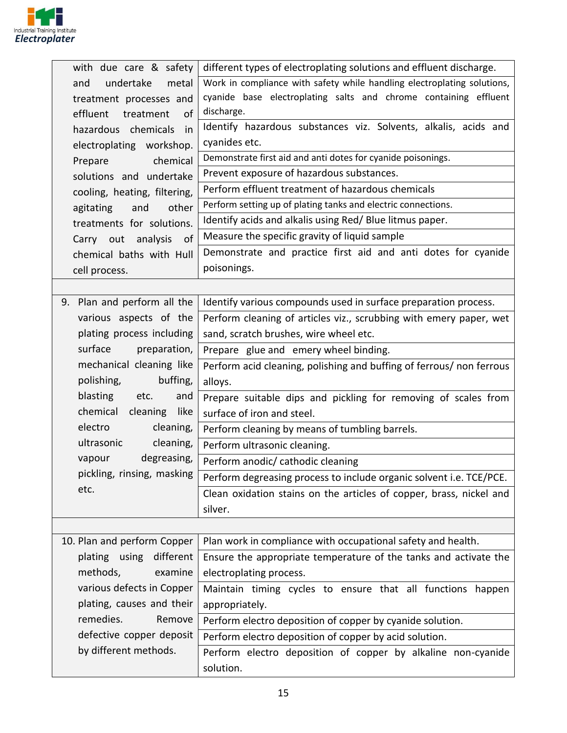| | |
|---|---|
| with due care & safety and undertake metal treatment processes and effluent treatment of hazardous chemicals in electroplating workshop. Prepare chemical solutions and undertake cooling, heating, filtering, agitating and other treatments for solutions. Carry out analysis of chemical baths with Hull cell process. | different types of electroplating solutions and effluent discharge. |
| | Work in compliance with safety while handling electroplating solutions, cyanide base electroplating salts and chrome containing effluent discharge. |
| | Identify hazardous substances viz. Solvents, alkalis, acids and cyanides etc. |
| | Demonstrate first aid and anti dotes for cyanide poisonings. |
| | Prevent exposure of hazardous substances. |
| | Perform effluent treatment of hazardous chemicals |
| | Perform setting up of plating tanks and electric connections. |
| | Identify acids and alkalis using Red/ Blue litmus paper. |
| | Measure the specific gravity of liquid sample |
| | Demonstrate and practice first aid and anti dotes for cyanide poisonings. |
| | |
| 9. Plan and perform all the various aspects of the plating process including surface preparation, mechanical cleaning like polishing, buffing, blasting etc. and chemical cleaning like electro cleaning, ultrasonic cleaning, vapour degreasing, pickling, rinsing, masking etc. | Identify various compounds used in surface preparation process. |
| | Perform cleaning of articles viz., scrubbing with emery paper, wet sand, scratch brushes, wire wheel etc. |
| | Prepare glue and emery wheel binding. |
| | Perform acid cleaning, polishing and buffing of ferrous/ non ferrous alloys. |
| | Prepare suitable dips and pickling for removing of scales from surface of iron and steel. |
| | Perform cleaning by means of tumbling barrels. |
| | Perform ultrasonic cleaning. |
| | Perform anodic/ cathodic cleaning |
| | Perform degreasing process to include organic solvent i.e. TCE/PCE. |
| | Clean oxidation stains on the articles of copper, brass, nickel and silver. |
| | |
| 10. Plan and perform Copper plating using different methods, examine various defects in Copper plating, causes and their remedies. Remove defective copper deposit by different methods. | Plan work in compliance with occupational safety and health. |
| | Ensure the appropriate temperature of the tanks and activate the electroplating process. |
| | Maintain timing cycles to ensure that all functions happen appropriately. |
| | Perform electro deposition of copper by cyanide solution. |
| | Perform electro deposition of copper by acid solution. |
| | Perform electro deposition of copper by alkaline non-cyanide solution. |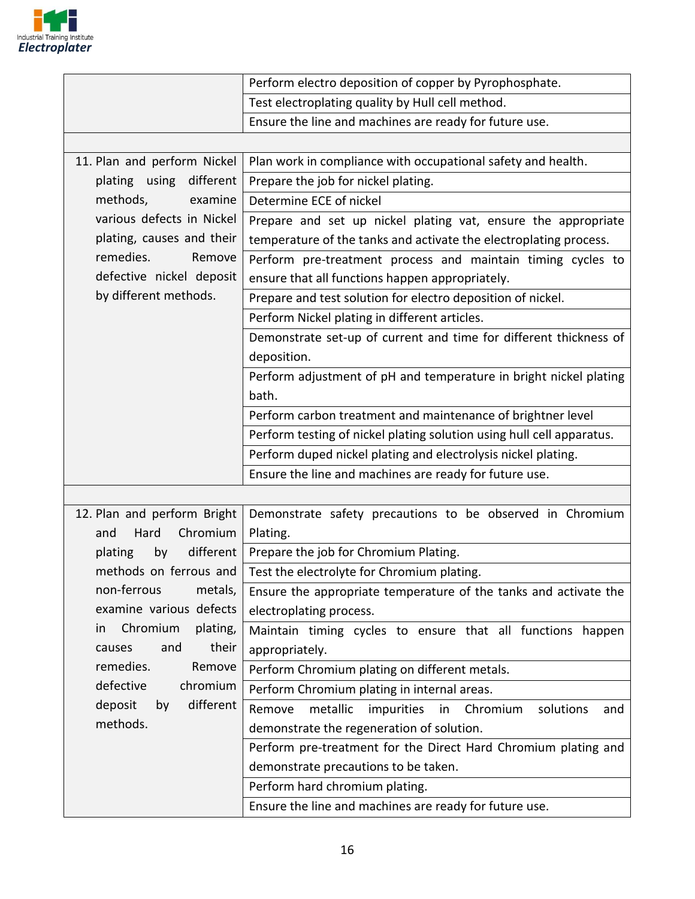| | |
|---|---|
| | Perform electro deposition of copper by Pyrophosphate. |
| | Test electroplating quality by Hull cell method. |
| | Ensure the line and machines are ready for future use. |
| | |
| 11. Plan and perform Nickel plating using different methods, examine various defects in Nickel plating, causes and their remedies. Remove defective nickel deposit by different methods. | Plan work in compliance with occupational safety and health. |
| | Prepare the job for nickel plating. |
| | Determine ECE of nickel |
| | Prepare and set up nickel plating vat, ensure the appropriate temperature of the tanks and activate the electroplating process. |
| | Perform pre-treatment process and maintain timing cycles to ensure that all functions happen appropriately. |
| | Prepare and test solution for electro deposition of nickel. |
| | Perform Nickel plating in different articles. |
| | Demonstrate set-up of current and time for different thickness of deposition. |
| | Perform adjustment of pH and temperature in bright nickel plating bath. |
| | Perform carbon treatment and maintenance of brightner level |
| | Perform testing of nickel plating solution using hull cell apparatus. |
| | Perform duped nickel plating and electrolysis nickel plating. |
| | Ensure the line and machines are ready for future use. |
| | |
| 12. Plan and perform Bright and Hard Chromium plating by different methods on ferrous and non-ferrous metals, examine various defects in Chromium plating, causes and their remedies. Remove defective chromium deposit by different methods. | Demonstrate safety precautions to be observed in Chromium Plating. |
| | Prepare the job for Chromium Plating. |
| | Test the electrolyte for Chromium plating. |
| | Ensure the appropriate temperature of the tanks and activate the electroplating process. |
| | Maintain timing cycles to ensure that all functions happen appropriately. |
| | Perform Chromium plating on different metals. |
| | Perform Chromium plating in internal areas. |
| | Remove metallic impurities in Chromium solutions and demonstrate the regeneration of solution. |
| | Perform pre-treatment for the Direct Hard Chromium plating and demonstrate precautions to be taken. |
| | Perform hard chromium plating. |
| | Ensure the line and machines are ready for future use. |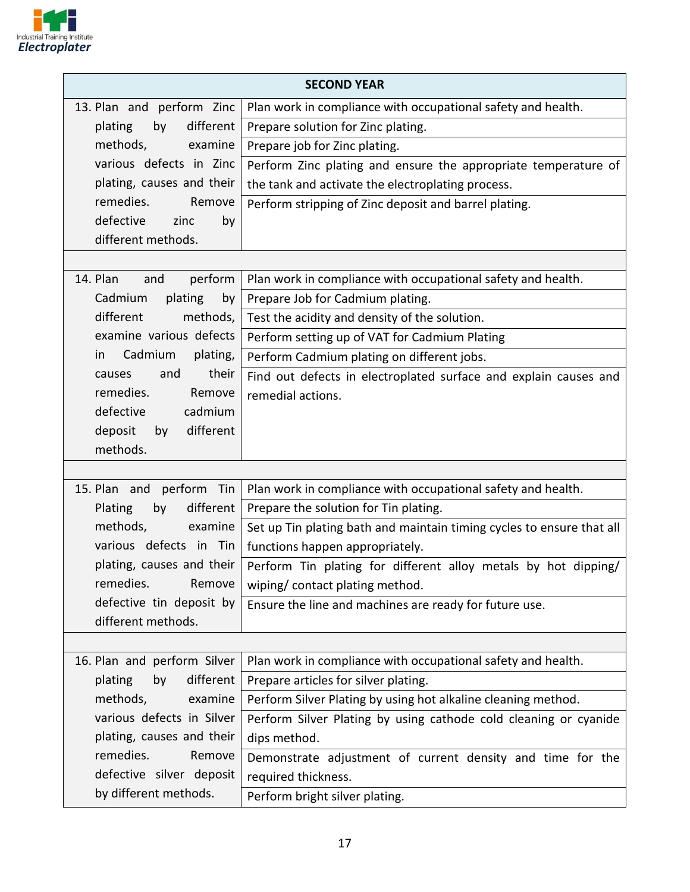| SECOND YEAR | |
|---|---|
| 13. Plan and perform Zinc plating by different methods, examine various defects in Zinc plating, causes and their remedies. Remove defective zinc by different methods. | Plan work in compliance with occupational safety and health. |
| | Prepare solution for Zinc plating. |
| | Prepare job for Zinc plating. |
| | Perform Zinc plating and ensure the appropriate temperature of the tank and activate the electroplating process. |
| | Perform stripping of Zinc deposit and barrel plating. |
| | |
| 14. Plan and perform Cadmium plating by different methods, examine various defects in Cadmium plating, causes and their remedies. Remove defective cadmium deposit by different methods. | Plan work in compliance with occupational safety and health. |
| | Prepare Job for Cadmium plating. |
| | Test the acidity and density of the solution. |
| | Perform setting up of VAT for Cadmium Plating |
| | Perform Cadmium plating on different jobs. |
| | Find out defects in electroplated surface and explain causes and remedial actions. |
| | |
| 15. Plan and perform Tin Plating by different methods, examine various defects in Tin plating, causes and their remedies. Remove defective tin deposit by different methods. | Plan work in compliance with occupational safety and health. |
| | Prepare the solution for Tin plating. |
| | Set up Tin plating bath and maintain timing cycles to ensure that all functions happen appropriately. |
| | Perform Tin plating for different alloy metals by hot dipping/ wiping/ contact plating method. |
| | Ensure the line and machines are ready for future use. |
| | |
| 16. Plan and perform Silver plating by different methods, examine various defects in Silver plating, causes and their remedies. Remove defective silver deposit by different methods. | Plan work in compliance with occupational safety and health. |
| | Prepare articles for silver plating. |
| | Perform Silver Plating by using hot alkaline cleaning method. |
| | Perform Silver Plating by using cathode cold cleaning or cyanide dips method. |
| | Demonstrate adjustment of current density and time for the required thickness. |
| | Perform bright silver plating. |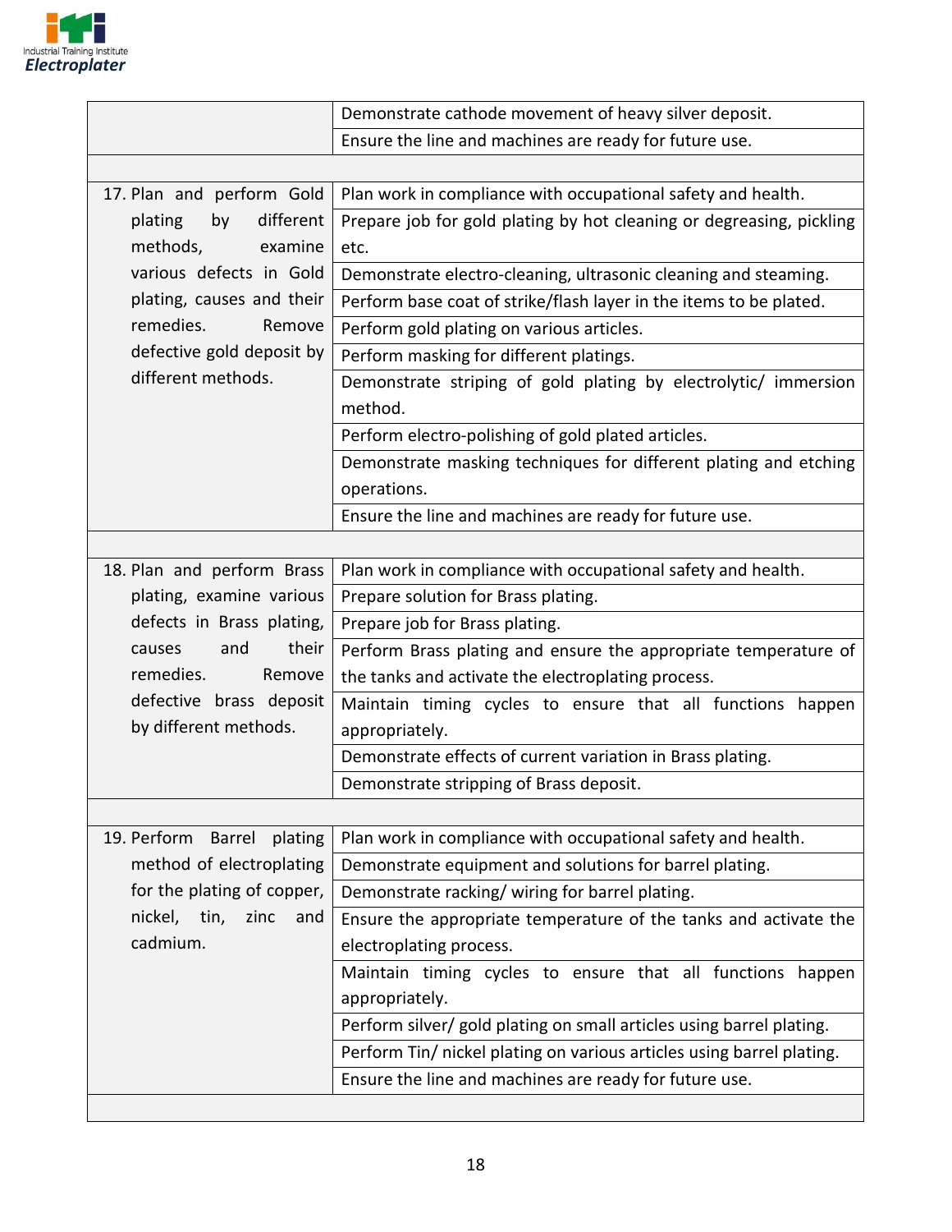| | |
|---|---|
| | Demonstrate cathode movement of heavy silver deposit. |
| | Ensure the line and machines are ready for future use. |
| | |
| 17. Plan and perform Gold plating by different methods, examine various defects in Gold plating, causes and their remedies. Remove defective gold deposit by different methods. | Plan work in compliance with occupational safety and health. |
| | Prepare job for gold plating by hot cleaning or degreasing, pickling etc. |
| | Demonstrate electro-cleaning, ultrasonic cleaning and steaming. |
| | Perform base coat of strike/flash layer in the items to be plated. |
| | Perform gold plating on various articles. |
| | Perform masking for different platings. |
| | Demonstrate striping of gold plating by electrolytic/ immersion method. |
| | Perform electro-polishing of gold plated articles. |
| | Demonstrate masking techniques for different plating and etching operations. |
| | Ensure the line and machines are ready for future use. |
| | |
| 18. Plan and perform Brass plating, examine various defects in Brass plating, causes and their remedies. Remove defective brass deposit by different methods. | Plan work in compliance with occupational safety and health. |
| | Prepare solution for Brass plating. |
| | Prepare job for Brass plating. |
| | Perform Brass plating and ensure the appropriate temperature of the tanks and activate the electroplating process. |
| | Maintain timing cycles to ensure that all functions happen appropriately. |
| | Demonstrate effects of current variation in Brass plating. |
| | Demonstrate stripping of Brass deposit. |
| | |
| 19. Perform Barrel plating method of electroplating for the plating of copper, nickel, tin, zinc and cadmium. | Plan work in compliance with occupational safety and health. |
| | Demonstrate equipment and solutions for barrel plating. |
| | Demonstrate racking/ wiring for barrel plating. |
| | Ensure the appropriate temperature of the tanks and activate the electroplating process. |
| | Maintain timing cycles to ensure that all functions happen appropriately. |
| | Perform silver/ gold plating on small articles using barrel plating. |
| | Perform Tin/ nickel plating on various articles using barrel plating. |
| | Ensure the line and machines are ready for future use. |
| | |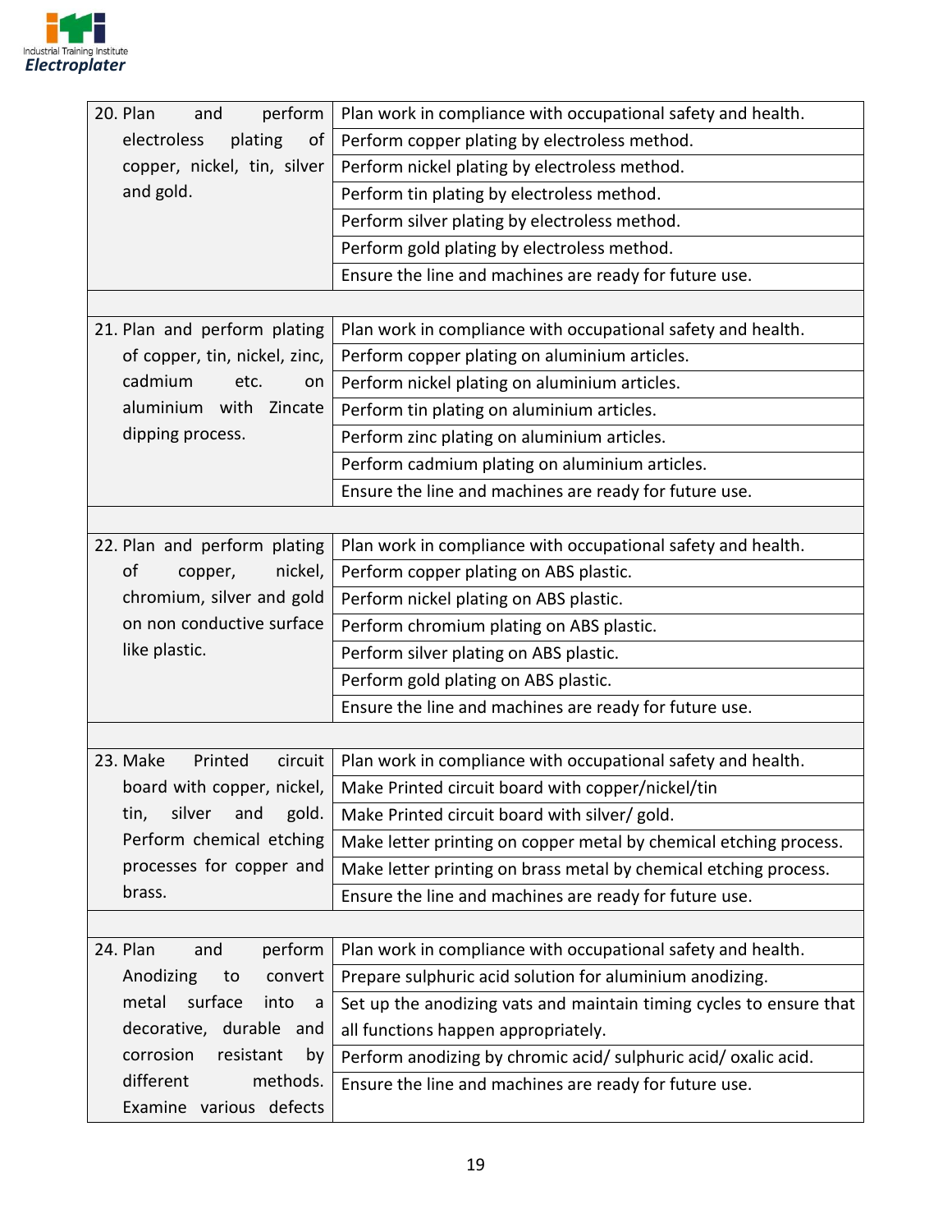| | |
|---|---|
| 20. Plan and perform electroless plating of copper, nickel, tin, silver and gold. | Plan work in compliance with occupational safety and health. |
| | Perform copper plating by electroless method. |
| | Perform nickel plating by electroless method. |
| | Perform tin plating by electroless method. |
| | Perform silver plating by electroless method. |
| | Perform gold plating by electroless method. |
| | Ensure the line and machines are ready for future use. |
| | |
| 21. Plan and perform plating of copper, tin, nickel, zinc, cadmium etc. on aluminium with Zincate dipping process. | Plan work in compliance with occupational safety and health. |
| | Perform copper plating on aluminium articles. |
| | Perform nickel plating on aluminium articles. |
| | Perform tin plating on aluminium articles. |
| | Perform zinc plating on aluminium articles. |
| | Perform cadmium plating on aluminium articles. |
| | Ensure the line and machines are ready for future use. |
| | |
| 22. Plan and perform plating of copper, nickel, chromium, silver and gold on non conductive surface like plastic. | Plan work in compliance with occupational safety and health. |
| | Perform copper plating on ABS plastic. |
| | Perform nickel plating on ABS plastic. |
| | Perform chromium plating on ABS plastic. |
| | Perform silver plating on ABS plastic. |
| | Perform gold plating on ABS plastic. |
| | Ensure the line and machines are ready for future use. |
| | |
| 23. Make Printed circuit board with copper, nickel, tin, silver and gold. Perform chemical etching processes for copper and brass. | Plan work in compliance with occupational safety and health. |
| | Make Printed circuit board with copper/nickel/tin |
| | Make Printed circuit board with silver/ gold. |
| | Make letter printing on copper metal by chemical etching process. |
| | Make letter printing on brass metal by chemical etching process. |
| | Ensure the line and machines are ready for future use. |
| | |
| 24. Plan and perform Anodizing to convert metal surface into a decorative, durable and corrosion resistant by different methods. Examine various defects | Plan work in compliance with occupational safety and health. |
| | Prepare sulphuric acid solution for aluminium anodizing. |
| | Set up the anodizing vats and maintain timing cycles to ensure that all functions happen appropriately. |
| | Perform anodizing by chromic acid/ sulphuric acid/ oxalic acid. |
| | Ensure the line and machines are ready for future use. |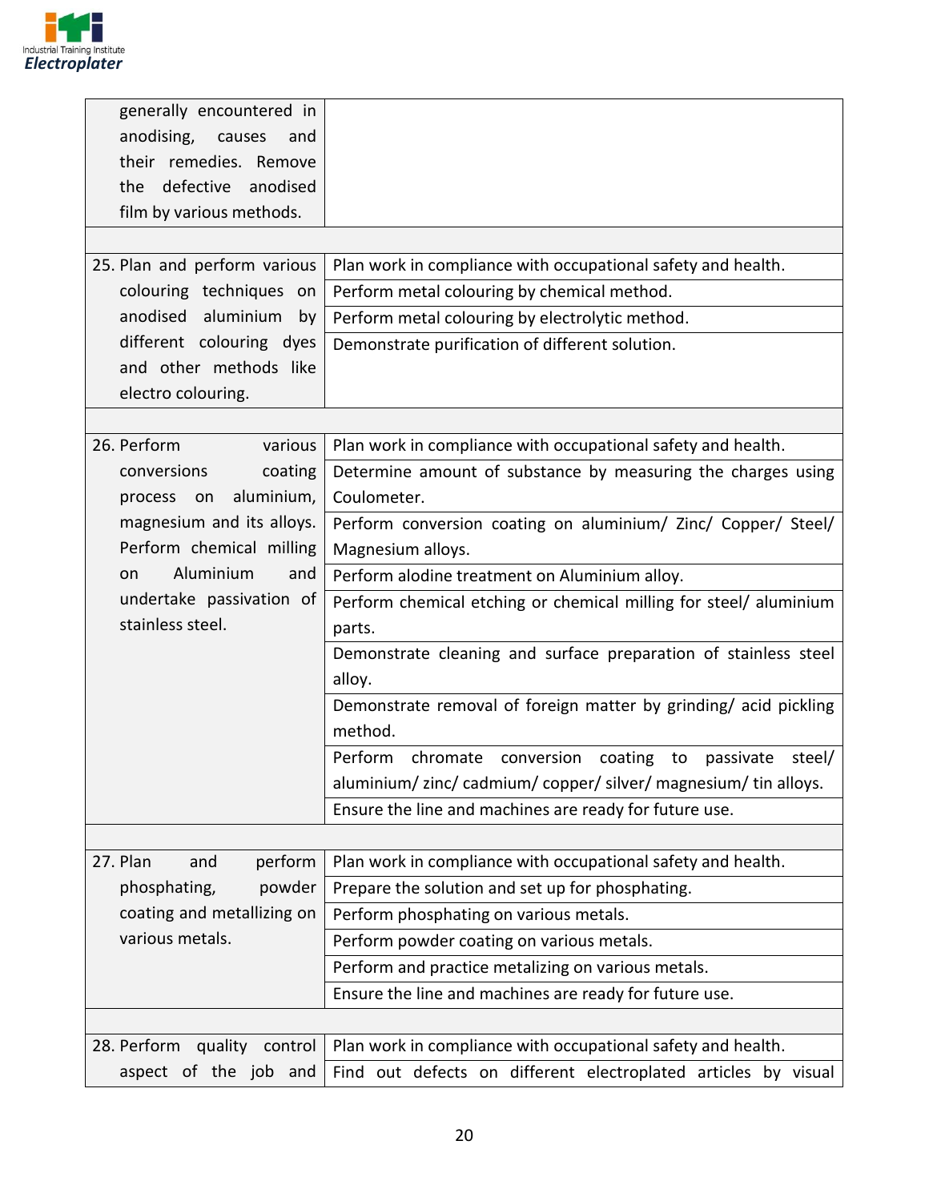| | |
|---|---|
| generally encountered in anodising, causes and their remedies. Remove the defective anodised film by various methods. | |
| | |
| 25. Plan and perform various colouring techniques on anodised aluminium by different colouring dyes and other methods like electro colouring. | Plan work in compliance with occupational safety and health. |
| | Perform metal colouring by chemical method. |
| | Perform metal colouring by electrolytic method. |
| | Demonstrate purification of different solution. |
| | |
| 26. Perform various conversions coating process on aluminium, magnesium and its alloys. Perform chemical milling on Aluminium and undertake passivation of stainless steel. | Plan work in compliance with occupational safety and health. |
| | Determine amount of substance by measuring the charges using Coulometer. |
| | Perform conversion coating on aluminium/ Zinc/ Copper/ Steel/ Magnesium alloys. |
| | Perform alodine treatment on Aluminium alloy. |
| | Perform chemical etching or chemical milling for steel/ aluminium parts. |
| | Demonstrate cleaning and surface preparation of stainless steel alloy. |
| | Demonstrate removal of foreign matter by grinding/ acid pickling method. |
| | Perform chromate conversion coating to passivate steel/ aluminium/ zinc/ cadmium/ copper/ silver/ magnesium/ tin alloys. |
| | Ensure the line and machines are ready for future use. |
| | |
| 27. Plan and perform phosphating, powder coating and metallizing on various metals. | Plan work in compliance with occupational safety and health. |
| | Prepare the solution and set up for phosphating. |
| | Perform phosphating on various metals. |
| | Perform powder coating on various metals. |
| | Perform and practice metalizing on various metals. |
| | Ensure the line and machines are ready for future use. |
| | |
| 28. Perform quality control aspect of the job and | Plan work in compliance with occupational safety and health. |
| | Find out defects on different electroplated articles by visual |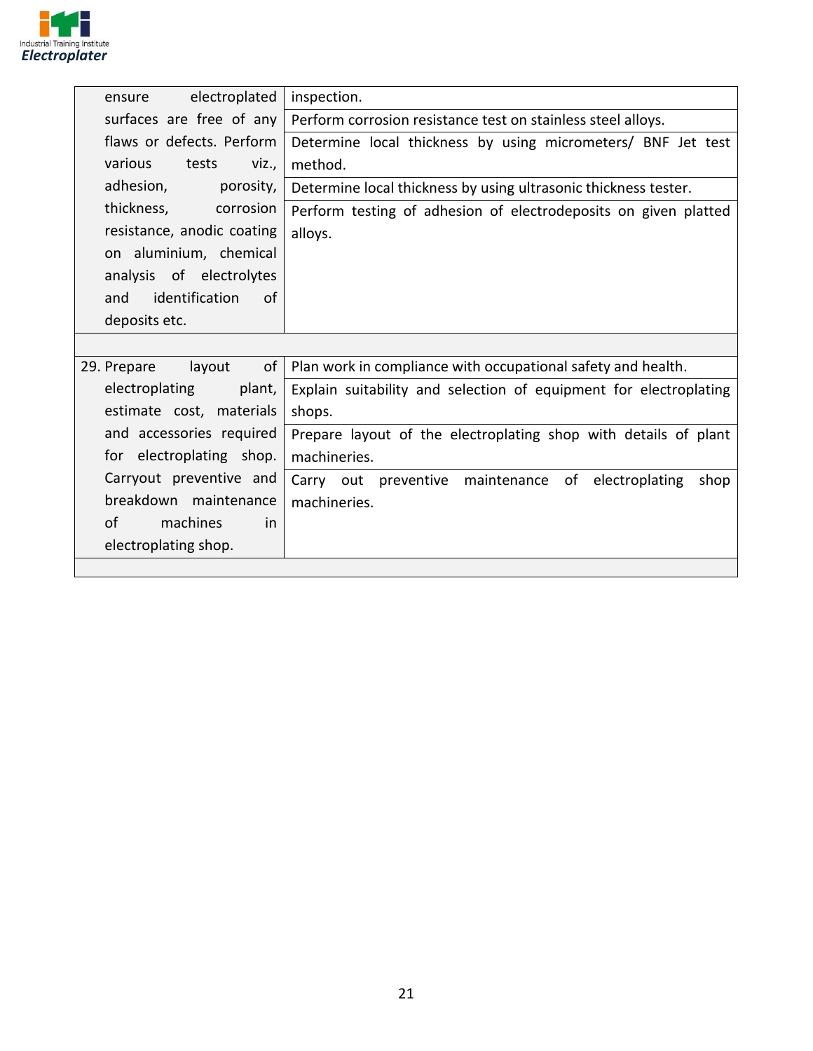| | |
|---|---|
| ensure electroplated surfaces are free of any flaws or defects. Perform various tests viz., adhesion, porosity, thickness, corrosion resistance, anodic coating on aluminium, chemical analysis of electrolytes and identification of deposits etc. | inspection. |
| | Perform corrosion resistance test on stainless steel alloys. |
| | Determine local thickness by using micrometers/ BNF Jet test method. |
| | Determine local thickness by using ultrasonic thickness tester. |
| | Perform testing of adhesion of electrodeposits on given platted alloys. |
| | |
| 29. Prepare layout of electroplating plant, estimate cost, materials and accessories required for electroplating shop. Carryout preventive and breakdown maintenance of machines in electroplating shop. | Plan work in compliance with occupational safety and health. |
| | Explain suitability and selection of equipment for electroplating shops. |
| | Prepare layout of the electroplating shop with details of plant machineries. |
| | Carry out preventive maintenance of electroplating shop machineries. |
| | |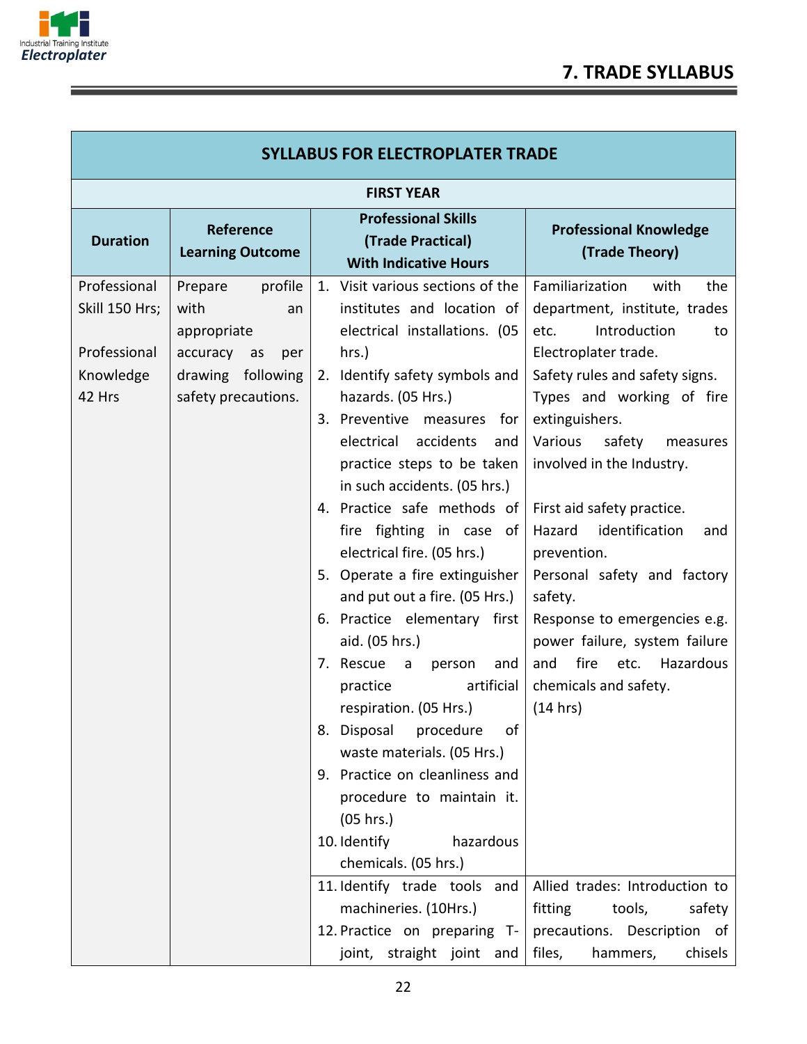## 7. TRADE SYLLABUS

| SYLLABUS FOR ELECTROPLATER TRADE | | | |
|---|---|---|---|
| **FIRST YEAR** | | | |
| **Duration** | **Reference Learning Outcome** | **Professional Skills (Trade Practical) With Indicative Hours** | **Professional Knowledge (Trade Theory)** |
| Professional Skill 150 Hrs;<br><br>Professional Knowledge 42 Hrs | Prepare profile with an appropriate accuracy as per drawing following safety precautions. | 1. Visit various sections of the institutes and location of electrical installations. (05 hrs.)<br>2. Identify safety symbols and hazards. (05 Hrs.)<br>3. Preventive measures for electrical accidents and practice steps to be taken in such accidents. (05 hrs.)<br>4. Practice safe methods of fire fighting in case of electrical fire. (05 hrs.)<br>5. Operate a fire extinguisher and put out a fire. (05 Hrs.)<br>6. Practice elementary first aid. (05 hrs.)<br>7. Rescue a person and practice artificial respiration. (05 Hrs.)<br>8. Disposal procedure of waste materials. (05 Hrs.)<br>9. Practice on cleanliness and procedure to maintain it. (05 hrs.)<br>10. Identify hazardous chemicals. (05 hrs.) | Familiarization with the department, institute, trades etc. Introduction to Electroplater trade.<br>Safety rules and safety signs.<br>Types and working of fire extinguishers.<br>Various safety measures involved in the Industry.<br><br>First aid safety practice.<br>Hazard identification and prevention.<br>Personal safety and factory safety.<br>Response to emergencies e.g. power failure, system failure and fire etc. Hazardous chemicals and safety.<br>(14 hrs) |
| | | 11. Identify trade tools and machineries. (10Hrs.)<br>12. Practice on preparing T-joint, straight joint and | Allied trades: Introduction to fitting tools, safety precautions. Description of files, hammers, chisels |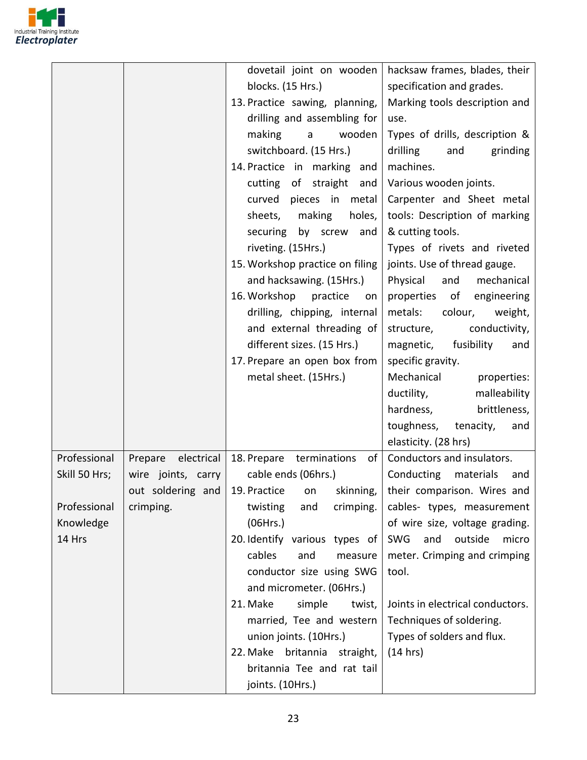| | | | |
|---|---|---|---|
| | | dovetail joint on wooden blocks. (15 Hrs.)<br>13. Practice sawing, planning, drilling and assembling for making a wooden switchboard. (15 Hrs.)<br>14. Practice in marking and cutting of straight and curved pieces in metal sheets, making holes, securing by screw and riveting. (15Hrs.)<br>15. Workshop practice on filing and hacksawing. (15Hrs.)<br>16. Workshop practice on drilling, chipping, internal and external threading of different sizes. (15 Hrs.)<br>17. Prepare an open box from metal sheet. (15Hrs.) | hacksaw frames, blades, their specification and grades.<br>Marking tools description and use.<br>Types of drills, description & drilling and grinding machines.<br>Various wooden joints.<br>Carpenter and Sheet metal tools: Description of marking & cutting tools.<br>Types of rivets and riveted joints. Use of thread gauge.<br>Physical and mechanical properties of engineering metals: colour, weight, structure, conductivity, magnetic, fusibility and specific gravity.<br>Mechanical properties: ductility, malleability hardness, brittleness, toughness, tenacity, and elasticity. (28 hrs) |
| Professional Skill 50 Hrs;<br><br>Professional Knowledge 14 Hrs | Prepare electrical wire joints, carry out soldering and crimping. | 18. Prepare terminations of cable ends (06hrs.)<br>19. Practice on skinning, twisting and crimping. (06Hrs.)<br>20. Identify various types of cables and measure conductor size using SWG and micrometer. (06Hrs.)<br>21. Make simple twist, married, Tee and western union joints. (10Hrs.)<br>22. Make britannia straight, britannia Tee and rat tail joints. (10Hrs.) | Conductors and insulators. Conducting materials and their comparison. Wires and cables- types, measurement of wire size, voltage grading. SWG and outside micro meter. Crimping and crimping tool.<br><br>Joints in electrical conductors. Techniques of soldering. Types of solders and flux. (14 hrs) |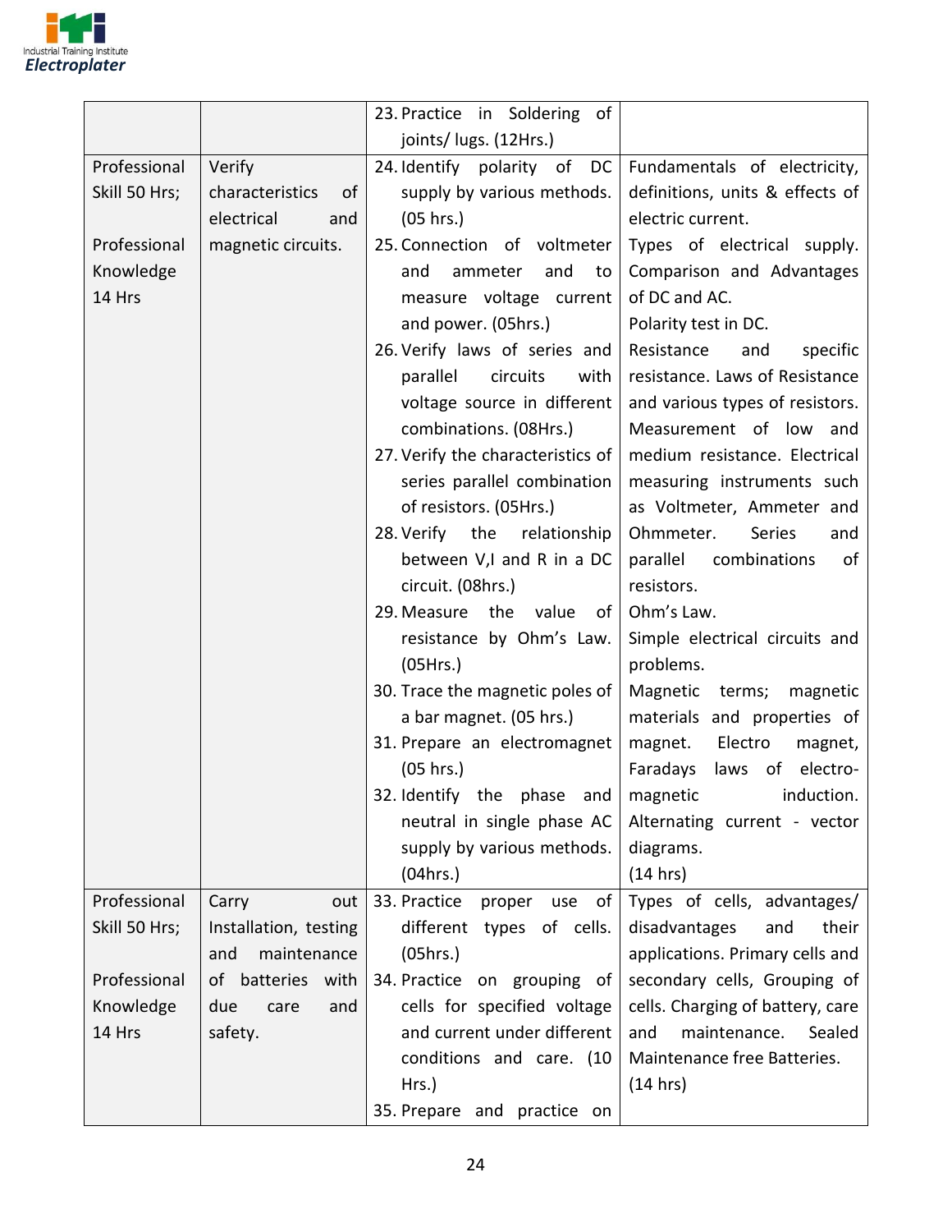| | | | |
|---|---|---|---|
| | | 23. Practice in Soldering of joints/ lugs. (12Hrs.) | |
| Professional Skill 50 Hrs;<br><br>Professional Knowledge 14 Hrs | Verify characteristics of electrical and magnetic circuits. | 24. Identify polarity of DC supply by various methods. (05 hrs.)<br>25. Connection of voltmeter and ammeter and to measure voltage current and power. (05hrs.)<br>26. Verify laws of series and parallel circuits with voltage source in different combinations. (08Hrs.)<br>27. Verify the characteristics of series parallel combination of resistors. (05Hrs.)<br>28. Verify the relationship between V,I and R in a DC circuit. (08hrs.)<br>29. Measure the value of resistance by Ohm's Law. (05Hrs.)<br>30. Trace the magnetic poles of a bar magnet. (05 hrs.)<br>31. Prepare an electromagnet (05 hrs.)<br>32. Identify the phase and neutral in single phase AC supply by various methods. (04hrs.) | Fundamentals of electricity, definitions, units & effects of electric current.<br>Types of electrical supply. Comparison and Advantages of DC and AC.<br>Polarity test in DC.<br>Resistance and specific resistance. Laws of Resistance and various types of resistors. Measurement of low and medium resistance. Electrical measuring instruments such as Voltmeter, Ammeter and Ohmmeter. Series and parallel combinations of resistors.<br>Ohm's Law.<br>Simple electrical circuits and problems.<br>Magnetic terms; magnetic materials and properties of magnet. Electro magnet, Faradays laws of electro-magnetic induction. Alternating current - vector diagrams.<br>(14 hrs) |
| Professional Skill 50 Hrs;<br><br>Professional Knowledge 14 Hrs | Carry out Installation, testing and maintenance of batteries with due care and safety. | 33. Practice proper use of different types of cells. (05hrs.)<br>34. Practice on grouping of cells for specified voltage and current under different conditions and care. (10 Hrs.)<br>35. Prepare and practice on | Types of cells, advantages/ disadvantages and their applications. Primary cells and secondary cells, Grouping of cells. Charging of battery, care and maintenance. Sealed Maintenance free Batteries.<br>(14 hrs) |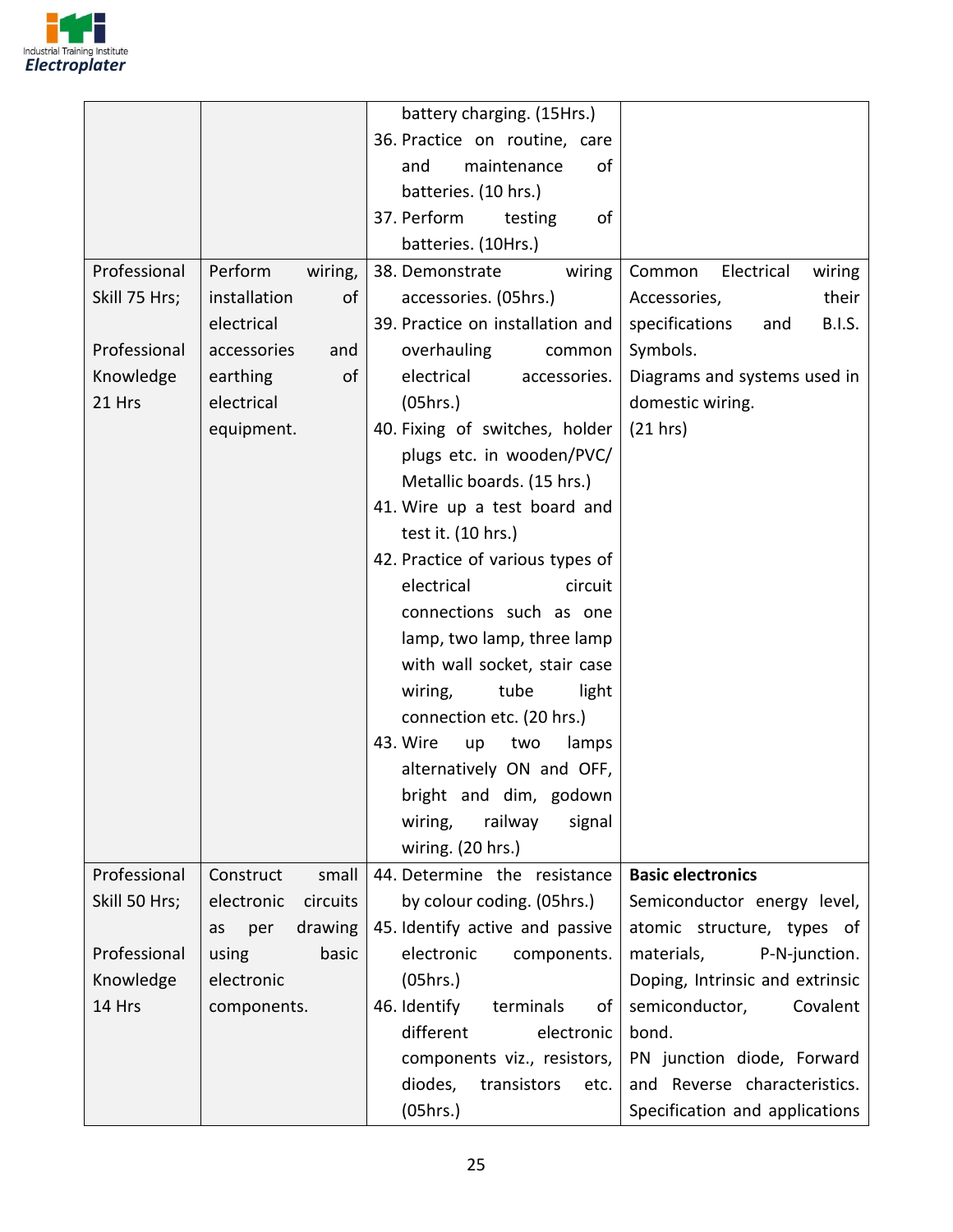| | | | |
|---|---|---|---|
| | | battery charging. (15Hrs.)<br>36. Practice on routine, care and maintenance of batteries. (10 hrs.)<br>37. Perform testing of batteries. (10Hrs.) | |
| Professional Skill 75 Hrs;<br><br>Professional Knowledge 21 Hrs | Perform wiring, installation of electrical accessories and earthing of electrical equipment. | 38. Demonstrate wiring accessories. (05hrs.)<br>39. Practice on installation and overhauling common electrical accessories. (05hrs.)<br>40. Fixing of switches, holder plugs etc. in wooden/PVC/ Metallic boards. (15 hrs.)<br>41. Wire up a test board and test it. (10 hrs.)<br>42. Practice of various types of electrical circuit connections such as one lamp, two lamp, three lamp with wall socket, stair case wiring, tube light connection etc. (20 hrs.)<br>43. Wire up two lamps alternatively ON and OFF, bright and dim, godown wiring, railway signal wiring. (20 hrs.) | Common Electrical wiring Accessories, their specifications and B.I.S. Symbols.<br>Diagrams and systems used in domestic wiring.<br>(21 hrs) |
| Professional Skill 50 Hrs;<br><br>Professional Knowledge 14 Hrs | Construct small electronic circuits as per drawing using basic electronic components. | 44. Determine the resistance by colour coding. (05hrs.)<br>45. Identify active and passive electronic components. (05hrs.)<br>46. Identify terminals of different electronic components viz., resistors, diodes, transistors etc. (05hrs.) | **Basic electronics**<br>Semiconductor energy level, atomic structure, types of materials, P-N-junction. Doping, Intrinsic and extrinsic semiconductor, Covalent bond.<br>PN junction diode, Forward and Reverse characteristics. Specification and applications |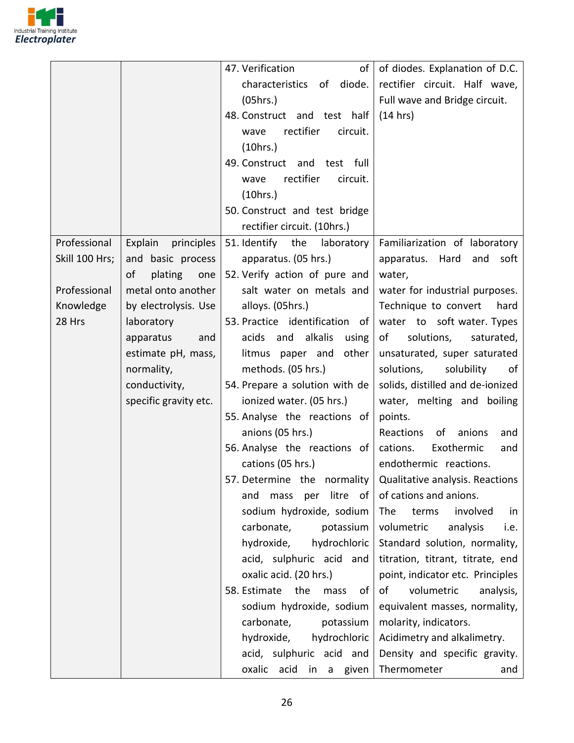| | | | |
|---|---|---|---|
| | | 47. Verification of characteristics of diode. (05hrs.)<br>48. Construct and test half wave rectifier circuit. (10hrs.)<br>49. Construct and test full wave rectifier circuit. (10hrs.)<br>50. Construct and test bridge rectifier circuit. (10hrs.) | of diodes. Explanation of D.C. rectifier circuit. Half wave, Full wave and Bridge circuit. (14 hrs) |
| Professional Skill 100 Hrs;<br><br>Professional Knowledge 28 Hrs | Explain principles and basic process of plating one metal onto another by electrolysis. Use laboratory apparatus and estimate pH, mass, normality, conductivity, specific gravity etc. | 51. Identify the laboratory apparatus. (05 hrs.)<br>52. Verify action of pure and salt water on metals and alloys. (05hrs.)<br>53. Practice identification of acids and alkalis using litmus paper and other methods. (05 hrs.)<br>54. Prepare a solution with de ionized water. (05 hrs.)<br>55. Analyse the reactions of anions (05 hrs.)<br>56. Analyse the reactions of cations (05 hrs.)<br>57. Determine the normality and mass per litre of sodium hydroxide, sodium carbonate, potassium hydroxide, hydrochloric acid, sulphuric acid and oxalic acid. (20 hrs.)<br>58. Estimate the mass of sodium hydroxide, sodium carbonate, potassium hydroxide, hydrochloric acid, sulphuric acid and oxalic acid in a given | Familiarization of laboratory apparatus. Hard and soft water,<br>water for industrial purposes. Technique to convert hard water to soft water. Types of solutions, saturated, unsaturated, super saturated solutions, solubility of solids, distilled and de-ionized water, melting and boiling points.<br>Reactions of anions and cations. Exothermic and endothermic reactions.<br>Qualitative analysis. Reactions of cations and anions.<br>The terms involved in volumetric analysis i.e. Standard solution, normality, titration, titrant, titrate, end point, indicator etc. Principles of volumetric analysis, equivalent masses, normality, molarity, indicators.<br>Acidimetry and alkalimetry.<br>Density and specific gravity. Thermometer and |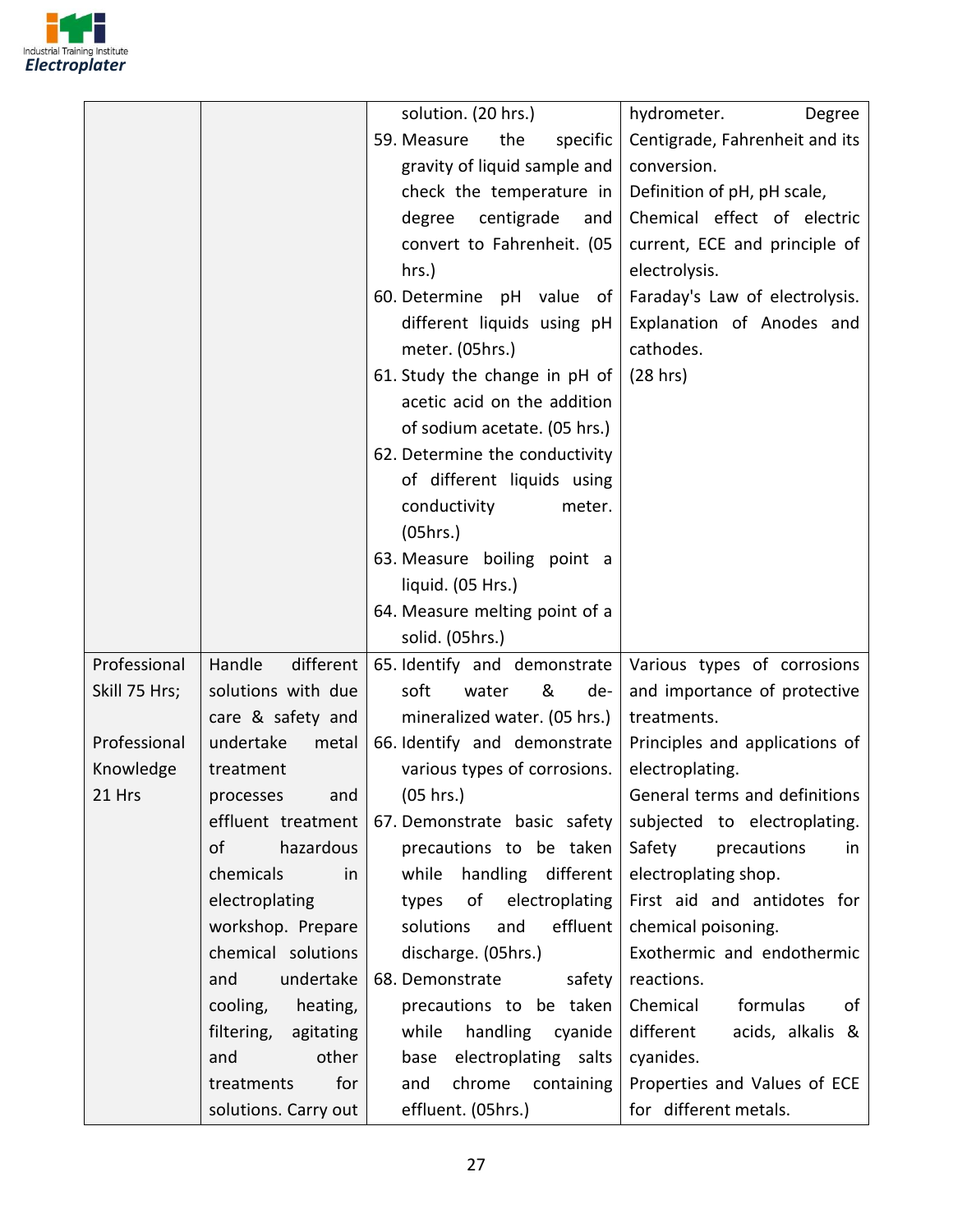| | | | |
|---|---|---|---|
| | | solution. (20 hrs.)<br>59. Measure the specific gravity of liquid sample and check the temperature in degree centigrade and convert to Fahrenheit. (05 hrs.)<br>60. Determine pH value of different liquids using pH meter. (05hrs.)<br>61. Study the change in pH of acetic acid on the addition of sodium acetate. (05 hrs.)<br>62. Determine the conductivity of different liquids using conductivity meter. (05hrs.)<br>63. Measure boiling point a liquid. (05 Hrs.)<br>64. Measure melting point of a solid. (05hrs.) | hydrometer. Degree Centigrade, Fahrenheit and its conversion.<br>Definition of pH, pH scale,<br>Chemical effect of electric current, ECE and principle of electrolysis.<br>Faraday's Law of electrolysis.<br>Explanation of Anodes and cathodes.<br>(28 hrs) |
| Professional Skill 75 Hrs;<br><br>Professional Knowledge 21 Hrs | Handle different solutions with due care & safety and undertake metal treatment processes and effluent treatment of hazardous chemicals in electroplating workshop. Prepare chemical solutions and undertake cooling, heating, filtering, agitating and other treatments for solutions. Carry out | 65. Identify and demonstrate soft water & de-mineralized water. (05 hrs.)<br>66. Identify and demonstrate various types of corrosions. (05 hrs.)<br>67. Demonstrate basic safety precautions to be taken while handling different types of electroplating solutions and effluent discharge. (05hrs.)<br>68. Demonstrate safety precautions to be taken while handling cyanide base electroplating salts and chrome containing effluent. (05hrs.) | Various types of corrosions and importance of protective treatments.<br>Principles and applications of electroplating.<br>General terms and definitions subjected to electroplating.<br>Safety precautions in electroplating shop.<br>First aid and antidotes for chemical poisoning.<br>Exothermic and endothermic reactions.<br>Chemical formulas of different acids, alkalis & cyanides.<br>Properties and Values of ECE for different metals. |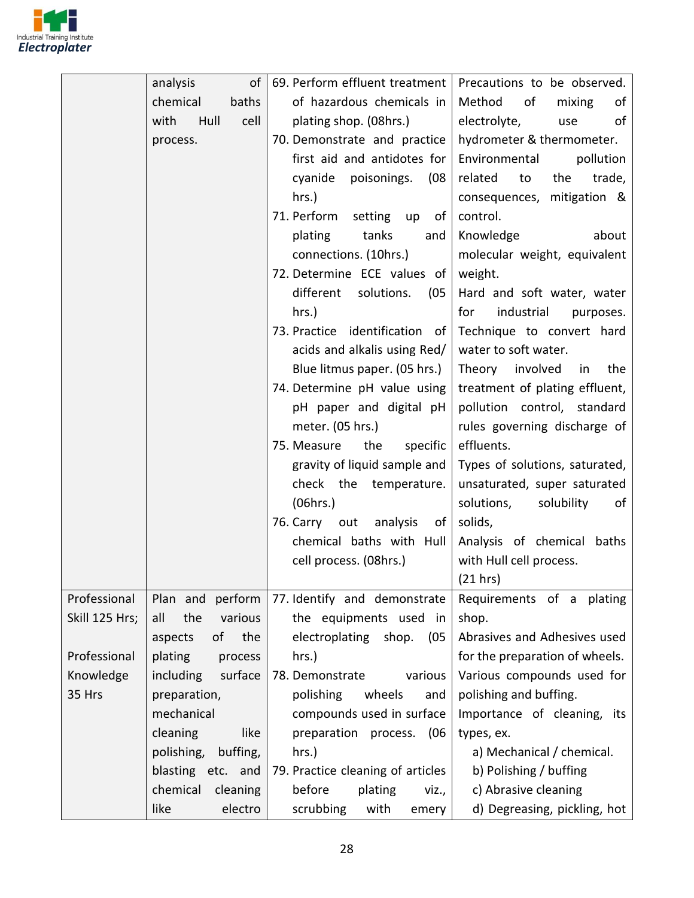| | | | |
|---|---|---|---|
| | analysis of chemical baths with Hull cell process. | 69. Perform effluent treatment of hazardous chemicals in plating shop. (08hrs.)<br>70. Demonstrate and practice first aid and antidotes for cyanide poisonings. (08 hrs.)<br>71. Perform setting up of plating tanks and connections. (10hrs.)<br>72. Determine ECE values of different solutions. (05 hrs.)<br>73. Practice identification of acids and alkalis using Red/ Blue litmus paper. (05 hrs.)<br>74. Determine pH value using pH paper and digital pH meter. (05 hrs.)<br>75. Measure the specific gravity of liquid sample and check the temperature. (06hrs.)<br>76. Carry out analysis of chemical baths with Hull cell process. (08hrs.) | Precautions to be observed. Method of mixing of electrolyte, use of hydrometer & thermometer.<br>Environmental pollution related to the trade, consequences, mitigation & control.<br>Knowledge about molecular weight, equivalent weight.<br>Hard and soft water, water for industrial purposes. Technique to convert hard water to soft water.<br>Theory involved in the treatment of plating effluent, pollution control, standard rules governing discharge of effluents.<br>Types of solutions, saturated, unsaturated, super saturated solutions, solubility of solids,<br>Analysis of chemical baths with Hull cell process.<br>(21 hrs) |
| Professional Skill 125 Hrs;<br><br>Professional Knowledge 35 Hrs | Plan and perform all the various aspects of the plating process including surface preparation, mechanical cleaning like polishing, buffing, blasting etc. and chemical cleaning like electro | 77. Identify and demonstrate the equipments used in electroplating shop. (05 hrs.)<br>78. Demonstrate various polishing wheels and compounds used in surface preparation process. (06 hrs.)<br>79. Practice cleaning of articles before plating viz., scrubbing with emery | Requirements of a plating shop.<br>Abrasives and Adhesives used for the preparation of wheels.<br>Various compounds used for polishing and buffing.<br>Importance of cleaning, its types, ex.<br>a) Mechanical / chemical.<br>b) Polishing / buffing<br>c) Abrasive cleaning<br>d) Degreasing, pickling, hot |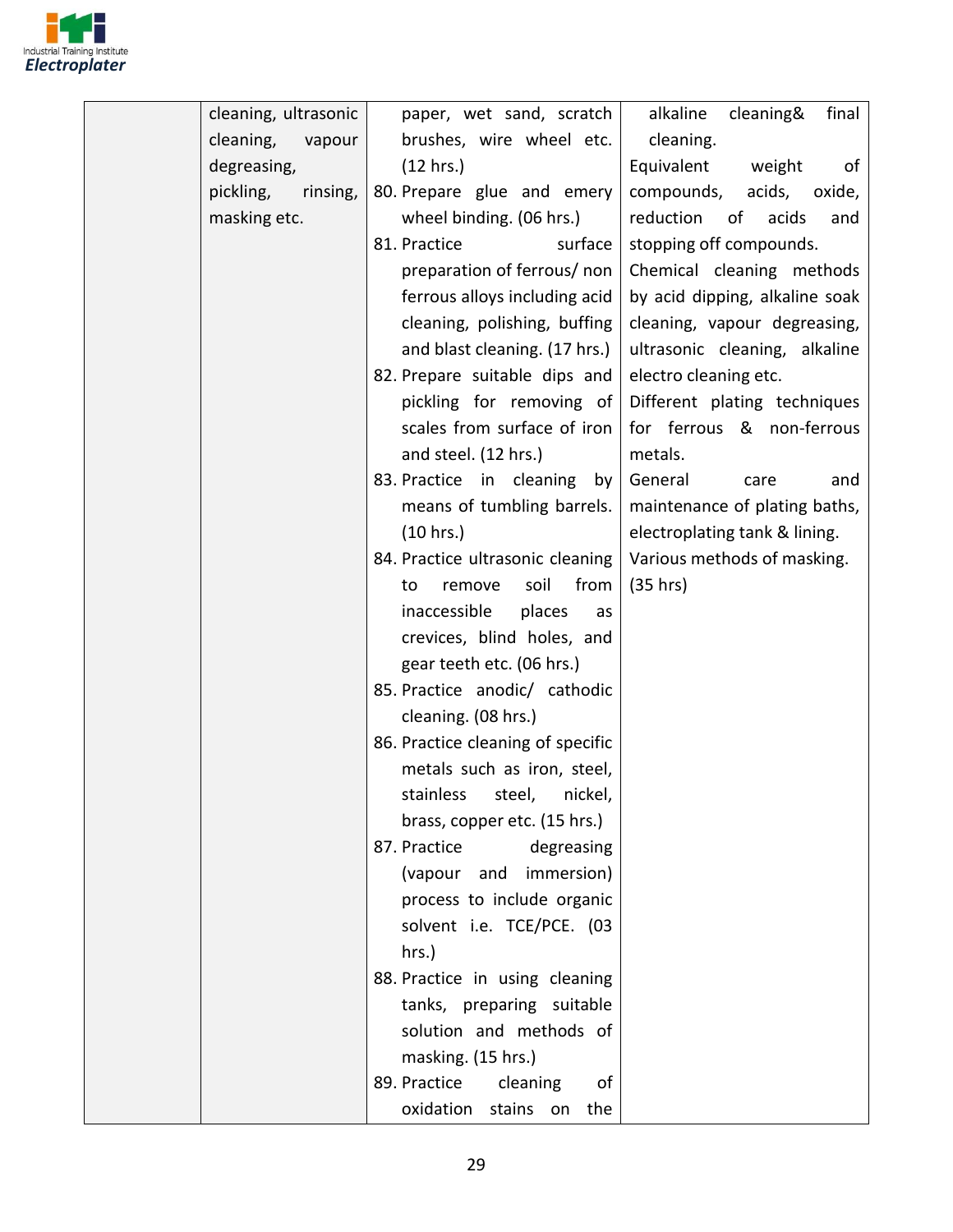|  | cleaning, ultrasonic cleaning, vapour degreasing, pickling, rinsing, masking etc. | paper, wet sand, scratch brushes, wire wheel etc. (12 hrs.)<br>80. Prepare glue and emery wheel binding. (06 hrs.)<br>81. Practice surface preparation of ferrous/ non ferrous alloys including acid cleaning, polishing, buffing and blast cleaning. (17 hrs.)<br>82. Prepare suitable dips and pickling for removing of scales from surface of iron and steel. (12 hrs.)<br>83. Practice in cleaning by means of tumbling barrels. (10 hrs.)<br>84. Practice ultrasonic cleaning to remove soil from inaccessible places as crevices, blind holes, and gear teeth etc. (06 hrs.)<br>85. Practice anodic/ cathodic cleaning. (08 hrs.)<br>86. Practice cleaning of specific metals such as iron, steel, stainless steel, nickel, brass, copper etc. (15 hrs.)<br>87. Practice degreasing (vapour and immersion) process to include organic solvent i.e. TCE/PCE. (03 hrs.)<br>88. Practice in using cleaning tanks, preparing suitable solution and methods of masking. (15 hrs.)<br>89. Practice cleaning of oxidation stains on the | alkaline cleaning& final cleaning.<br>Equivalent weight of compounds, acids, oxide, reduction of acids and stopping off compounds.<br>Chemical cleaning methods by acid dipping, alkaline soak cleaning, vapour degreasing, ultrasonic cleaning, alkaline electro cleaning etc.<br>Different plating techniques for ferrous & non-ferrous metals.<br>General care and maintenance of plating baths, electroplating tank & lining.<br>Various methods of masking.<br>(35 hrs) |
|---|---|---|---|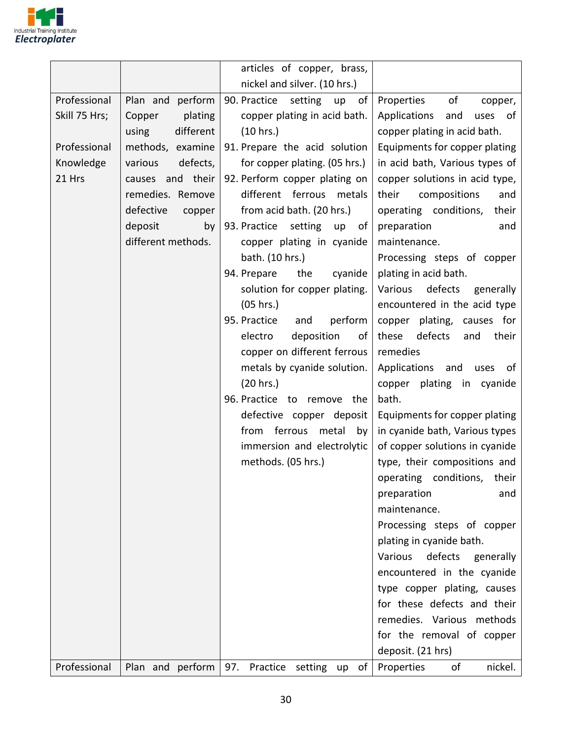| | | | |
|---|---|---|---|
| | | articles of copper, brass, nickel and silver. (10 hrs.) | |
| Professional Skill 75 Hrs;<br><br>Professional Knowledge 21 Hrs | Plan and perform Copper plating using different methods, examine various defects, causes and their remedies. Remove defective copper deposit by different methods. | 90. Practice setting up of copper plating in acid bath. (10 hrs.)<br>91. Prepare the acid solution for copper plating. (05 hrs.)<br>92. Perform copper plating on different ferrous metals from acid bath. (20 hrs.)<br>93. Practice setting up of copper plating in cyanide bath. (10 hrs.)<br>94. Prepare the cyanide solution for copper plating. (05 hrs.)<br>95. Practice and perform electro deposition of copper on different ferrous metals by cyanide solution. (20 hrs.)<br>96. Practice to remove the defective copper deposit from ferrous metal by immersion and electrolytic methods. (05 hrs.) | Properties of copper, Applications and uses of copper plating in acid bath.<br>Equipments for copper plating in acid bath, Various types of copper solutions in acid type, their compositions and operating conditions, their preparation and maintenance.<br>Processing steps of copper plating in acid bath.<br>Various defects generally encountered in the acid type copper plating, causes for these defects and their remedies<br>Applications and uses of copper plating in cyanide bath.<br>Equipments for copper plating in cyanide bath, Various types of copper solutions in cyanide type, their compositions and operating conditions, their preparation and maintenance.<br>Processing steps of copper plating in cyanide bath.<br>Various defects generally encountered in the cyanide type copper plating, causes for these defects and their remedies. Various methods for the removal of copper deposit. (21 hrs) |
| Professional | Plan and perform | 97. Practice setting up of | Properties of nickel. |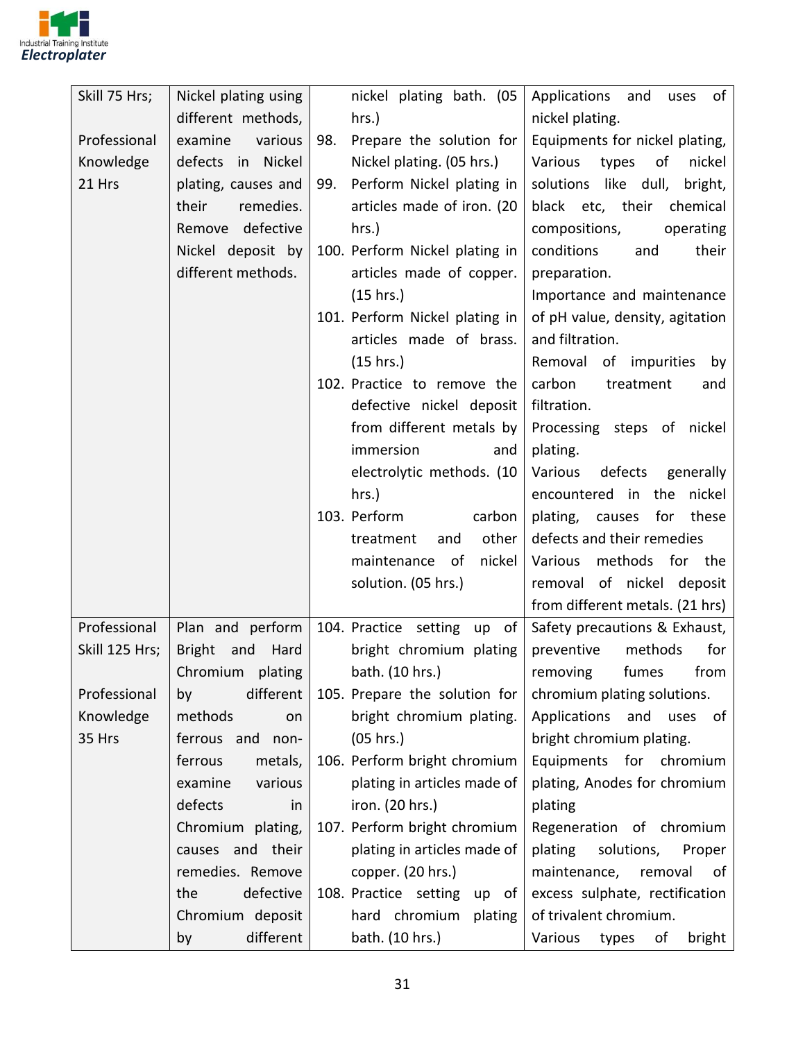| | | | |
|---|---|---|---|
| Skill 75 Hrs;<br><br>Professional Knowledge 21 Hrs | Nickel plating using different methods, examine various defects in Nickel plating, causes and their remedies. Remove defective Nickel deposit by different methods. | nickel plating bath. (05 hrs.)<br>98. Prepare the solution for Nickel plating. (05 hrs.)<br>99. Perform Nickel plating in articles made of iron. (20 hrs.)<br>100. Perform Nickel plating in articles made of copper. (15 hrs.)<br>101. Perform Nickel plating in articles made of brass. (15 hrs.)<br>102. Practice to remove the defective nickel deposit from different metals by immersion and electrolytic methods. (10 hrs.)<br>103. Perform carbon treatment and other maintenance of nickel solution. (05 hrs.) | Applications and uses of nickel plating.<br>Equipments for nickel plating, Various types of nickel solutions like dull, bright, black etc, their chemical compositions, operating conditions and their preparation.<br>Importance and maintenance of pH value, density, agitation and filtration.<br>Removal of impurities by carbon treatment and filtration.<br>Processing steps of nickel plating.<br>Various defects generally encountered in the nickel plating, causes for these defects and their remedies<br>Various methods for the removal of nickel deposit from different metals. (21 hrs) |
| Professional Skill 125 Hrs;<br><br>Professional Knowledge 35 Hrs | Plan and perform Bright and Hard Chromium plating by different methods on ferrous and non-ferrous metals, examine various defects in Chromium plating, causes and their remedies. Remove the defective Chromium deposit by different | 104. Practice setting up of bright chromium plating bath. (10 hrs.)<br>105. Prepare the solution for bright chromium plating. (05 hrs.)<br>106. Perform bright chromium plating in articles made of iron. (20 hrs.)<br>107. Perform bright chromium plating in articles made of copper. (20 hrs.)<br>108. Practice setting up of hard chromium plating bath. (10 hrs.) | Safety precautions & Exhaust, preventive methods for removing fumes from chromium plating solutions.<br>Applications and uses of bright chromium plating.<br>Equipments for chromium plating, Anodes for chromium plating<br>Regeneration of chromium plating solutions, Proper maintenance, removal of excess sulphate, rectification of trivalent chromium.<br>Various types of bright |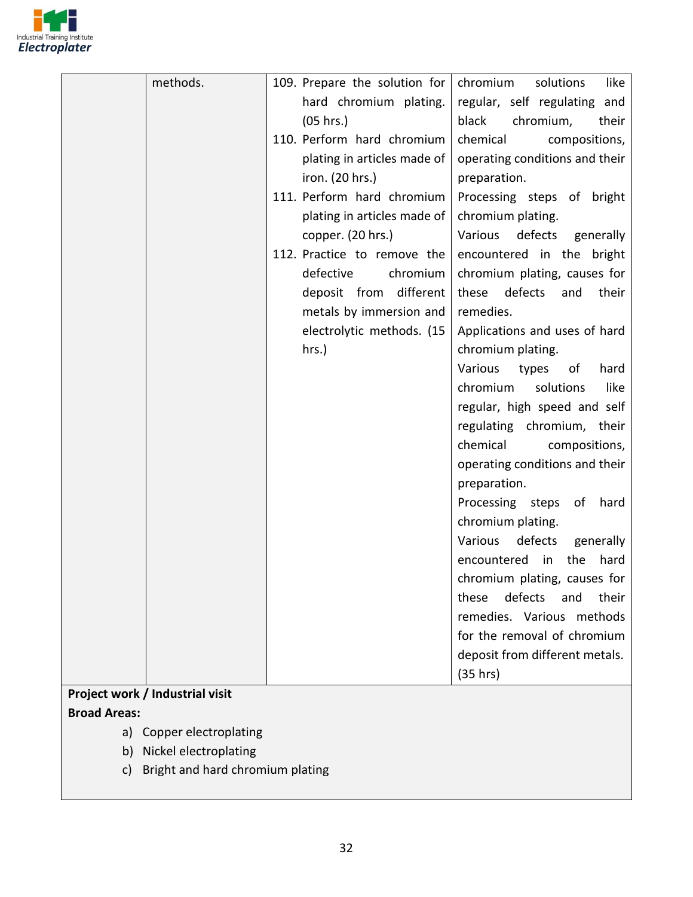| | | | |
|---|---|---|---|
| | methods. | 109. Prepare the solution for hard chromium plating. (05 hrs.)<br>110. Perform hard chromium plating in articles made of iron. (20 hrs.)<br>111. Perform hard chromium plating in articles made of copper. (20 hrs.)<br>112. Practice to remove the defective chromium deposit from different metals by immersion and electrolytic methods. (15 hrs.) | chromium solutions like regular, self regulating and black chromium, their chemical compositions, operating conditions and their preparation.<br>Processing steps of bright chromium plating.<br>Various defects generally encountered in the bright chromium plating, causes for these defects and their remedies.<br>Applications and uses of hard chromium plating.<br>Various types of hard chromium solutions like regular, high speed and self regulating chromium, their chemical compositions, operating conditions and their preparation.<br>Processing steps of hard chromium plating.<br>Various defects generally encountered in the hard chromium plating, causes for these defects and their remedies. Various methods for the removal of chromium deposit from different metals. (35 hrs) |

**Project work / Industrial visit**

**Broad Areas:**

a) Copper electroplating
b) Nickel electroplating
c) Bright and hard chromium plating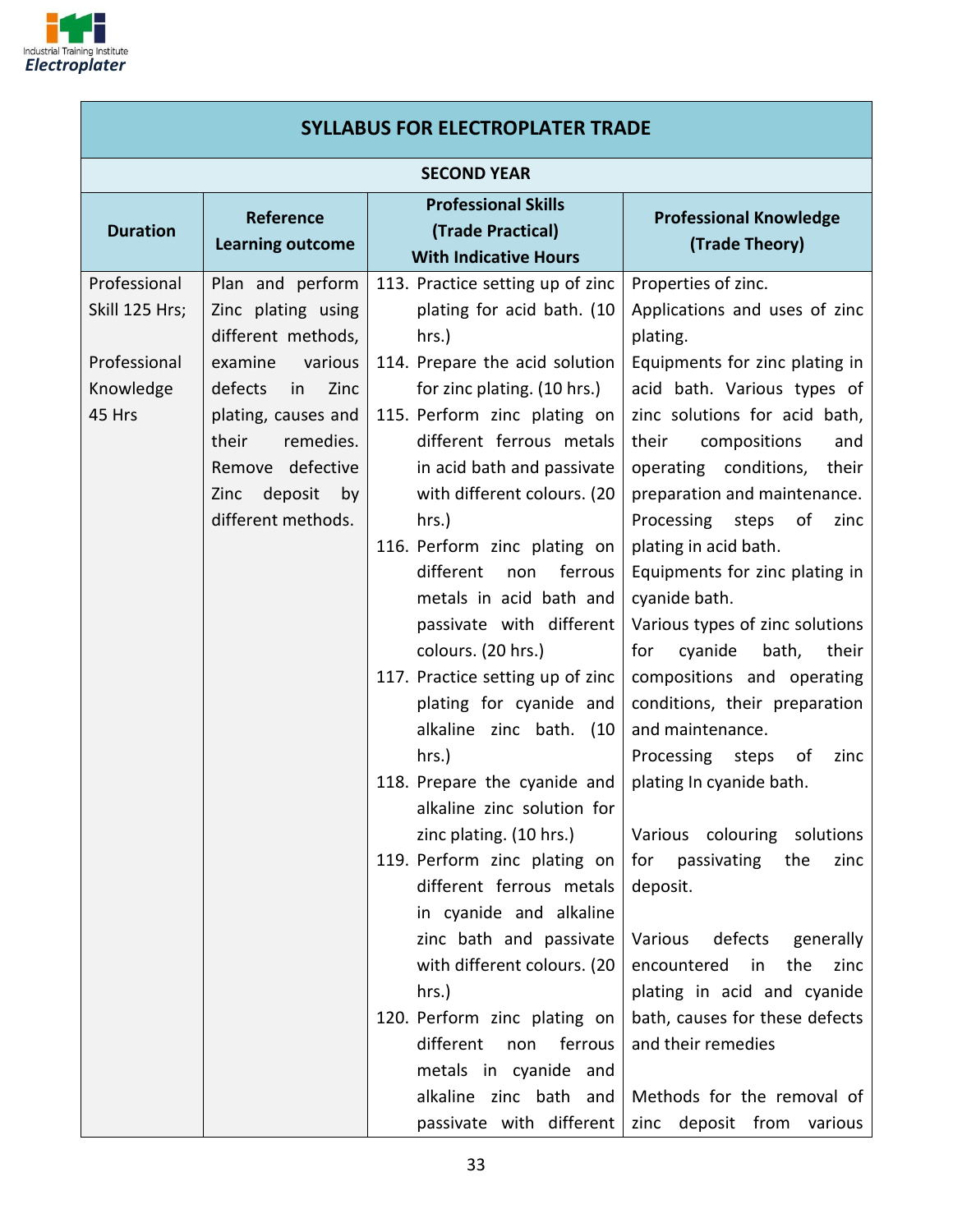| SYLLABUS FOR ELECTROPLATER TRADE | | | |
|---|---|---|---|
| **SECOND YEAR** | | | |
| **Duration** | **Reference Learning outcome** | **Professional Skills (Trade Practical) With Indicative Hours** | **Professional Knowledge (Trade Theory)** |
| Professional Skill 125 Hrs; Professional Knowledge 45 Hrs | Plan and perform Zinc plating using different methods, examine various defects in Zinc plating, causes and their remedies. Remove defective Zinc deposit by different methods. | 113. Practice setting up of zinc plating for acid bath. (10 hrs.) 114. Prepare the acid solution for zinc plating. (10 hrs.) 115. Perform zinc plating on different ferrous metals in acid bath and passivate with different colours. (20 hrs.) 116. Perform zinc plating on different non ferrous metals in acid bath and passivate with different colours. (20 hrs.) 117. Practice setting up of zinc plating for cyanide and alkaline zinc bath. (10 hrs.) 118. Prepare the cyanide and alkaline zinc solution for zinc plating. (10 hrs.) 119. Perform zinc plating on different ferrous metals in cyanide and alkaline zinc bath and passivate with different colours. (20 hrs.) 120. Perform zinc plating on different non ferrous metals in cyanide and alkaline zinc bath and passivate with different | Properties of zinc. Applications and uses of zinc plating. Equipments for zinc plating in acid bath. Various types of zinc solutions for acid bath, their compositions and operating conditions, their preparation and maintenance. Processing steps of zinc plating in acid bath. Equipments for zinc plating in cyanide bath. Various types of zinc solutions for cyanide bath, their compositions and operating conditions, their preparation and maintenance. Processing steps of zinc plating In cyanide bath. Various colouring solutions for passivating the zinc deposit. Various defects generally encountered in the zinc plating in acid and cyanide bath, causes for these defects and their remedies Methods for the removal of zinc deposit from various |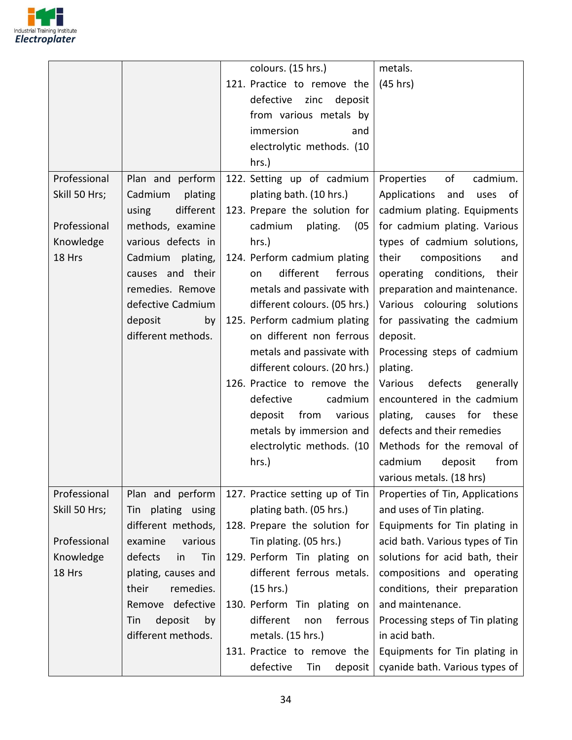| | | | |
|---|---|---|---|
| | | colours. (15 hrs.)<br>121. Practice to remove the defective zinc deposit from various metals by immersion and electrolytic methods. (10 hrs.) | metals.<br>(45 hrs) |
| Professional Skill 50 Hrs;<br><br>Professional Knowledge 18 Hrs | Plan and perform Cadmium plating using different methods, examine various defects in Cadmium plating, causes and their remedies. Remove defective Cadmium deposit by different methods. | 122. Setting up of cadmium plating bath. (10 hrs.)<br>123. Prepare the solution for cadmium plating. (05 hrs.)<br>124. Perform cadmium plating on different ferrous metals and passivate with different colours. (05 hrs.)<br>125. Perform cadmium plating on different non ferrous metals and passivate with different colours. (20 hrs.)<br>126. Practice to remove the defective cadmium deposit from various metals by immersion and electrolytic methods. (10 hrs.) | Properties of cadmium. Applications and uses of cadmium plating. Equipments for cadmium plating. Various types of cadmium solutions, their compositions and operating conditions, their preparation and maintenance. Various colouring solutions for passivating the cadmium deposit.<br>Processing steps of cadmium plating.<br>Various defects generally encountered in the cadmium plating, causes for these defects and their remedies<br>Methods for the removal of cadmium deposit from various metals. (18 hrs) |
| Professional Skill 50 Hrs;<br><br>Professional Knowledge 18 Hrs | Plan and perform Tin plating using different methods, examine various defects in Tin plating, causes and their remedies. Remove defective Tin deposit by different methods. | 127. Practice setting up of Tin plating bath. (05 hrs.)<br>128. Prepare the solution for Tin plating. (05 hrs.)<br>129. Perform Tin plating on different ferrous metals. (15 hrs.)<br>130. Perform Tin plating on different non ferrous metals. (15 hrs.)<br>131. Practice to remove the defective Tin deposit | Properties of Tin, Applications and uses of Tin plating.<br>Equipments for Tin plating in acid bath. Various types of Tin solutions for acid bath, their compositions and operating conditions, their preparation and maintenance.<br>Processing steps of Tin plating in acid bath.<br>Equipments for Tin plating in cyanide bath. Various types of |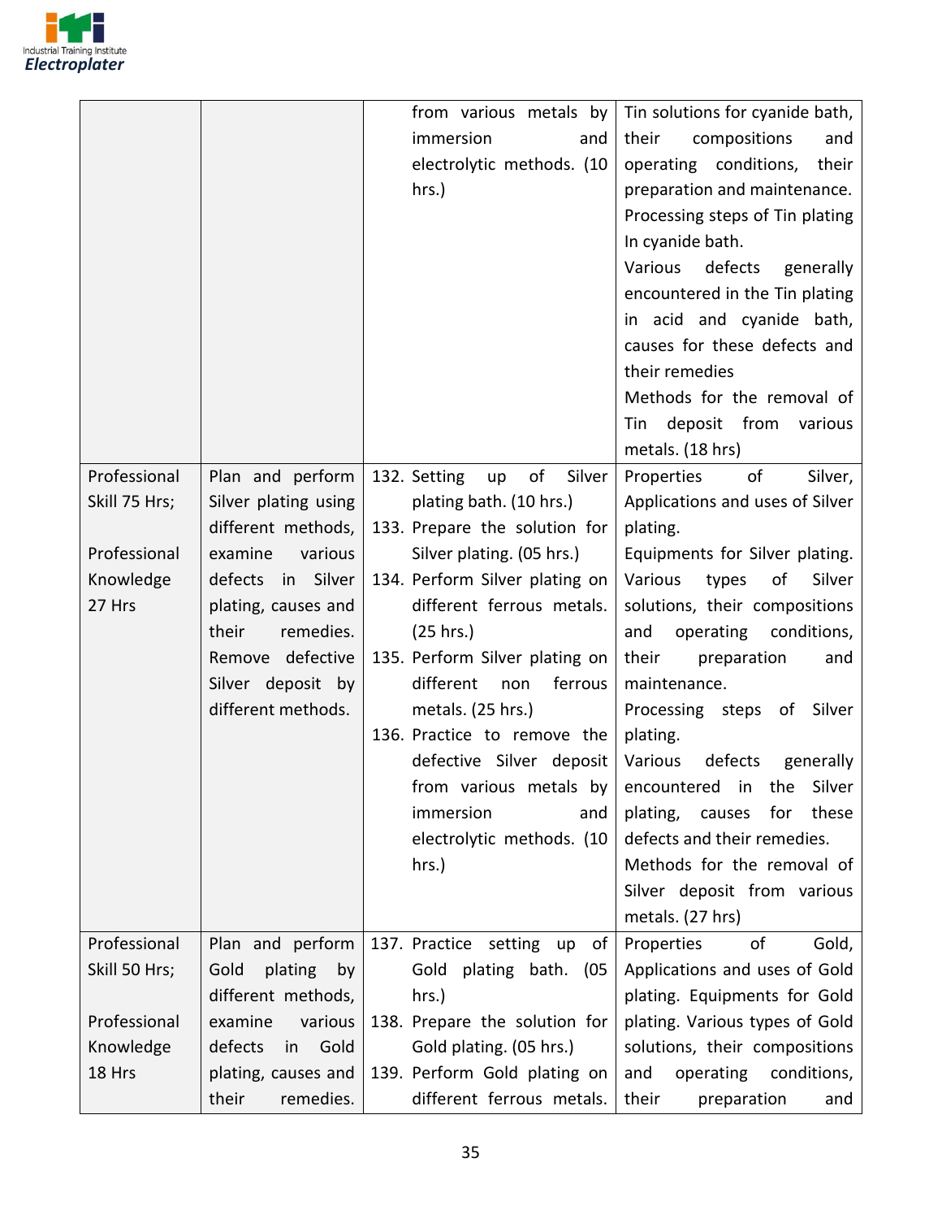| | | | |
|---|---|---|---|
| | | from various metals by immersion and electrolytic methods. (10 hrs.) | Tin solutions for cyanide bath, their compositions and operating conditions, their preparation and maintenance.<br>Processing steps of Tin plating In cyanide bath.<br>Various defects generally encountered in the Tin plating in acid and cyanide bath, causes for these defects and their remedies<br>Methods for the removal of Tin deposit from various metals. (18 hrs) |
| Professional Skill 75 Hrs;<br><br>Professional Knowledge 27 Hrs | Plan and perform Silver plating using different methods, examine various defects in Silver plating, causes and their remedies. Remove defective Silver deposit by different methods. | 132. Setting up of Silver plating bath. (10 hrs.)<br>133. Prepare the solution for Silver plating. (05 hrs.)<br>134. Perform Silver plating on different ferrous metals. (25 hrs.)<br>135. Perform Silver plating on different non ferrous metals. (25 hrs.)<br>136. Practice to remove the defective Silver deposit from various metals by immersion and electrolytic methods. (10 hrs.) | Properties of Silver, Applications and uses of Silver plating.<br>Equipments for Silver plating.<br>Various types of Silver solutions, their compositions and operating conditions, their preparation and maintenance.<br>Processing steps of Silver plating.<br>Various defects generally encountered in the Silver plating, causes for these defects and their remedies.<br>Methods for the removal of Silver deposit from various metals. (27 hrs) |
| Professional Skill 50 Hrs;<br><br>Professional Knowledge 18 Hrs | Plan and perform Gold plating by different methods, examine various defects in Gold plating, causes and their remedies. | 137. Practice setting up of Gold plating bath. (05 hrs.)<br>138. Prepare the solution for Gold plating. (05 hrs.)<br>139. Perform Gold plating on different ferrous metals. | Properties of Gold, Applications and uses of Gold plating. Equipments for Gold plating. Various types of Gold solutions, their compositions and operating conditions, their preparation and |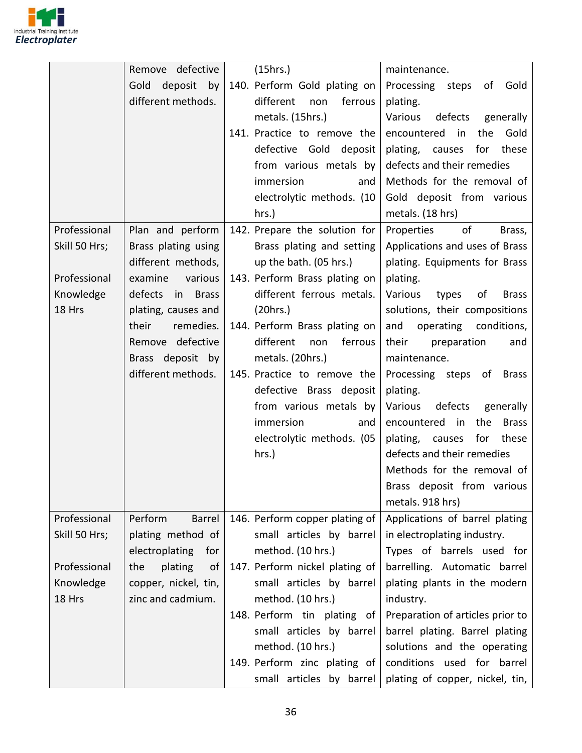| | | | |
|---|---|---|---|
| | Remove defective Gold deposit by different methods. | (15hrs.)<br>140. Perform Gold plating on different non ferrous metals. (15hrs.)<br>141. Practice to remove the defective Gold deposit from various metals by immersion and electrolytic methods. (10 hrs.) | maintenance.<br>Processing steps of Gold plating.<br>Various defects generally encountered in the Gold plating, causes for these defects and their remedies<br>Methods for the removal of Gold deposit from various metals. (18 hrs) |
| Professional Skill 50 Hrs;<br><br>Professional Knowledge 18 Hrs | Plan and perform Brass plating using different methods, examine various defects in Brass plating, causes and their remedies. Remove defective Brass deposit by different methods. | 142. Prepare the solution for Brass plating and setting up the bath. (05 hrs.)<br>143. Perform Brass plating on different ferrous metals. (20hrs.)<br>144. Perform Brass plating on different non ferrous metals. (20hrs.)<br>145. Practice to remove the defective Brass deposit from various metals by immersion and electrolytic methods. (05 hrs.) | Properties of Brass, Applications and uses of Brass plating. Equipments for Brass plating.<br>Various types of Brass solutions, their compositions and operating conditions, their preparation and maintenance.<br>Processing steps of Brass plating.<br>Various defects generally encountered in the Brass plating, causes for these defects and their remedies<br>Methods for the removal of Brass deposit from various metals. 918 hrs) |
| Professional Skill 50 Hrs;<br><br>Professional Knowledge 18 Hrs | Perform Barrel plating method of electroplating for the plating of copper, nickel, tin, zinc and cadmium. | 146. Perform copper plating of small articles by barrel method. (10 hrs.)<br>147. Perform nickel plating of small articles by barrel method. (10 hrs.)<br>148. Perform tin plating of small articles by barrel method. (10 hrs.)<br>149. Perform zinc plating of small articles by barrel | Applications of barrel plating in electroplating industry.<br>Types of barrels used for barrelling. Automatic barrel plating plants in the modern industry.<br>Preparation of articles prior to barrel plating. Barrel plating solutions and the operating conditions used for barrel plating of copper, nickel, tin, |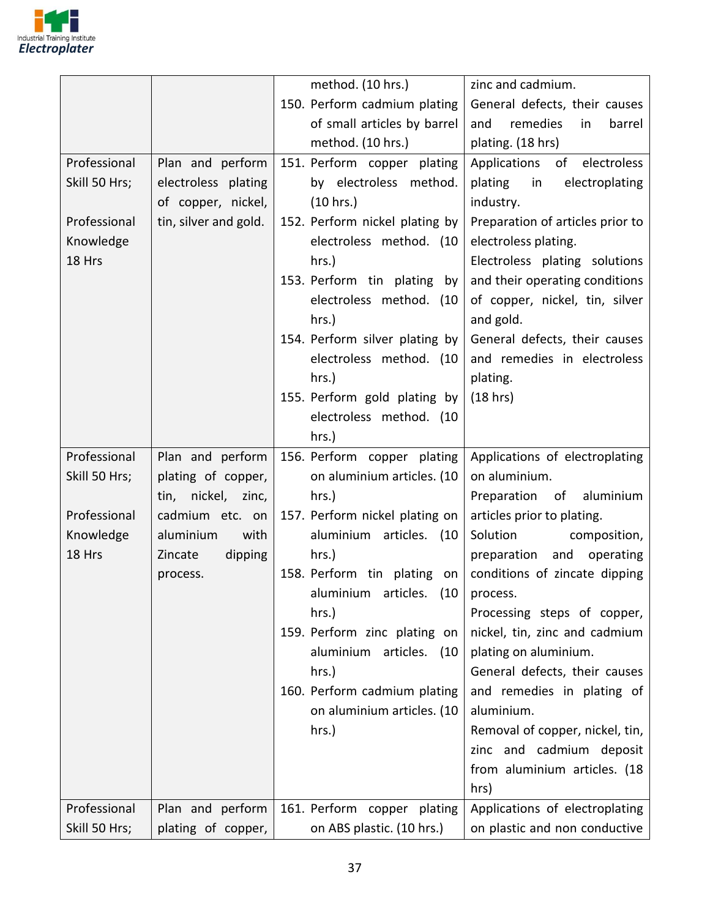| | | | |
|---|---|---|---|
| | | method. (10 hrs.)<br>150. Perform cadmium plating of small articles by barrel method. (10 hrs.) | zinc and cadmium.<br>General defects, their causes and remedies in barrel plating. (18 hrs) |
| Professional Skill 50 Hrs;<br><br>Professional Knowledge 18 Hrs | Plan and perform electroless plating of copper, nickel, tin, silver and gold. | 151. Perform copper plating by electroless method. (10 hrs.)<br>152. Perform nickel plating by electroless method. (10 hrs.)<br>153. Perform tin plating by electroless method. (10 hrs.)<br>154. Perform silver plating by electroless method. (10 hrs.)<br>155. Perform gold plating by electroless method. (10 hrs.) | Applications of electroless plating in electroplating industry.<br>Preparation of articles prior to electroless plating.<br>Electroless plating solutions and their operating conditions of copper, nickel, tin, silver and gold.<br>General defects, their causes and remedies in electroless plating.<br>(18 hrs) |
| Professional Skill 50 Hrs;<br><br>Professional Knowledge 18 Hrs | Plan and perform plating of copper, tin, nickel, zinc, cadmium etc. on aluminium with Zincate dipping process. | 156. Perform copper plating on aluminium articles. (10 hrs.)<br>157. Perform nickel plating on aluminium articles. (10 hrs.)<br>158. Perform tin plating on aluminium articles. (10 hrs.)<br>159. Perform zinc plating on aluminium articles. (10 hrs.)<br>160. Perform cadmium plating on aluminium articles. (10 hrs.) | Applications of electroplating on aluminium.<br>Preparation of aluminium articles prior to plating.<br>Solution composition, preparation and operating conditions of zincate dipping process.<br>Processing steps of copper, nickel, tin, zinc and cadmium plating on aluminium.<br>General defects, their causes and remedies in plating of aluminium.<br>Removal of copper, nickel, tin, zinc and cadmium deposit from aluminium articles. (18 hrs) |
| Professional Skill 50 Hrs; | Plan and perform plating of copper, | 161. Perform copper plating on ABS plastic. (10 hrs.) | Applications of electroplating on plastic and non conductive |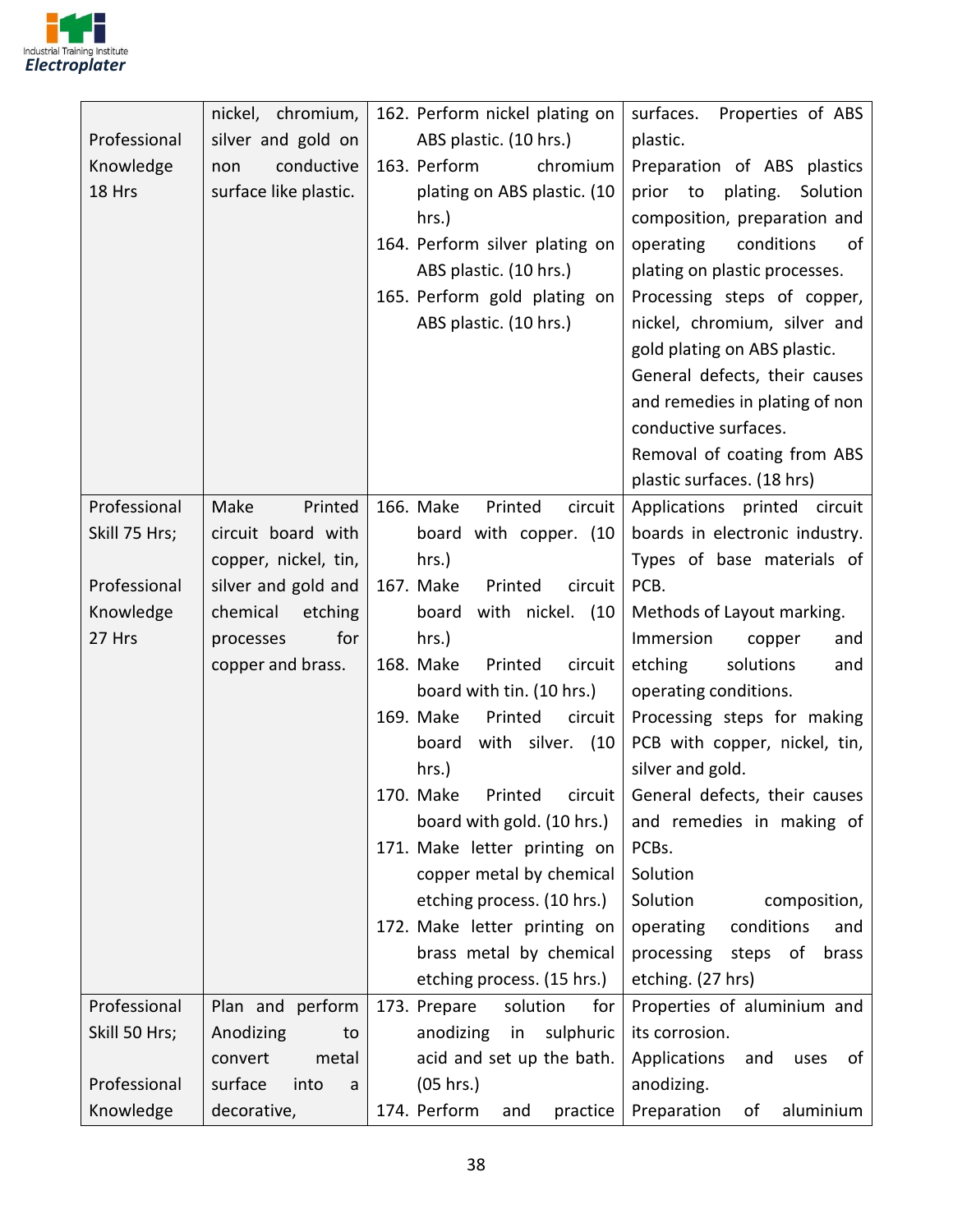| | | | |
|---|---|---|---|
| Professional Knowledge 18 Hrs | nickel, chromium, silver and gold on non conductive surface like plastic. | 162. Perform nickel plating on ABS plastic. (10 hrs.)<br>163. Perform chromium plating on ABS plastic. (10 hrs.)<br>164. Perform silver plating on ABS plastic. (10 hrs.)<br>165. Perform gold plating on ABS plastic. (10 hrs.) | surfaces. Properties of ABS plastic.<br>Preparation of ABS plastics prior to plating. Solution composition, preparation and operating conditions of plating on plastic processes.<br>Processing steps of copper, nickel, chromium, silver and gold plating on ABS plastic.<br>General defects, their causes and remedies in plating of non conductive surfaces.<br>Removal of coating from ABS plastic surfaces. (18 hrs) |
| Professional Skill 75 Hrs;<br><br>Professional Knowledge 27 Hrs | Make Printed circuit board with copper, nickel, tin, silver and gold and chemical etching processes for copper and brass. | 166. Make Printed circuit board with copper. (10 hrs.)<br>167. Make Printed circuit board with nickel. (10 hrs.)<br>168. Make Printed circuit board with tin. (10 hrs.)<br>169. Make Printed circuit board with silver. (10 hrs.)<br>170. Make Printed circuit board with gold. (10 hrs.)<br>171. Make letter printing on copper metal by chemical etching process. (10 hrs.)<br>172. Make letter printing on brass metal by chemical etching process. (15 hrs.) | Applications printed circuit boards in electronic industry. Types of base materials of PCB.<br>Methods of Layout marking.<br>Immersion copper and etching solutions and operating conditions.<br>Processing steps for making PCB with copper, nickel, tin, silver and gold.<br>General defects, their causes and remedies in making of PCBs.<br>Solution<br>Solution composition, operating conditions and processing steps of brass etching. (27 hrs) |
| Professional Skill 50 Hrs;<br><br>Professional Knowledge | Plan and perform Anodizing to convert metal surface into a decorative, | 173. Prepare solution for anodizing in sulphuric acid and set up the bath. (05 hrs.)<br>174. Perform and practice | Properties of aluminium and its corrosion.<br>Applications and uses of anodizing.<br>Preparation of aluminium |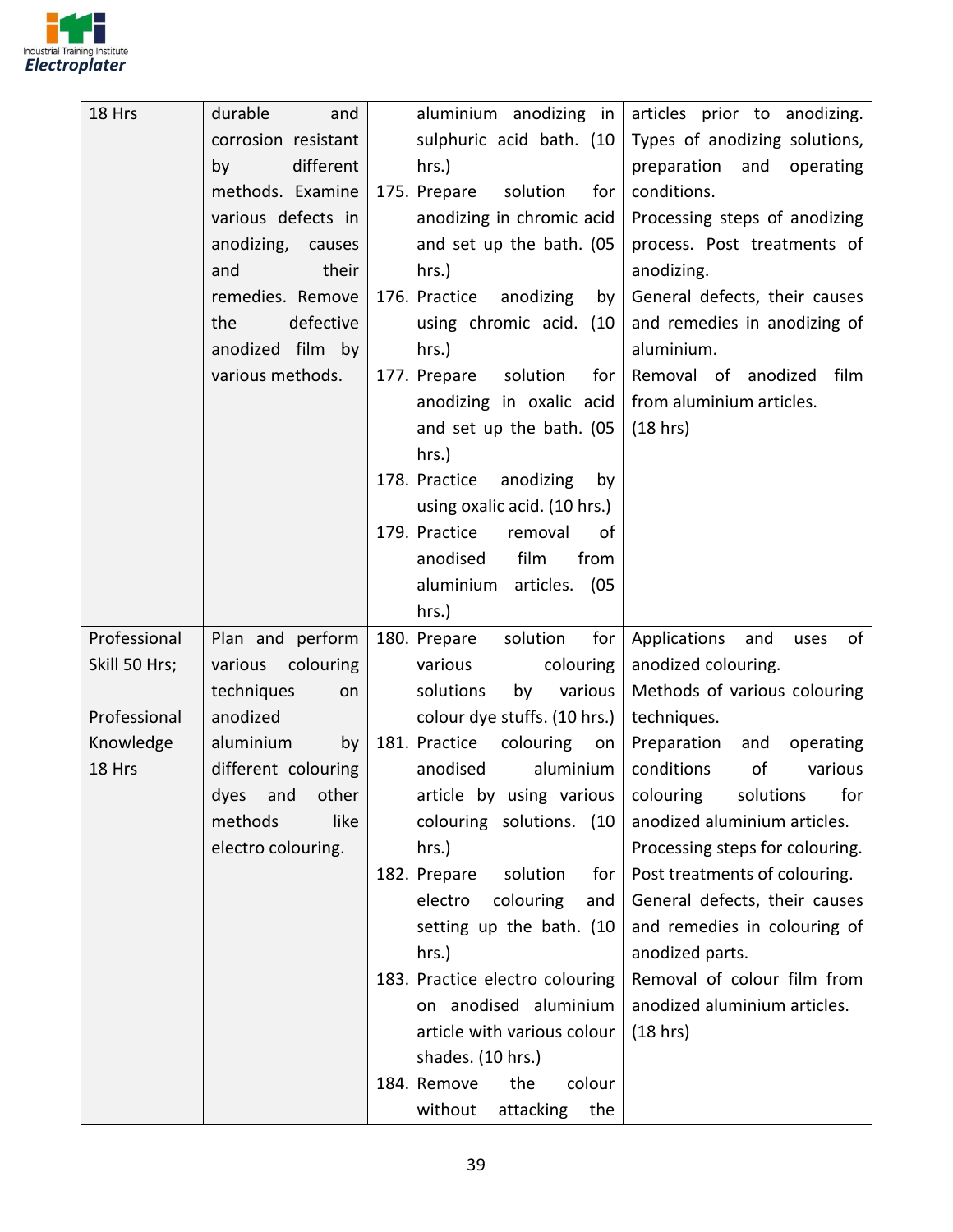| | | | |
|---|---|---|---|
| 18 Hrs | durable and corrosion resistant by different methods. Examine various defects in anodizing, causes and their remedies. Remove the defective anodized film by various methods. | aluminium anodizing in sulphuric acid bath. (10 hrs.)<br>175. Prepare solution for anodizing in chromic acid and set up the bath. (05 hrs.)<br>176. Practice anodizing by using chromic acid. (10 hrs.)<br>177. Prepare solution for anodizing in oxalic acid and set up the bath. (05 hrs.)<br>178. Practice anodizing by using oxalic acid. (10 hrs.)<br>179. Practice removal of anodised film from aluminium articles. (05 hrs.) | articles prior to anodizing. Types of anodizing solutions, preparation and operating conditions.<br>Processing steps of anodizing process. Post treatments of anodizing.<br>General defects, their causes and remedies in anodizing of aluminium.<br>Removal of anodized film from aluminium articles.<br>(18 hrs) |
| Professional Skill 50 Hrs;<br><br>Professional Knowledge 18 Hrs | Plan and perform various colouring techniques on anodized aluminium by different colouring dyes and other methods like electro colouring. | 180. Prepare solution for various colouring solutions by various colour dye stuffs. (10 hrs.)<br>181. Practice colouring on anodised aluminium article by using various colouring solutions. (10 hrs.)<br>182. Prepare solution for electro colouring and setting up the bath. (10 hrs.)<br>183. Practice electro colouring on anodised aluminium article with various colour shades. (10 hrs.)<br>184. Remove the colour without attacking the | Applications and uses of anodized colouring.<br>Methods of various colouring techniques.<br>Preparation and operating conditions of various colouring solutions for anodized aluminium articles.<br>Processing steps for colouring.<br>Post treatments of colouring.<br>General defects, their causes and remedies in colouring of anodized parts.<br>Removal of colour film from anodized aluminium articles.<br>(18 hrs) |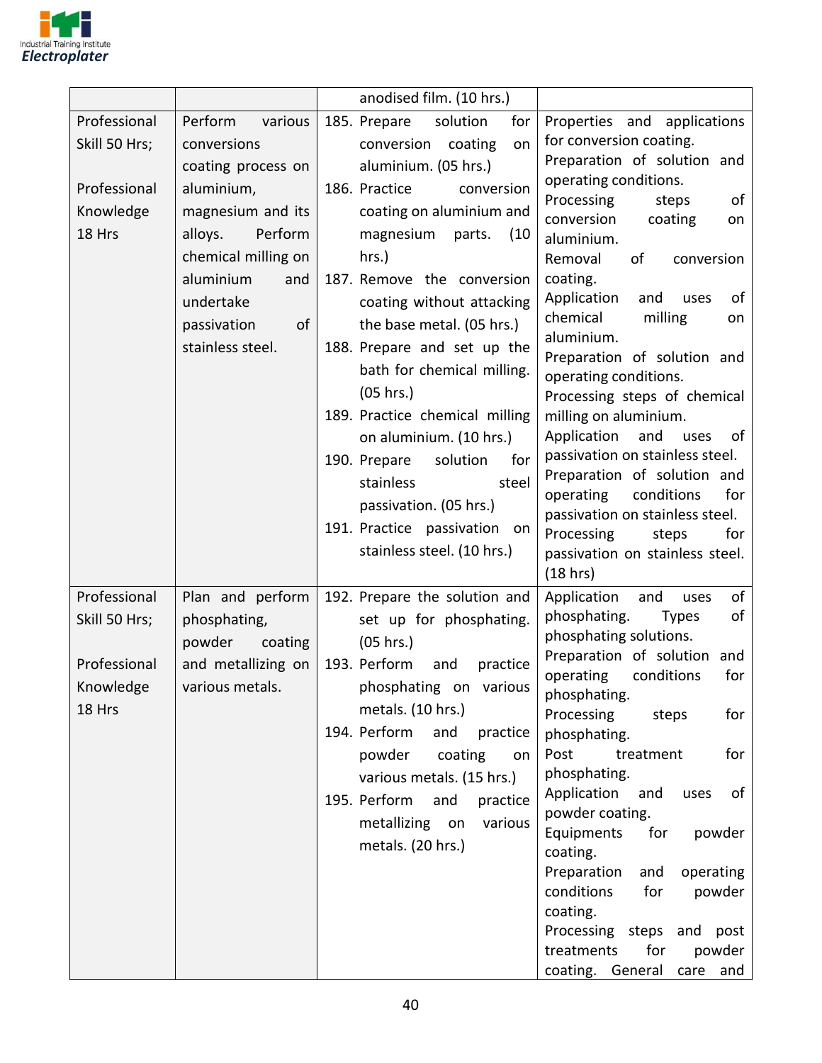| | | anodised film. (10 hrs.) | |
|---|---|---|---|
| Professional Skill 50 Hrs;<br><br>Professional Knowledge 18 Hrs | Perform various conversions coating process on aluminium, magnesium and its alloys. Perform chemical milling on aluminium and undertake passivation of stainless steel. | 185. Prepare solution for conversion coating on aluminium. (05 hrs.)<br>186. Practice conversion coating on aluminium and magnesium parts. (10 hrs.)<br>187. Remove the conversion coating without attacking the base metal. (05 hrs.)<br>188. Prepare and set up the bath for chemical milling. (05 hrs.)<br>189. Practice chemical milling on aluminium. (10 hrs.)<br>190. Prepare solution for stainless steel passivation. (05 hrs.)<br>191. Practice passivation on stainless steel. (10 hrs.) | Properties and applications for conversion coating.<br>Preparation of solution and operating conditions.<br>Processing steps of conversion coating on aluminium.<br>Removal of conversion coating.<br>Application and uses of chemical milling on aluminium.<br>Preparation of solution and operating conditions.<br>Processing steps of chemical milling on aluminium.<br>Application and uses of passivation on stainless steel.<br>Preparation of solution and operating conditions for passivation on stainless steel.<br>Processing steps for passivation on stainless steel. (18 hrs) |
| Professional Skill 50 Hrs;<br><br>Professional Knowledge 18 Hrs | Plan and perform phosphating, powder coating and metallizing on various metals. | 192. Prepare the solution and set up for phosphating. (05 hrs.)<br>193. Perform and practice phosphating on various metals. (10 hrs.)<br>194. Perform and practice powder coating on various metals. (15 hrs.)<br>195. Perform and practice metallizing on various metals. (20 hrs.) | Application and uses of phosphating. Types of phosphating solutions.<br>Preparation of solution and operating conditions for phosphating.<br>Processing steps for phosphating.<br>Post treatment for phosphating.<br>Application and uses of powder coating.<br>Equipments for powder coating.<br>Preparation and operating conditions for powder coating.<br>Processing steps and post treatments for powder coating. General care and |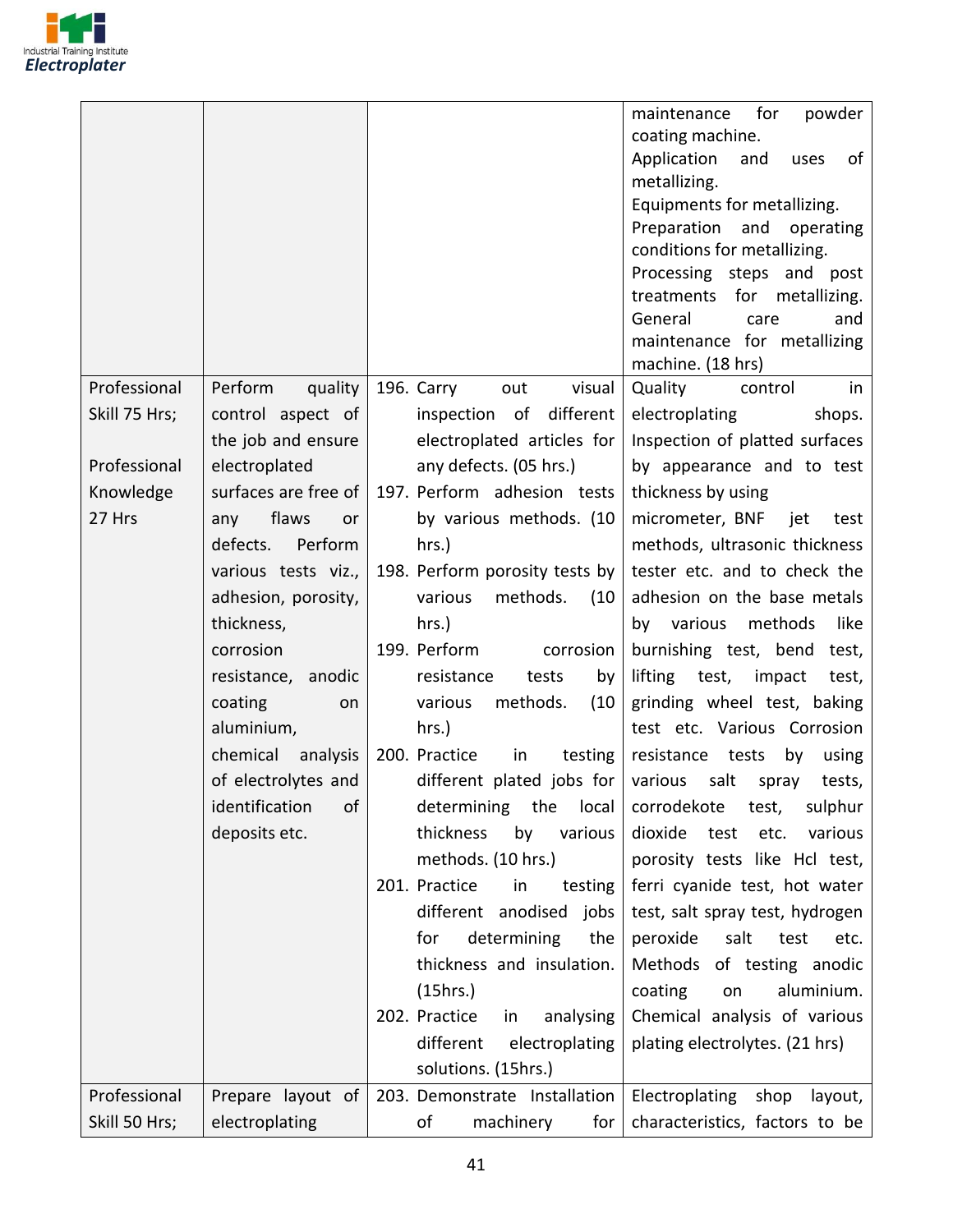| | | | |
|---|---|---|---|
| | | | maintenance for powder coating machine. Application and uses of metallizing. Equipments for metallizing. Preparation and operating conditions for metallizing. Processing steps and post treatments for metallizing. General care and maintenance for metallizing machine. (18 hrs) |
| Professional Skill 75 Hrs; Professional Knowledge 27 Hrs | Perform quality control aspect of the job and ensure electroplated surfaces are free of any flaws or defects. Perform various tests viz., adhesion, porosity, thickness, corrosion resistance, anodic coating on aluminium, chemical analysis of electrolytes and identification of deposits etc. | 196. Carry out visual inspection of different electroplated articles for any defects. (05 hrs.)<br>197. Perform adhesion tests by various methods. (10 hrs.)<br>198. Perform porosity tests by various methods. (10 hrs.)<br>199. Perform corrosion resistance tests by various methods. (10 hrs.)<br>200. Practice in testing different plated jobs for determining the local thickness by various methods. (10 hrs.)<br>201. Practice in testing different anodised jobs for determining the thickness and insulation. (15hrs.)<br>202. Practice in analysing different electroplating solutions. (15hrs.) | Quality control in electroplating shops. Inspection of platted surfaces by appearance and to test thickness by using micrometer, BNF jet test methods, ultrasonic thickness tester etc. and to check the adhesion on the base metals by various methods like burnishing test, bend test, lifting test, impact test, grinding wheel test, baking test etc. Various Corrosion resistance tests by using various salt spray tests, corrodekote test, sulphur dioxide test etc. various porosity tests like Hcl test, ferri cyanide test, hot water test, salt spray test, hydrogen peroxide salt test etc. Methods of testing anodic coating on aluminium. Chemical analysis of various plating electrolytes. (21 hrs) |
| Professional Skill 50 Hrs; | Prepare layout of electroplating | 203. Demonstrate Installation of machinery for | Electroplating shop layout, characteristics, factors to be |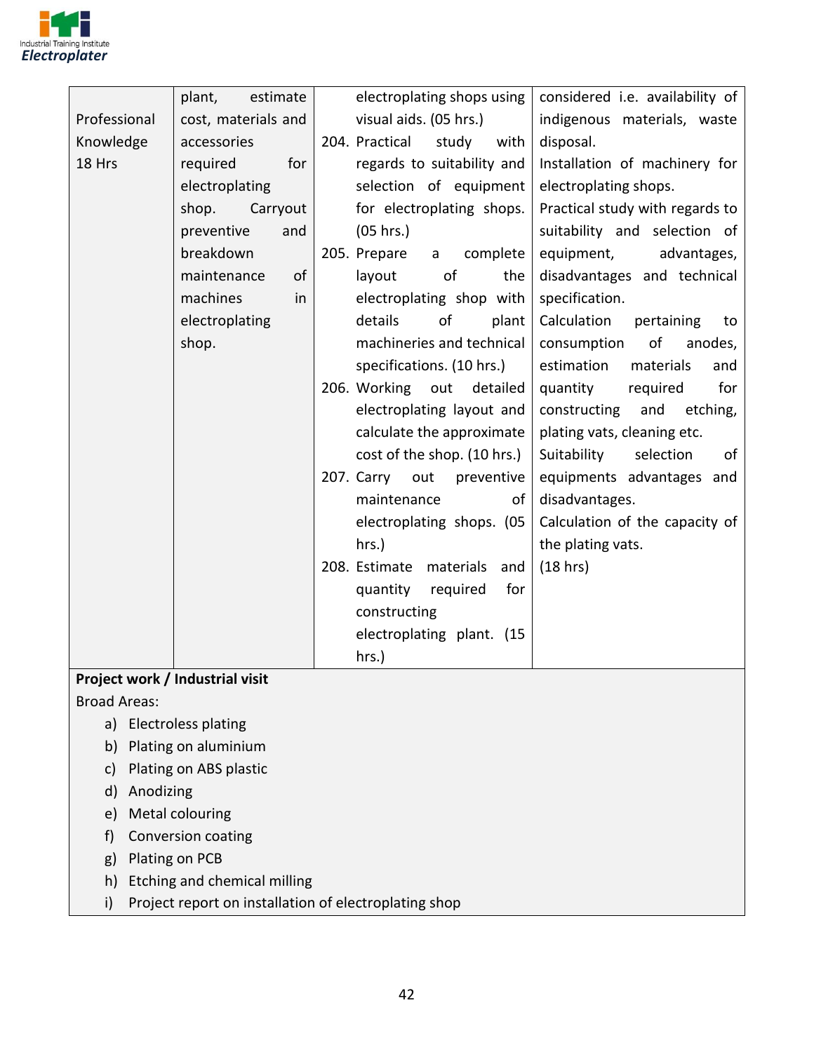| | | | |
|---|---|---|---|
| Professional Knowledge 18 Hrs | plant, estimate cost, materials and accessories required for electroplating shop. Carryout preventive and breakdown maintenance of machines in electroplating shop. | electroplating shops using visual aids. (05 hrs.)<br>204. Practical study with regards to suitability and selection of equipment for electroplating shops. (05 hrs.)<br>205. Prepare a complete layout of the electroplating shop with details of plant machineries and technical specifications. (10 hrs.)<br>206. Working out detailed electroplating layout and calculate the approximate cost of the shop. (10 hrs.)<br>207. Carry out preventive maintenance of electroplating shops. (05 hrs.)<br>208. Estimate materials and quantity required for constructing electroplating plant. (15 hrs.) | considered i.e. availability of indigenous materials, waste disposal.<br>Installation of machinery for electroplating shops.<br>Practical study with regards to suitability and selection of equipment, advantages, disadvantages and technical specification.<br>Calculation pertaining to consumption of anodes, estimation materials and quantity required for constructing and etching, plating vats, cleaning etc.<br>Suitability selection of equipments advantages and disadvantages.<br>Calculation of the capacity of the plating vats.<br>(18 hrs) |

**Project work / Industrial visit**

Broad Areas:

a) Electroless plating
b) Plating on aluminium
c) Plating on ABS plastic
d) Anodizing
e) Metal colouring
f) Conversion coating
g) Plating on PCB
h) Etching and chemical milling
i) Project report on installation of electroplating shop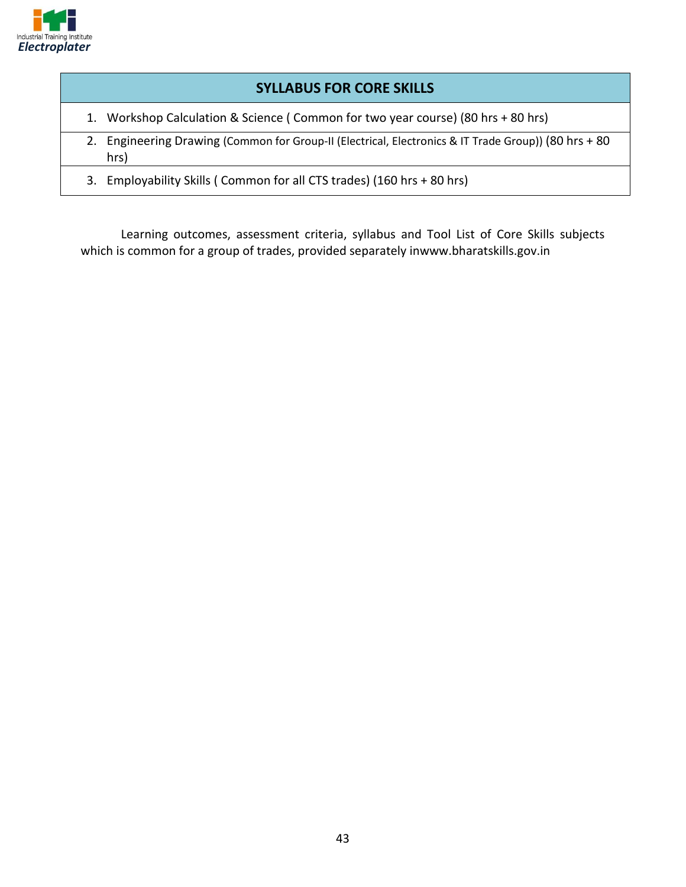| SYLLABUS FOR CORE SKILLS |
|---|
| 1. Workshop Calculation & Science ( Common for two year course) (80 hrs + 80 hrs) |
| 2. Engineering Drawing (Common for Group-II (Electrical, Electronics & IT Trade Group)) (80 hrs + 80 hrs) |
| 3. Employability Skills ( Common for all CTS trades) (160 hrs + 80 hrs) |

Learning outcomes, assessment criteria, syllabus and Tool List of Core Skills subjects which is common for a group of trades, provided separately inwww.bharatskills.gov.in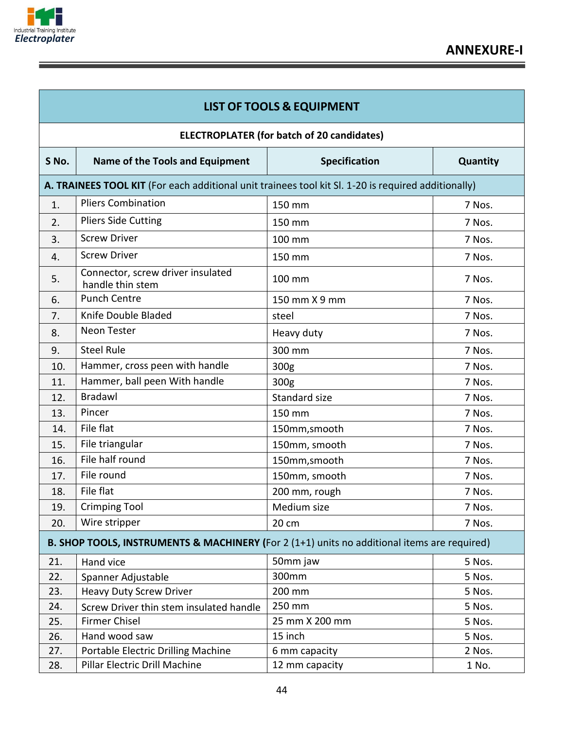## ANNEXURE-I

| LIST OF TOOLS & EQUIPMENT | | | |
|---|---|---|---|
| **ELECTROPLATER (for batch of 20 candidates)** | | | |
| **S No.** | **Name of the Tools and Equipment** | **Specification** | **Quantity** |
| **A. TRAINEES TOOL KIT** (For each additional unit trainees tool kit Sl. 1-20 is required additionally) | | | |
| 1. | Pliers Combination | 150 mm | 7 Nos. |
| 2. | Pliers Side Cutting | 150 mm | 7 Nos. |
| 3. | Screw Driver | 100 mm | 7 Nos. |
| 4. | Screw Driver | 150 mm | 7 Nos. |
| 5. | Connector, screw driver insulated handle thin stem | 100 mm | 7 Nos. |
| 6. | Punch Centre | 150 mm X 9 mm | 7 Nos. |
| 7. | Knife Double Bladed | steel | 7 Nos. |
| 8. | Neon Tester | Heavy duty | 7 Nos. |
| 9. | Steel Rule | 300 mm | 7 Nos. |
| 10. | Hammer, cross peen with handle | 300g | 7 Nos. |
| 11. | Hammer, ball peen With handle | 300g | 7 Nos. |
| 12. | Bradawl | Standard size | 7 Nos. |
| 13. | Pincer | 150 mm | 7 Nos. |
| 14. | File flat | 150mm,smooth | 7 Nos. |
| 15. | File triangular | 150mm, smooth | 7 Nos. |
| 16. | File half round | 150mm,smooth | 7 Nos. |
| 17. | File round | 150mm, smooth | 7 Nos. |
| 18. | File flat | 200 mm, rough | 7 Nos. |
| 19. | Crimping Tool | Medium size | 7 Nos. |
| 20. | Wire stripper | 20 cm | 7 Nos. |
| **B. SHOP TOOLS, INSTRUMENTS & MACHINERY (**For 2 (1+1) units no additional items are required) | | | |
| 21. | Hand vice | 50mm jaw | 5 Nos. |
| 22. | Spanner Adjustable | 300mm | 5 Nos. |
| 23. | Heavy Duty Screw Driver | 200 mm | 5 Nos. |
| 24. | Screw Driver thin stem insulated handle | 250 mm | 5 Nos. |
| 25. | Firmer Chisel | 25 mm X 200 mm | 5 Nos. |
| 26. | Hand wood saw | 15 inch | 5 Nos. |
| 27. | Portable Electric Drilling Machine | 6 mm capacity | 2 Nos. |
| 28. | Pillar Electric Drill Machine | 12 mm capacity | 1 No. |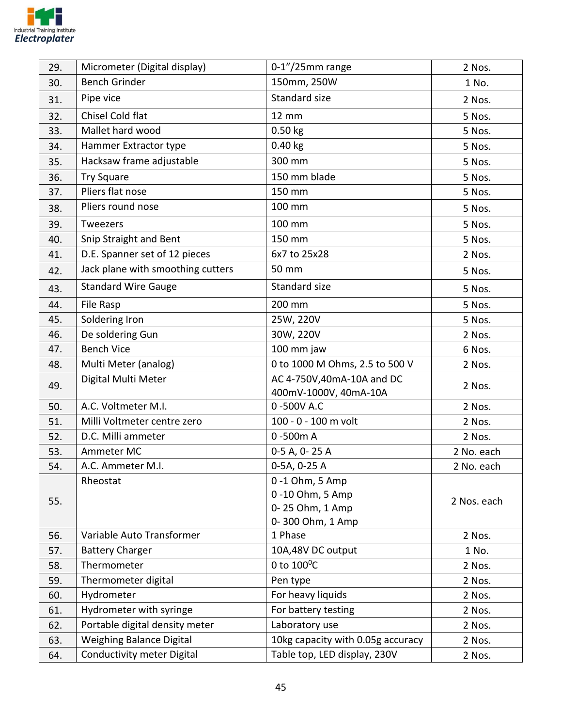| 29. | Micrometer (Digital display) | 0-1"/25mm range | 2 Nos. |
|---|---|---|---|
| 30. | Bench Grinder | 150mm, 250W | 1 No. |
| 31. | Pipe vice | Standard size | 2 Nos. |
| 32. | Chisel Cold flat | 12 mm | 5 Nos. |
| 33. | Mallet hard wood | 0.50 kg | 5 Nos. |
| 34. | Hammer Extractor type | 0.40 kg | 5 Nos. |
| 35. | Hacksaw frame adjustable | 300 mm | 5 Nos. |
| 36. | Try Square | 150 mm blade | 5 Nos. |
| 37. | Pliers flat nose | 150 mm | 5 Nos. |
| 38. | Pliers round nose | 100 mm | 5 Nos. |
| 39. | Tweezers | 100 mm | 5 Nos. |
| 40. | Snip Straight and Bent | 150 mm | 5 Nos. |
| 41. | D.E. Spanner set of 12 pieces | 6x7 to 25x28 | 2 Nos. |
| 42. | Jack plane with smoothing cutters | 50 mm | 5 Nos. |
| 43. | Standard Wire Gauge | Standard size | 5 Nos. |
| 44. | File Rasp | 200 mm | 5 Nos. |
| 45. | Soldering Iron | 25W, 220V | 5 Nos. |
| 46. | De soldering Gun | 30W, 220V | 2 Nos. |
| 47. | Bench Vice | 100 mm jaw | 6 Nos. |
| 48. | Multi Meter (analog) | 0 to 1000 M Ohms, 2.5 to 500 V | 2 Nos. |
| 49. | Digital Multi Meter | AC 4-750V,40mA-10A and DC 400mV-1000V, 40mA-10A | 2 Nos. |
| 50. | A.C. Voltmeter M.I. | 0 -500V A.C | 2 Nos. |
| 51. | Milli Voltmeter centre zero | 100 - 0 - 100 m volt | 2 Nos. |
| 52. | D.C. Milli ammeter | 0 -500m A | 2 Nos. |
| 53. | Ammeter MC | 0-5 A, 0- 25 A | 2 No. each |
| 54. | A.C. Ammeter M.I. | 0-5A, 0-25 A | 2 No. each |
| 55. | Rheostat | 0 -1 Ohm, 5 Amp<br>0 -10 Ohm, 5 Amp<br>0- 25 Ohm, 1 Amp<br>0- 300 Ohm, 1 Amp | 2 Nos. each |
| 56. | Variable Auto Transformer | 1 Phase | 2 Nos. |
| 57. | Battery Charger | 10A,48V DC output | 1 No. |
| 58. | Thermometer | 0 to 100$^0$C | 2 Nos. |
| 59. | Thermometer digital | Pen type | 2 Nos. |
| 60. | Hydrometer | For heavy liquids | 2 Nos. |
| 61. | Hydrometer with syringe | For battery testing | 2 Nos. |
| 62. | Portable digital density meter | Laboratory use | 2 Nos. |
| 63. | Weighing Balance Digital | 10kg capacity with 0.05g accuracy | 2 Nos. |
| 64. | Conductivity meter Digital | Table top, LED display, 230V | 2 Nos. |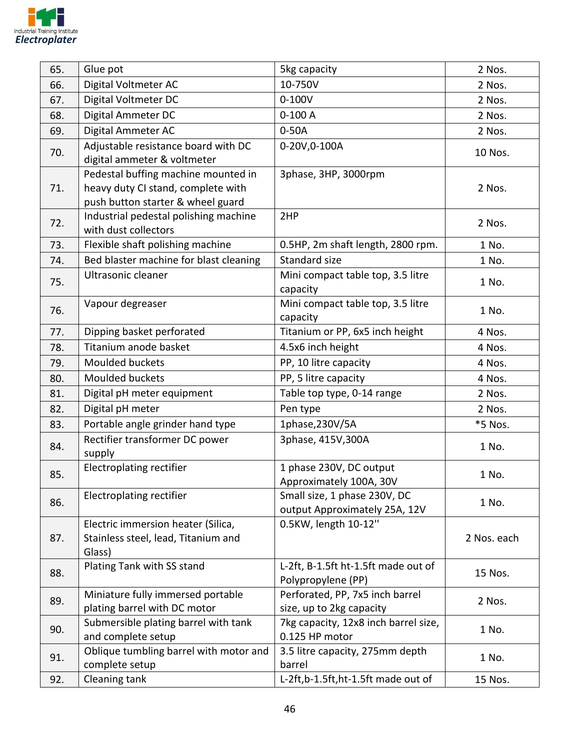| 65. | Glue pot | 5kg capacity | 2 Nos. |
|---|---|---|---|
| 66. | Digital Voltmeter AC | 10-750V | 2 Nos. |
| 67. | Digital Voltmeter DC | 0-100V | 2 Nos. |
| 68. | Digital Ammeter DC | 0-100 A | 2 Nos. |
| 69. | Digital Ammeter AC | 0-50A | 2 Nos. |
| 70. | Adjustable resistance board with DC digital ammeter & voltmeter | 0-20V,0-100A | 10 Nos. |
| 71. | Pedestal buffing machine mounted in heavy duty CI stand, complete with push button starter & wheel guard | 3phase, 3HP, 3000rpm | 2 Nos. |
| 72. | Industrial pedestal polishing machine with dust collectors | 2HP | 2 Nos. |
| 73. | Flexible shaft polishing machine | 0.5HP, 2m shaft length, 2800 rpm. | 1 No. |
| 74. | Bed blaster machine for blast cleaning | Standard size | 1 No. |
| 75. | Ultrasonic cleaner | Mini compact table top, 3.5 litre capacity | 1 No. |
| 76. | Vapour degreaser | Mini compact table top, 3.5 litre capacity | 1 No. |
| 77. | Dipping basket perforated | Titanium or PP, 6x5 inch height | 4 Nos. |
| 78. | Titanium anode basket | 4.5x6 inch height | 4 Nos. |
| 79. | Moulded buckets | PP, 10 litre capacity | 4 Nos. |
| 80. | Moulded buckets | PP, 5 litre capacity | 4 Nos. |
| 81. | Digital pH meter equipment | Table top type, 0-14 range | 2 Nos. |
| 82. | Digital pH meter | Pen type | 2 Nos. |
| 83. | Portable angle grinder hand type | 1phase,230V/5A | *5 Nos. |
| 84. | Rectifier transformer DC power supply | 3phase, 415V,300A | 1 No. |
| 85. | Electroplating rectifier | 1 phase 230V, DC output Approximately 100A, 30V | 1 No. |
| 86. | Electroplating rectifier | Small size, 1 phase 230V, DC output Approximately 25A, 12V | 1 No. |
| 87. | Electric immersion heater (Silica, Stainless steel, lead, Titanium and Glass) | 0.5KW, length 10-12" | 2 Nos. each |
| 88. | Plating Tank with SS stand | L-2ft, B-1.5ft ht-1.5ft made out of Polypropylene (PP) | 15 Nos. |
| 89. | Miniature fully immersed portable plating barrel with DC motor | Perforated, PP, 7x5 inch barrel size, up to 2kg capacity | 2 Nos. |
| 90. | Submersible plating barrel with tank and complete setup | 7kg capacity, 12x8 inch barrel size, 0.125 HP motor | 1 No. |
| 91. | Oblique tumbling barrel with motor and complete setup | 3.5 litre capacity, 275mm depth barrel | 1 No. |
| 92. | Cleaning tank | L-2ft,b-1.5ft,ht-1.5ft made out of | 15 Nos. |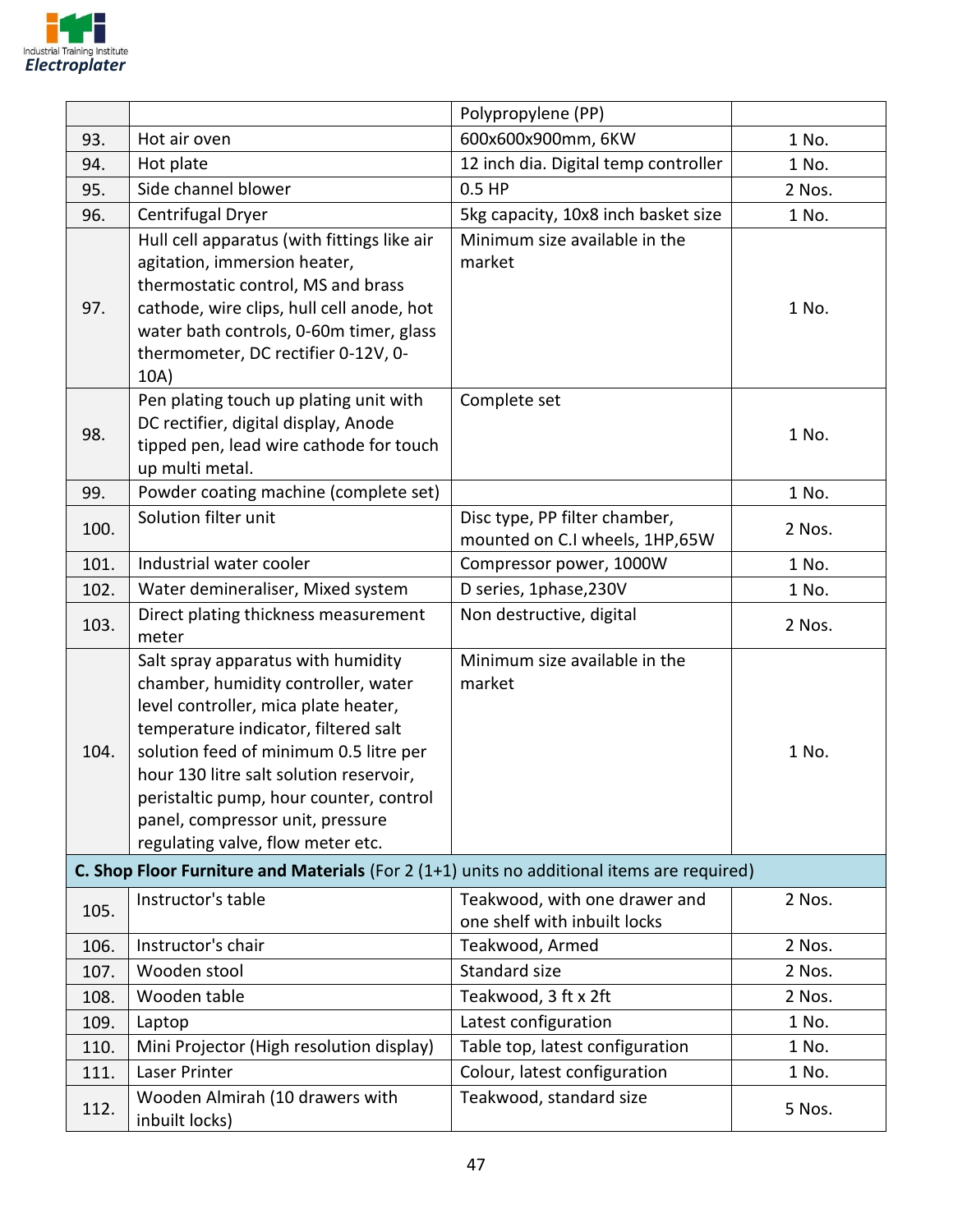| | | Polypropylene (PP) | |
|---|---|---|---|
| 93. | Hot air oven | 600x600x900mm, 6KW | 1 No. |
| 94. | Hot plate | 12 inch dia. Digital temp controller | 1 No. |
| 95. | Side channel blower | 0.5 HP | 2 Nos. |
| 96. | Centrifugal Dryer | 5kg capacity, 10x8 inch basket size | 1 No. |
| 97. | Hull cell apparatus (with fittings like air agitation, immersion heater, thermostatic control, MS and brass cathode, wire clips, hull cell anode, hot water bath controls, 0-60m timer, glass thermometer, DC rectifier 0-12V, 0-10A) | Minimum size available in the market | 1 No. |
| 98. | Pen plating touch up plating unit with DC rectifier, digital display, Anode tipped pen, lead wire cathode for touch up multi metal. | Complete set | 1 No. |
| 99. | Powder coating machine (complete set) | | 1 No. |
| 100. | Solution filter unit | Disc type, PP filter chamber, mounted on C.I wheels, 1HP,65W | 2 Nos. |
| 101. | Industrial water cooler | Compressor power, 1000W | 1 No. |
| 102. | Water demineraliser, Mixed system | D series, 1phase,230V | 1 No. |
| 103. | Direct plating thickness measurement meter | Non destructive, digital | 2 Nos. |
| 104. | Salt spray apparatus with humidity chamber, humidity controller, water level controller, mica plate heater, temperature indicator, filtered salt solution feed of minimum 0.5 litre per hour 130 litre salt solution reservoir, peristaltic pump, hour counter, control panel, compressor unit, pressure regulating valve, flow meter etc. | Minimum size available in the market | 1 No. |
| **C. Shop Floor Furniture and Materials** (For 2 (1+1) units no additional items are required) | | | |
| 105. | Instructor's table | Teakwood, with one drawer and one shelf with inbuilt locks | 2 Nos. |
| 106. | Instructor's chair | Teakwood, Armed | 2 Nos. |
| 107. | Wooden stool | Standard size | 2 Nos. |
| 108. | Wooden table | Teakwood, 3 ft x 2ft | 2 Nos. |
| 109. | Laptop | Latest configuration | 1 No. |
| 110. | Mini Projector (High resolution display) | Table top, latest configuration | 1 No. |
| 111. | Laser Printer | Colour, latest configuration | 1 No. |
| 112. | Wooden Almirah (10 drawers with inbuilt locks) | Teakwood, standard size | 5 Nos. |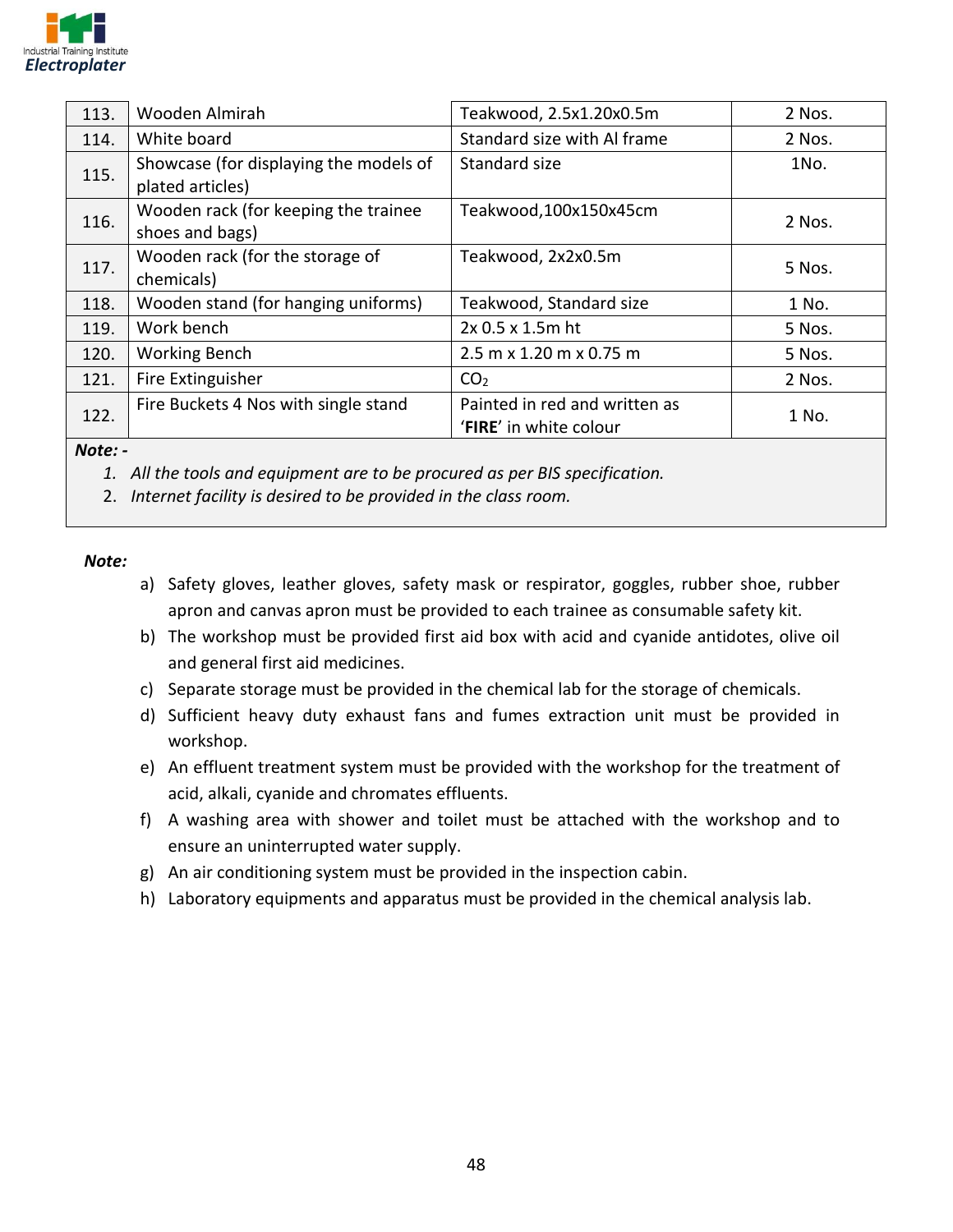| | | | |
|---|---|---|---|
| 113. | Wooden Almirah | Teakwood, 2.5x1.20x0.5m | 2 Nos. |
| 114. | White board | Standard size with Al frame | 2 Nos. |
| 115. | Showcase (for displaying the models of plated articles) | Standard size | 1No. |
| 116. | Wooden rack (for keeping the trainee shoes and bags) | Teakwood,100x150x45cm | 2 Nos. |
| 117. | Wooden rack (for the storage of chemicals) | Teakwood, 2x2x0.5m | 5 Nos. |
| 118. | Wooden stand (for hanging uniforms) | Teakwood, Standard size | 1 No. |
| 119. | Work bench | 2x 0.5 x 1.5m ht | 5 Nos. |
| 120. | Working Bench | 2.5 m x 1.20 m x 0.75 m | 5 Nos. |
| 121. | Fire Extinguisher | $CO_2$ | 2 Nos. |
| 122. | Fire Buckets 4 Nos with single stand | Painted in red and written as '**FIRE**' in white colour | 1 No. |

***Note: -***

1. *All the tools and equipment are to be procured as per BIS specification.*
2. *Internet facility is desired to be provided in the class room.*

***Note:***

a) Safety gloves, leather gloves, safety mask or respirator, goggles, rubber shoe, rubber apron and canvas apron must be provided to each trainee as consumable safety kit.
b) The workshop must be provided first aid box with acid and cyanide antidotes, olive oil and general first aid medicines.
c) Separate storage must be provided in the chemical lab for the storage of chemicals.
d) Sufficient heavy duty exhaust fans and fumes extraction unit must be provided in workshop.
e) An effluent treatment system must be provided with the workshop for the treatment of acid, alkali, cyanide and chromates effluents.
f) A washing area with shower and toilet must be attached with the workshop and to ensure an uninterrupted water supply.
g) An air conditioning system must be provided in the inspection cabin.
h) Laboratory equipments and apparatus must be provided in the chemical analysis lab.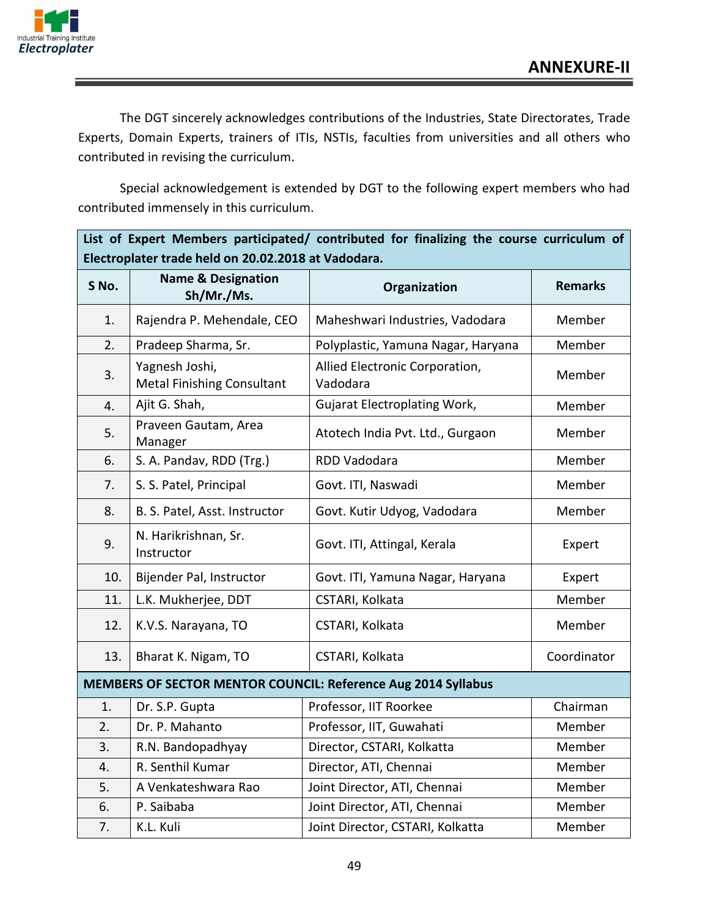## ANNEXURE-II

The DGT sincerely acknowledges contributions of the Industries, State Directorates, Trade Experts, Domain Experts, trainers of ITIs, NSTIs, faculties from universities and all others who contributed in revising the curriculum.

Special acknowledgement is extended by DGT to the following expert members who had contributed immensely in this curriculum.

| **List of Expert Members participated/ contributed for finalizing the course curriculum of Electroplater trade held on 20.02.2018 at Vadodara.** | | | |
|---|---|---|---|
| **S No.** | **Name & Designation Sh/Mr./Ms.** | **Organization** | **Remarks** |
| 1. | Rajendra P. Mehendale, CEO | Maheshwari Industries, Vadodara | Member |
| 2. | Pradeep Sharma, Sr. | Polyplastic, Yamuna Nagar, Haryana | Member |
| 3. | Yagnesh Joshi, Metal Finishing Consultant | Allied Electronic Corporation, Vadodara | Member |
| 4. | Ajit G. Shah, | Gujarat Electroplating Work, | Member |
| 5. | Praveen Gautam, Area Manager | Atotech India Pvt. Ltd., Gurgaon | Member |
| 6. | S. A. Pandav, RDD (Trg.) | RDD Vadodara | Member |
| 7. | S. S. Patel, Principal | Govt. ITI, Naswadi | Member |
| 8. | B. S. Patel, Asst. Instructor | Govt. Kutir Udyog, Vadodara | Member |
| 9. | N. Harikrishnan, Sr. Instructor | Govt. ITI, Attingal, Kerala | Expert |
| 10. | Bijender Pal, Instructor | Govt. ITI, Yamuna Nagar, Haryana | Expert |
| 11. | L.K. Mukherjee, DDT | CSTARI, Kolkata | Member |
| 12. | K.V.S. Narayana, TO | CSTARI, Kolkata | Member |
| 13. | Bharat K. Nigam, TO | CSTARI, Kolkata | Coordinator |
| **MEMBERS OF SECTOR MENTOR COUNCIL: Reference Aug 2014 Syllabus** | | | |
| 1. | Dr. S.P. Gupta | Professor, IIT Roorkee | Chairman |
| 2. | Dr. P. Mahanto | Professor, IIT, Guwahati | Member |
| 3. | R.N. Bandopadhyay | Director, CSTARI, Kolkatta | Member |
| 4. | R. Senthil Kumar | Director, ATI, Chennai | Member |
| 5. | A Venkateshwara Rao | Joint Director, ATI, Chennai | Member |
| 6. | P. Saibaba | Joint Director, ATI, Chennai | Member |
| 7. | K.L. Kuli | Joint Director, CSTARI, Kolkatta | Member |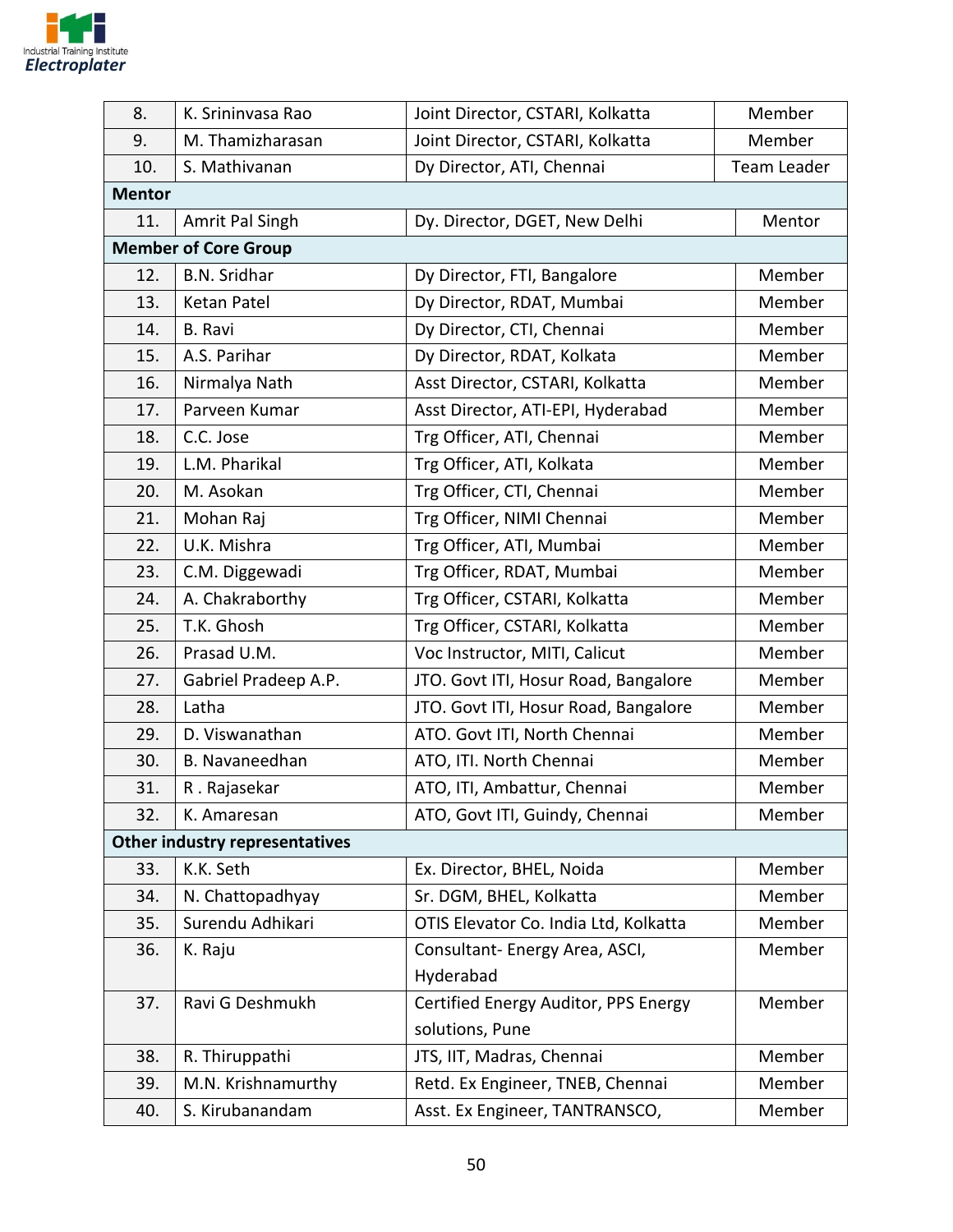| 8. | K. Srininvasa Rao | Joint Director, CSTARI, Kolkatta | Member |
|---|---|---|---|
| 9. | M. Thamizharasan | Joint Director, CSTARI, Kolkatta | Member |
| 10. | S. Mathivanan | Dy Director, ATI, Chennai | Team Leader |
| **Mentor** | | | |
| 11. | Amrit Pal Singh | Dy. Director, DGET, New Delhi | Mentor |
| **Member of Core Group** | | | |
| 12. | B.N. Sridhar | Dy Director, FTI, Bangalore | Member |
| 13. | Ketan Patel | Dy Director, RDAT, Mumbai | Member |
| 14. | B. Ravi | Dy Director, CTI, Chennai | Member |
| 15. | A.S. Parihar | Dy Director, RDAT, Kolkata | Member |
| 16. | Nirmalya Nath | Asst Director, CSTARI, Kolkatta | Member |
| 17. | Parveen Kumar | Asst Director, ATI-EPI, Hyderabad | Member |
| 18. | C.C. Jose | Trg Officer, ATI, Chennai | Member |
| 19. | L.M. Pharikal | Trg Officer, ATI, Kolkata | Member |
| 20. | M. Asokan | Trg Officer, CTI, Chennai | Member |
| 21. | Mohan Raj | Trg Officer, NIMI Chennai | Member |
| 22. | U.K. Mishra | Trg Officer, ATI, Mumbai | Member |
| 23. | C.M. Diggewadi | Trg Officer, RDAT, Mumbai | Member |
| 24. | A. Chakraborthy | Trg Officer, CSTARI, Kolkatta | Member |
| 25. | T.K. Ghosh | Trg Officer, CSTARI, Kolkatta | Member |
| 26. | Prasad U.M. | Voc Instructor, MITI, Calicut | Member |
| 27. | Gabriel Pradeep A.P. | JTO. Govt ITI, Hosur Road, Bangalore | Member |
| 28. | Latha | JTO. Govt ITI, Hosur Road, Bangalore | Member |
| 29. | D. Viswanathan | ATO. Govt ITI, North Chennai | Member |
| 30. | B. Navaneedhan | ATO, ITI. North Chennai | Member |
| 31. | R . Rajasekar | ATO, ITI, Ambattur, Chennai | Member |
| 32. | K. Amaresan | ATO, Govt ITI, Guindy, Chennai | Member |
| **Other industry representatives** | | | |
| 33. | K.K. Seth | Ex. Director, BHEL, Noida | Member |
| 34. | N. Chattopadhyay | Sr. DGM, BHEL, Kolkatta | Member |
| 35. | Surendu Adhikari | OTIS Elevator Co. India Ltd, Kolkatta | Member |
| 36. | K. Raju | Consultant- Energy Area, ASCI, Hyderabad | Member |
| 37. | Ravi G Deshmukh | Certified Energy Auditor, PPS Energy solutions, Pune | Member |
| 38. | R. Thiruppathi | JTS, IIT, Madras, Chennai | Member |
| 39. | M.N. Krishnamurthy | Retd. Ex Engineer, TNEB, Chennai | Member |
| 40. | S. Kirubanandam | Asst. Ex Engineer, TANTRANSCO, | Member |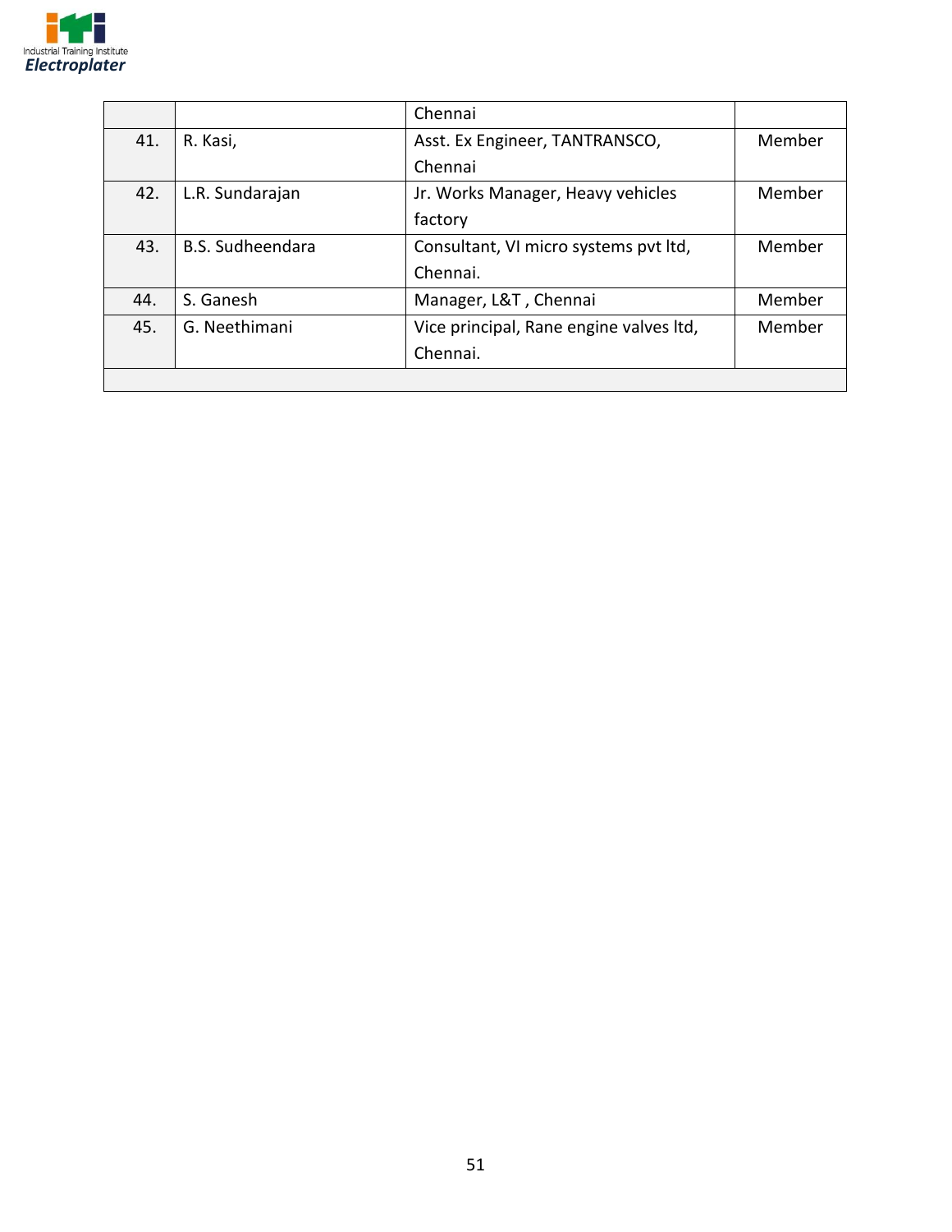|  |  |  |  |
|---|---|---|---|
|  |  | Chennai |  |
| 41. | R. Kasi, | Asst. Ex Engineer, TANTRANSCO, Chennai | Member |
| 42. | L.R. Sundarajan | Jr. Works Manager, Heavy vehicles factory | Member |
| 43. | B.S. Sudheendara | Consultant, VI micro systems pvt ltd, Chennai. | Member |
| 44. | S. Ganesh | Manager, L&T , Chennai | Member |
| 45. | G. Neethimani | Vice principal, Rane engine valves ltd, Chennai. | Member |
|  |  |  |  |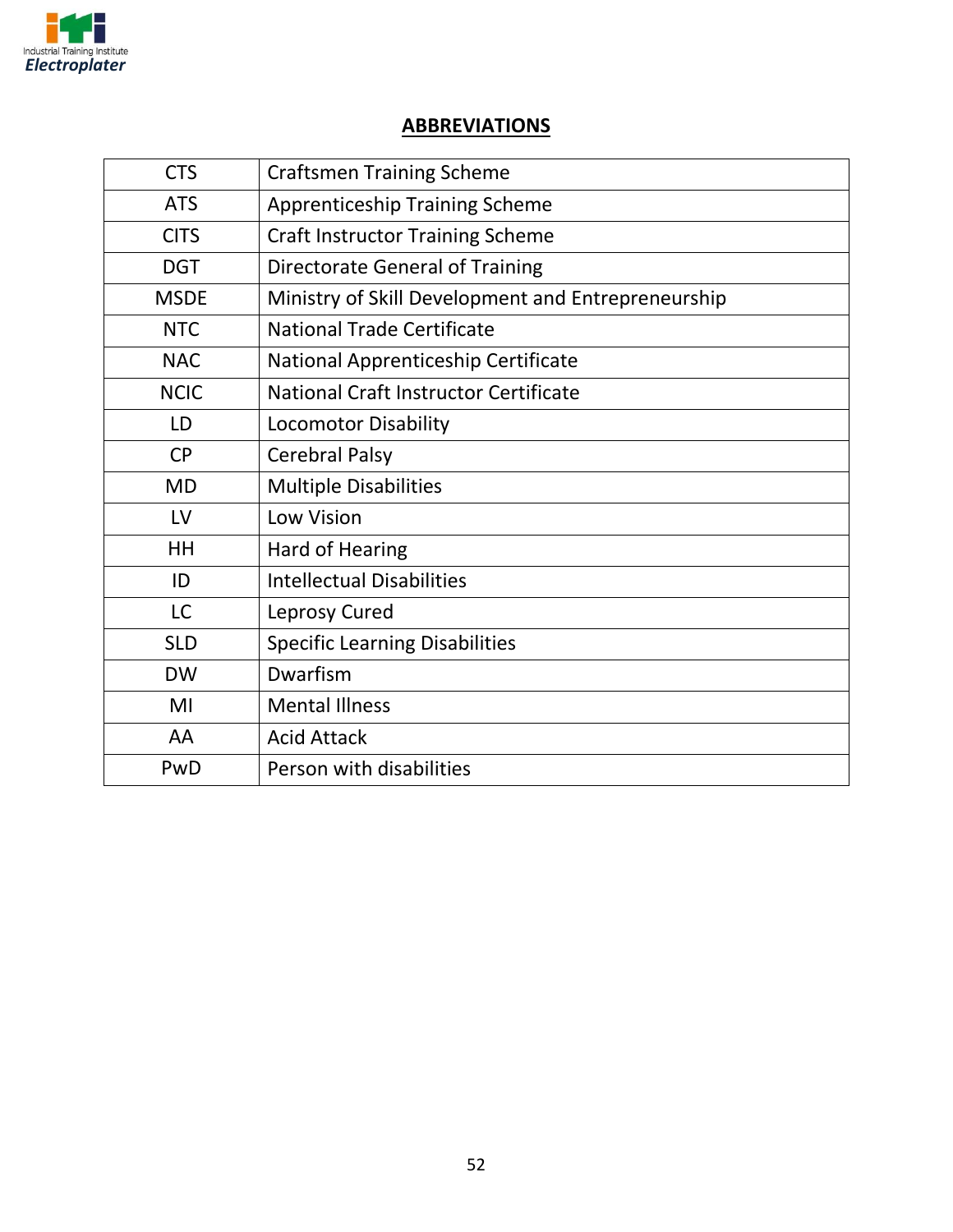## ABBREVIATIONS

| | |
|---|---|
| CTS | Craftsmen Training Scheme |
| ATS | Apprenticeship Training Scheme |
| CITS | Craft Instructor Training Scheme |
| DGT | Directorate General of Training |
| MSDE | Ministry of Skill Development and Entrepreneurship |
| NTC | National Trade Certificate |
| NAC | National Apprenticeship Certificate |
| NCIC | National Craft Instructor Certificate |
| LD | Locomotor Disability |
| CP | Cerebral Palsy |
| MD | Multiple Disabilities |
| LV | Low Vision |
| HH | Hard of Hearing |
| ID | Intellectual Disabilities |
| LC | Leprosy Cured |
| SLD | Specific Learning Disabilities |
| DW | Dwarfism |
| MI | Mental Illness |
| AA | Acid Attack |
| PwD | Person with disabilities |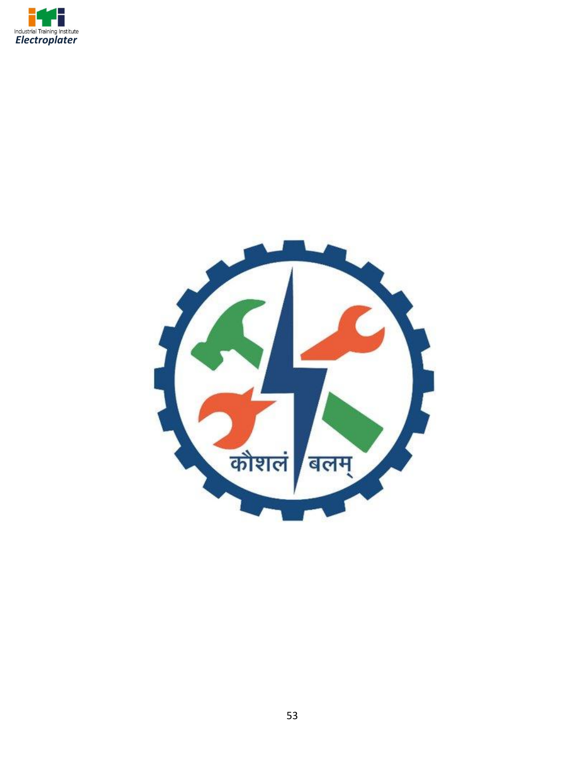कौशलं बलम्